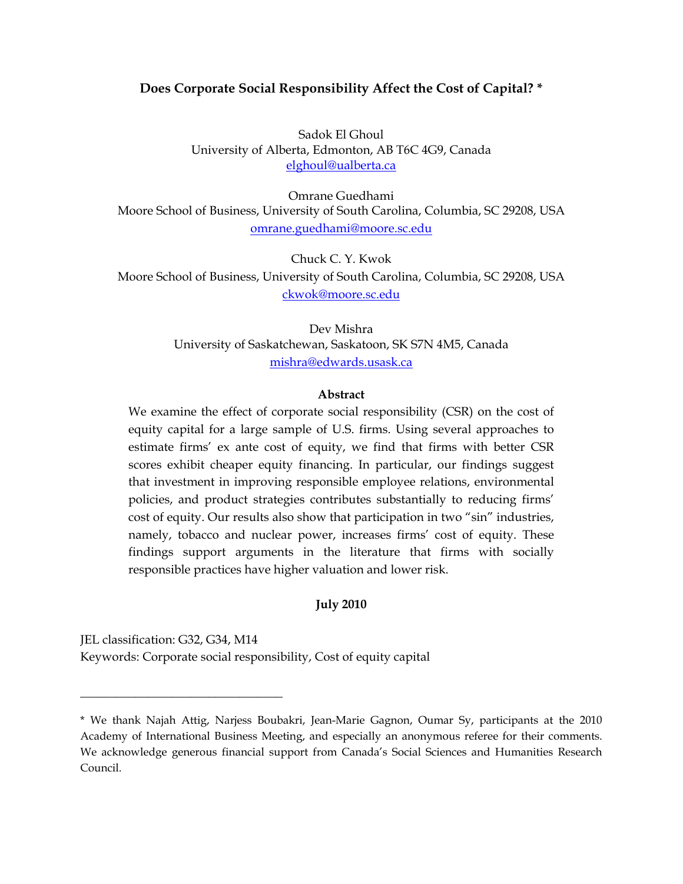# Does Corporate Social Responsibility Affect the Cost of Capital? *

Sadok El Ghoul
University of Alberta, Edmonton, AB T6C 4G9, Canada
elghoul@ualberta.ca

Omrane Guedhami
Moore School of Business, University of South Carolina, Columbia, SC 29208, USA
omrane.guedhami@moore.sc.edu

Chuck C. Y. Kwok
Moore School of Business, University of South Carolina, Columbia, SC 29208, USA
ckwok@moore.sc.edu

Dev Mishra
University of Saskatchewan, Saskatoon, SK S7N 4M5, Canada
mishra@edwards.usask.ca

**Abstract**

We examine the effect of corporate social responsibility (CSR) on the cost of equity capital for a large sample of U.S. firms. Using several approaches to estimate firms' ex ante cost of equity, we find that firms with better CSR scores exhibit cheaper equity financing. In particular, our findings suggest that investment in improving responsible employee relations, environmental policies, and product strategies contributes substantially to reducing firms' cost of equity. Our results also show that participation in two "sin" industries, namely, tobacco and nuclear power, increases firms' cost of equity. These findings support arguments in the literature that firms with socially responsible practices have higher valuation and lower risk.

**July 2010**

JEL classification: G32, G34, M14
Keywords: Corporate social responsibility, Cost of equity capital

---

\* We thank Najah Attig, Narjess Boubakri, Jean-Marie Gagnon, Oumar Sy, participants at the 2010 Academy of International Business Meeting, and especially an anonymous referee for their comments. We acknowledge generous financial support from Canada's Social Sciences and Humanities Research Council.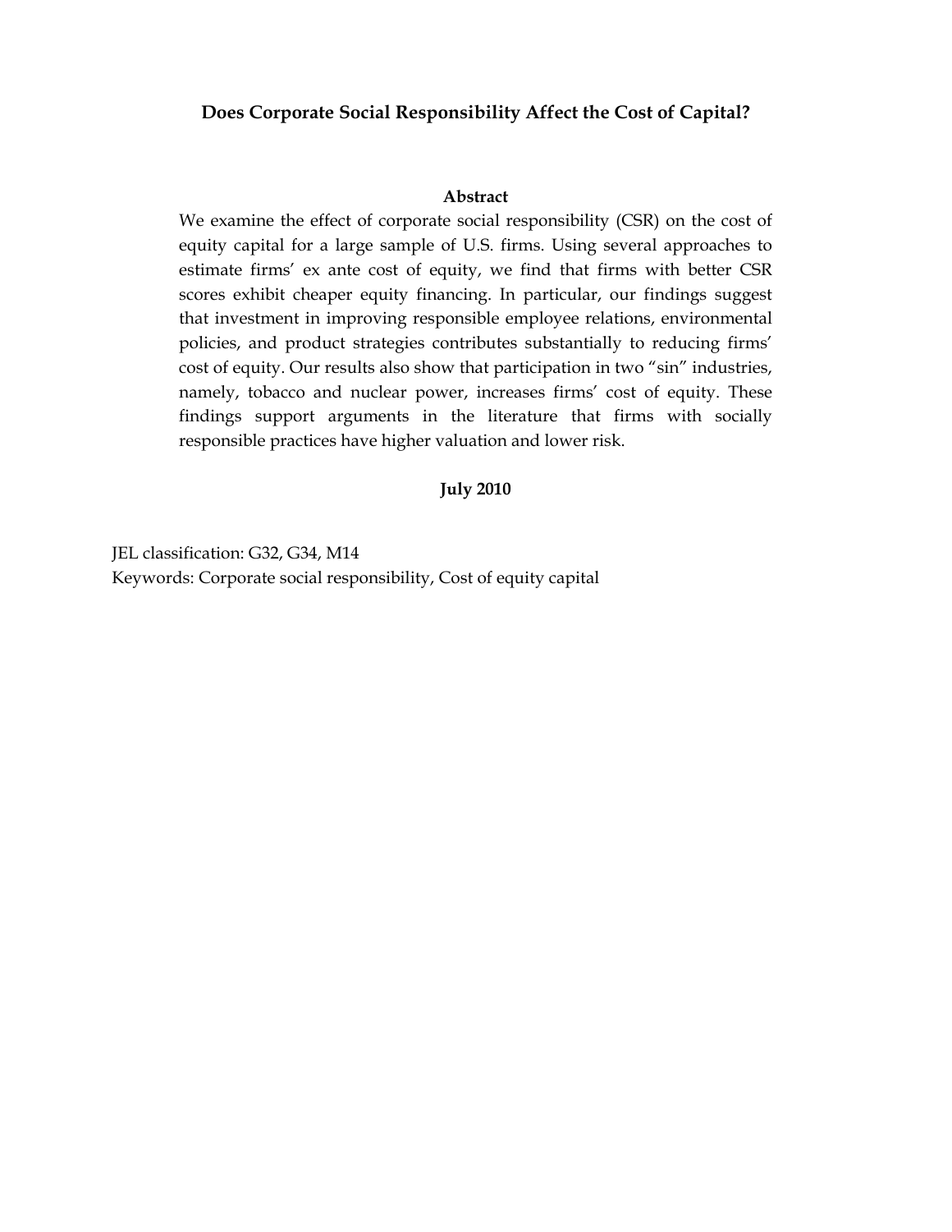# Does Corporate Social Responsibility Affect the Cost of Capital?

**Abstract**

We examine the effect of corporate social responsibility (CSR) on the cost of equity capital for a large sample of U.S. firms. Using several approaches to estimate firms' ex ante cost of equity, we find that firms with better CSR scores exhibit cheaper equity financing. In particular, our findings suggest that investment in improving responsible employee relations, environmental policies, and product strategies contributes substantially to reducing firms' cost of equity. Our results also show that participation in two "sin" industries, namely, tobacco and nuclear power, increases firms' cost of equity. These findings support arguments in the literature that firms with socially responsible practices have higher valuation and lower risk.

**July 2010**

JEL classification: G32, G34, M14

Keywords: Corporate social responsibility, Cost of equity capital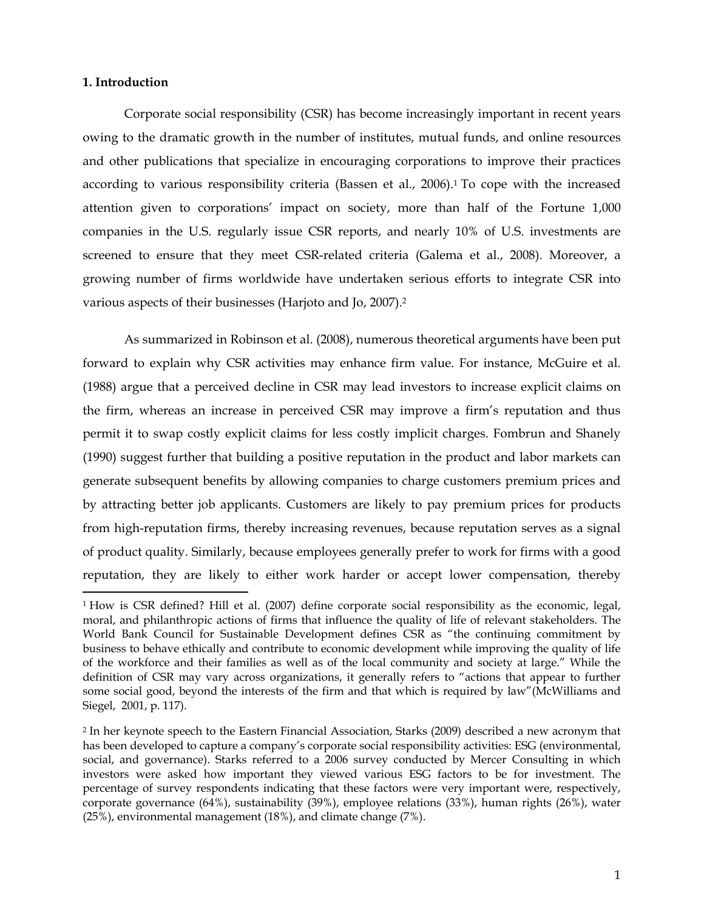**1. Introduction**

Corporate social responsibility (CSR) has become increasingly important in recent years owing to the dramatic growth in the number of institutes, mutual funds, and online resources and other publications that specialize in encouraging corporations to improve their practices according to various responsibility criteria (Bassen et al., 2006).[1] To cope with the increased attention given to corporations' impact on society, more than half of the Fortune 1,000 companies in the U.S. regularly issue CSR reports, and nearly 10% of U.S. investments are screened to ensure that they meet CSR-related criteria (Galema et al., 2008). Moreover, a growing number of firms worldwide have undertaken serious efforts to integrate CSR into various aspects of their businesses (Harjoto and Jo, 2007).[2]

As summarized in Robinson et al. (2008), numerous theoretical arguments have been put forward to explain why CSR activities may enhance firm value. For instance, McGuire et al. (1988) argue that a perceived decline in CSR may lead investors to increase explicit claims on the firm, whereas an increase in perceived CSR may improve a firm's reputation and thus permit it to swap costly explicit claims for less costly implicit charges. Fombrun and Shanely (1990) suggest further that building a positive reputation in the product and labor markets can generate subsequent benefits by allowing companies to charge customers premium prices and by attracting better job applicants. Customers are likely to pay premium prices for products from high-reputation firms, thereby increasing revenues, because reputation serves as a signal of product quality. Similarly, because employees generally prefer to work for firms with a good reputation, they are likely to either work harder or accept lower compensation, thereby

---

[1] How is CSR defined? Hill et al. (2007) define corporate social responsibility as the economic, legal, moral, and philanthropic actions of firms that influence the quality of life of relevant stakeholders. The World Bank Council for Sustainable Development defines CSR as "the continuing commitment by business to behave ethically and contribute to economic development while improving the quality of life of the workforce and their families as well as of the local community and society at large." While the definition of CSR may vary across organizations, it generally refers to "actions that appear to further some social good, beyond the interests of the firm and that which is required by law"(McWilliams and Siegel, 2001, p. 117).

[2] In her keynote speech to the Eastern Financial Association, Starks (2009) described a new acronym that has been developed to capture a company's corporate social responsibility activities: ESG (environmental, social, and governance). Starks referred to a 2006 survey conducted by Mercer Consulting in which investors were asked how important they viewed various ESG factors to be for investment. The percentage of survey respondents indicating that these factors were very important were, respectively, corporate governance (64%), sustainability (39%), employee relations (33%), human rights (26%), water (25%), environmental management (18%), and climate change (7%).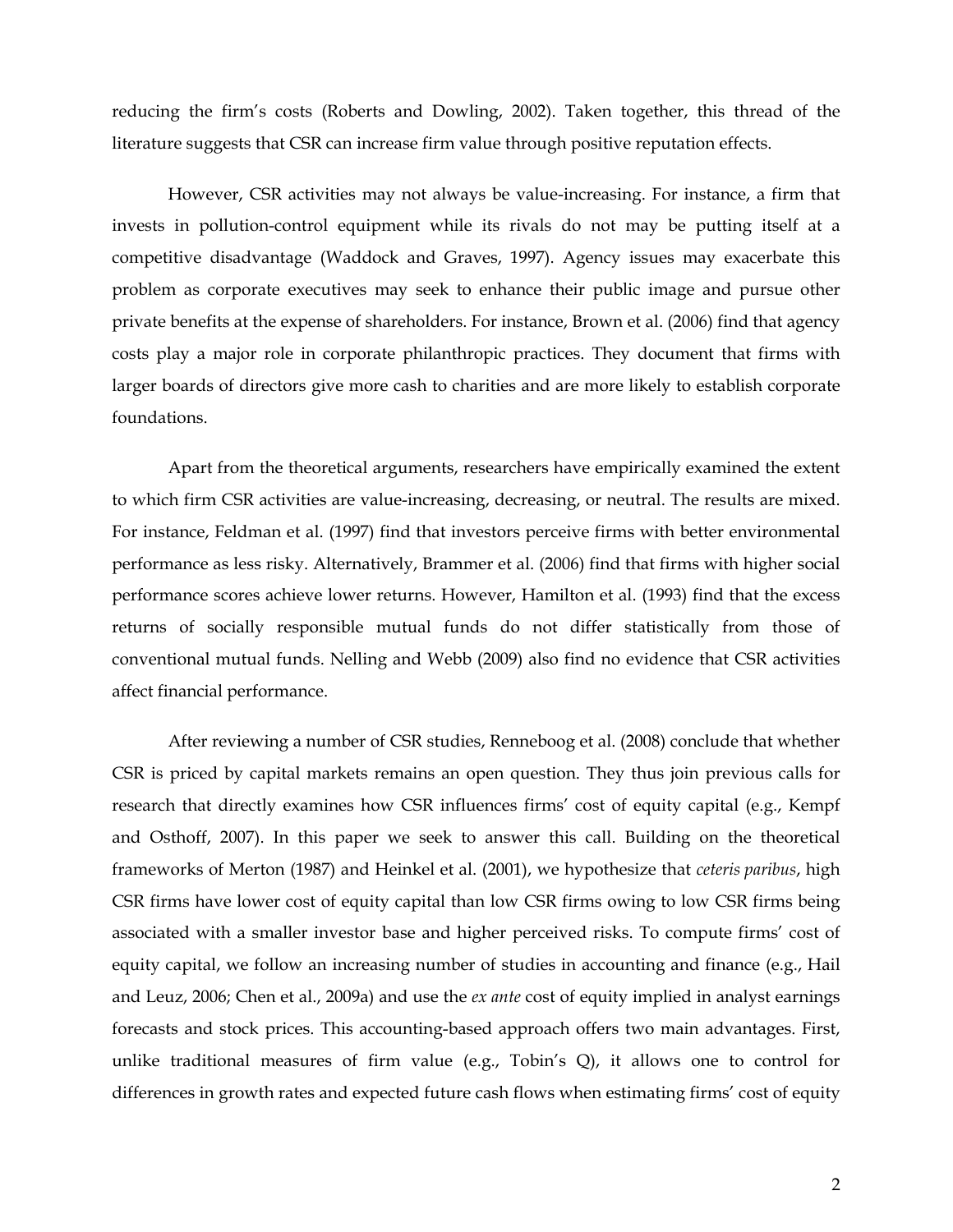reducing the firm's costs (Roberts and Dowling, 2002). Taken together, this thread of the literature suggests that CSR can increase firm value through positive reputation effects.

However, CSR activities may not always be value-increasing. For instance, a firm that invests in pollution-control equipment while its rivals do not may be putting itself at a competitive disadvantage (Waddock and Graves, 1997). Agency issues may exacerbate this problem as corporate executives may seek to enhance their public image and pursue other private benefits at the expense of shareholders. For instance, Brown et al. (2006) find that agency costs play a major role in corporate philanthropic practices. They document that firms with larger boards of directors give more cash to charities and are more likely to establish corporate foundations.

Apart from the theoretical arguments, researchers have empirically examined the extent to which firm CSR activities are value-increasing, decreasing, or neutral. The results are mixed. For instance, Feldman et al. (1997) find that investors perceive firms with better environmental performance as less risky. Alternatively, Brammer et al. (2006) find that firms with higher social performance scores achieve lower returns. However, Hamilton et al. (1993) find that the excess returns of socially responsible mutual funds do not differ statistically from those of conventional mutual funds. Nelling and Webb (2009) also find no evidence that CSR activities affect financial performance.

After reviewing a number of CSR studies, Renneboog et al. (2008) conclude that whether CSR is priced by capital markets remains an open question. They thus join previous calls for research that directly examines how CSR influences firms' cost of equity capital (e.g., Kempf and Osthoff, 2007). In this paper we seek to answer this call. Building on the theoretical frameworks of Merton (1987) and Heinkel et al. (2001), we hypothesize that *ceteris paribus*, high CSR firms have lower cost of equity capital than low CSR firms owing to low CSR firms being associated with a smaller investor base and higher perceived risks. To compute firms' cost of equity capital, we follow an increasing number of studies in accounting and finance (e.g., Hail and Leuz, 2006; Chen et al., 2009a) and use the *ex ante* cost of equity implied in analyst earnings forecasts and stock prices. This accounting-based approach offers two main advantages. First, unlike traditional measures of firm value (e.g., Tobin's Q), it allows one to control for differences in growth rates and expected future cash flows when estimating firms' cost of equity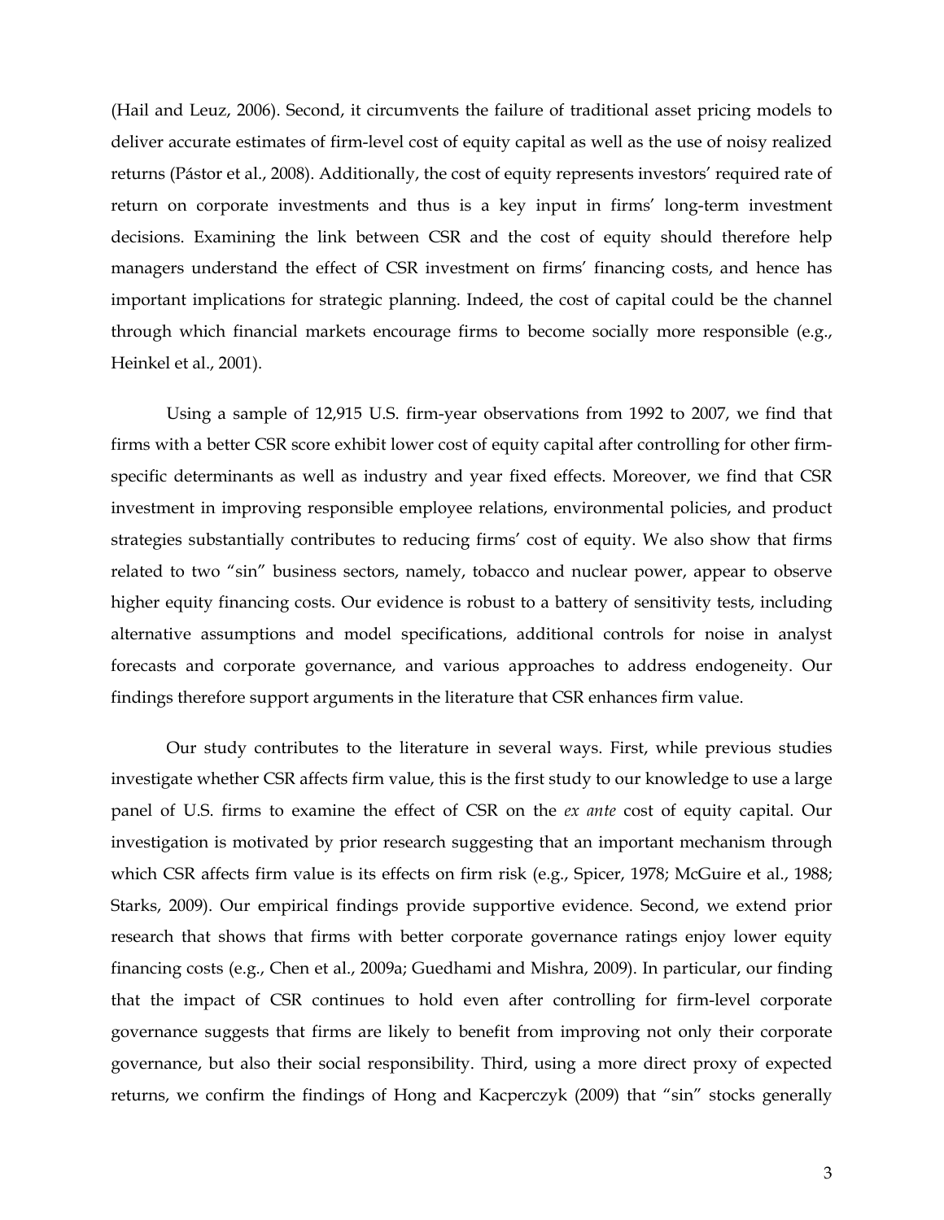(Hail and Leuz, 2006). Second, it circumvents the failure of traditional asset pricing models to deliver accurate estimates of firm-level cost of equity capital as well as the use of noisy realized returns (Pástor et al., 2008). Additionally, the cost of equity represents investors' required rate of return on corporate investments and thus is a key input in firms' long-term investment decisions. Examining the link between CSR and the cost of equity should therefore help managers understand the effect of CSR investment on firms' financing costs, and hence has important implications for strategic planning. Indeed, the cost of capital could be the channel through which financial markets encourage firms to become socially more responsible (e.g., Heinkel et al., 2001).

Using a sample of 12,915 U.S. firm-year observations from 1992 to 2007, we find that firms with a better CSR score exhibit lower cost of equity capital after controlling for other firm-specific determinants as well as industry and year fixed effects. Moreover, we find that CSR investment in improving responsible employee relations, environmental policies, and product strategies substantially contributes to reducing firms' cost of equity. We also show that firms related to two "sin" business sectors, namely, tobacco and nuclear power, appear to observe higher equity financing costs. Our evidence is robust to a battery of sensitivity tests, including alternative assumptions and model specifications, additional controls for noise in analyst forecasts and corporate governance, and various approaches to address endogeneity. Our findings therefore support arguments in the literature that CSR enhances firm value.

Our study contributes to the literature in several ways. First, while previous studies investigate whether CSR affects firm value, this is the first study to our knowledge to use a large panel of U.S. firms to examine the effect of CSR on the *ex ante* cost of equity capital. Our investigation is motivated by prior research suggesting that an important mechanism through which CSR affects firm value is its effects on firm risk (e.g., Spicer, 1978; McGuire et al., 1988; Starks, 2009). Our empirical findings provide supportive evidence. Second, we extend prior research that shows that firms with better corporate governance ratings enjoy lower equity financing costs (e.g., Chen et al., 2009a; Guedhami and Mishra, 2009). In particular, our finding that the impact of CSR continues to hold even after controlling for firm-level corporate governance suggests that firms are likely to benefit from improving not only their corporate governance, but also their social responsibility. Third, using a more direct proxy of expected returns, we confirm the findings of Hong and Kacperczyk (2009) that "sin" stocks generally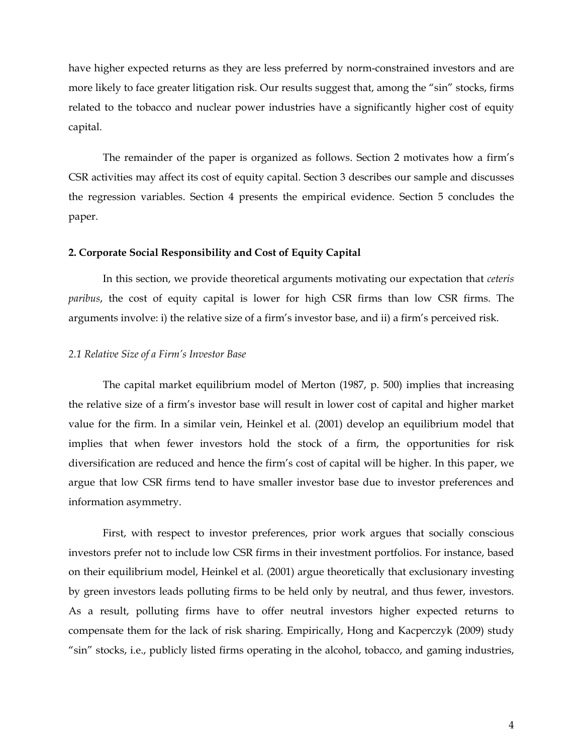have higher expected returns as they are less preferred by norm-constrained investors and are more likely to face greater litigation risk. Our results suggest that, among the "sin" stocks, firms related to the tobacco and nuclear power industries have a significantly higher cost of equity capital.

The remainder of the paper is organized as follows. Section 2 motivates how a firm's CSR activities may affect its cost of equity capital. Section 3 describes our sample and discusses the regression variables. Section 4 presents the empirical evidence. Section 5 concludes the paper.

## 2. Corporate Social Responsibility and Cost of Equity Capital

In this section, we provide theoretical arguments motivating our expectation that *ceteris paribus*, the cost of equity capital is lower for high CSR firms than low CSR firms. The arguments involve: i) the relative size of a firm's investor base, and ii) a firm's perceived risk.

### *2.1 Relative Size of a Firm's Investor Base*

The capital market equilibrium model of Merton (1987, p. 500) implies that increasing the relative size of a firm's investor base will result in lower cost of capital and higher market value for the firm. In a similar vein, Heinkel et al. (2001) develop an equilibrium model that implies that when fewer investors hold the stock of a firm, the opportunities for risk diversification are reduced and hence the firm's cost of capital will be higher. In this paper, we argue that low CSR firms tend to have smaller investor base due to investor preferences and information asymmetry.

First, with respect to investor preferences, prior work argues that socially conscious investors prefer not to include low CSR firms in their investment portfolios. For instance, based on their equilibrium model, Heinkel et al. (2001) argue theoretically that exclusionary investing by green investors leads polluting firms to be held only by neutral, and thus fewer, investors. As a result, polluting firms have to offer neutral investors higher expected returns to compensate them for the lack of risk sharing. Empirically, Hong and Kacperczyk (2009) study "sin" stocks, i.e., publicly listed firms operating in the alcohol, tobacco, and gaming industries,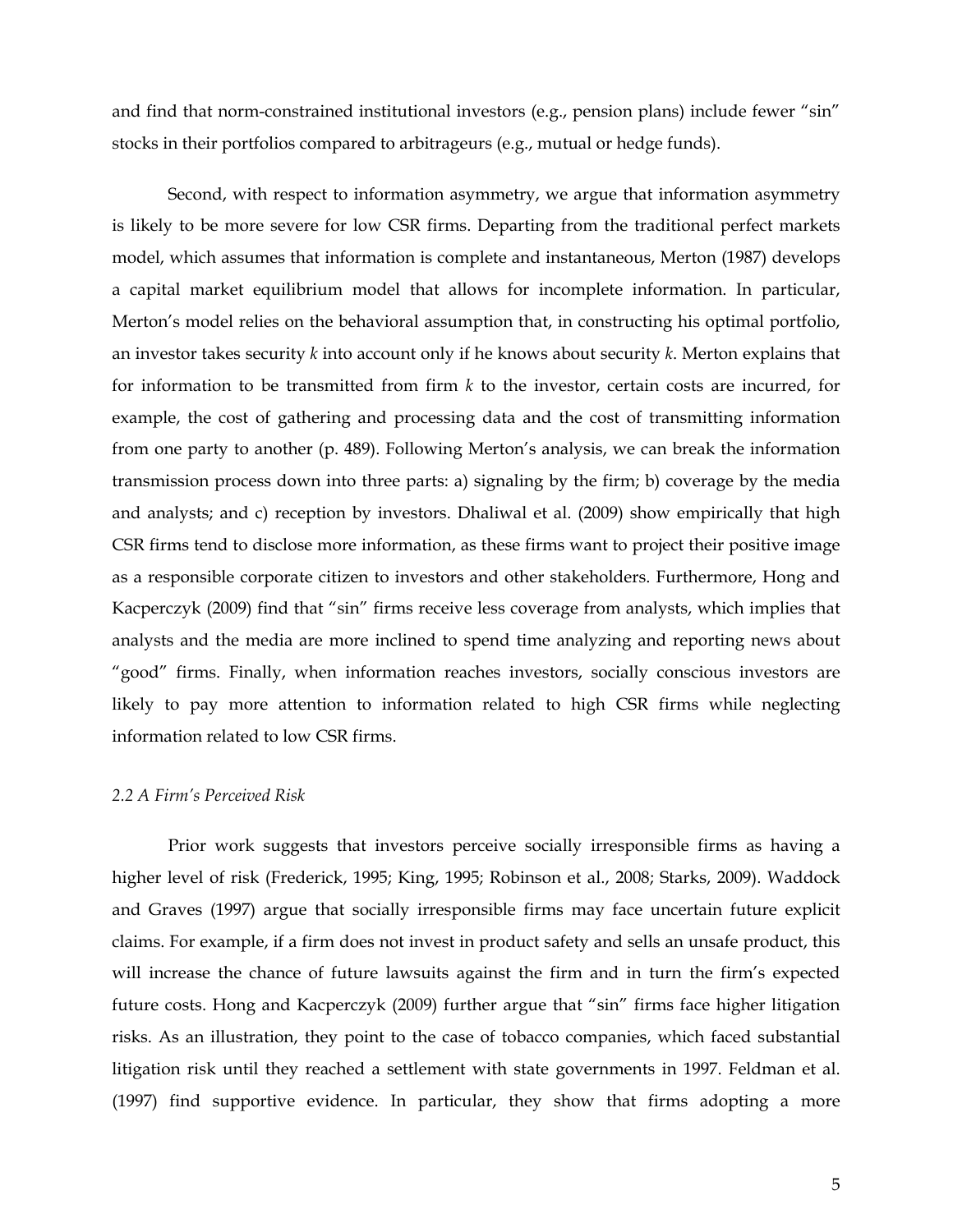and find that norm-constrained institutional investors (e.g., pension plans) include fewer "sin" stocks in their portfolios compared to arbitrageurs (e.g., mutual or hedge funds).

Second, with respect to information asymmetry, we argue that information asymmetry is likely to be more severe for low CSR firms. Departing from the traditional perfect markets model, which assumes that information is complete and instantaneous, Merton (1987) develops a capital market equilibrium model that allows for incomplete information. In particular, Merton's model relies on the behavioral assumption that, in constructing his optimal portfolio, an investor takes security *k* into account only if he knows about security *k*. Merton explains that for information to be transmitted from firm *k* to the investor, certain costs are incurred, for example, the cost of gathering and processing data and the cost of transmitting information from one party to another (p. 489). Following Merton's analysis, we can break the information transmission process down into three parts: a) signaling by the firm; b) coverage by the media and analysts; and c) reception by investors. Dhaliwal et al. (2009) show empirically that high CSR firms tend to disclose more information, as these firms want to project their positive image as a responsible corporate citizen to investors and other stakeholders. Furthermore, Hong and Kacperczyk (2009) find that "sin" firms receive less coverage from analysts, which implies that analysts and the media are more inclined to spend time analyzing and reporting news about "good" firms. Finally, when information reaches investors, socially conscious investors are likely to pay more attention to information related to high CSR firms while neglecting information related to low CSR firms.

### *2.2 A Firm's Perceived Risk*

Prior work suggests that investors perceive socially irresponsible firms as having a higher level of risk (Frederick, 1995; King, 1995; Robinson et al., 2008; Starks, 2009). Waddock and Graves (1997) argue that socially irresponsible firms may face uncertain future explicit claims. For example, if a firm does not invest in product safety and sells an unsafe product, this will increase the chance of future lawsuits against the firm and in turn the firm's expected future costs. Hong and Kacperczyk (2009) further argue that "sin" firms face higher litigation risks. As an illustration, they point to the case of tobacco companies, which faced substantial litigation risk until they reached a settlement with state governments in 1997. Feldman et al. (1997) find supportive evidence. In particular, they show that firms adopting a more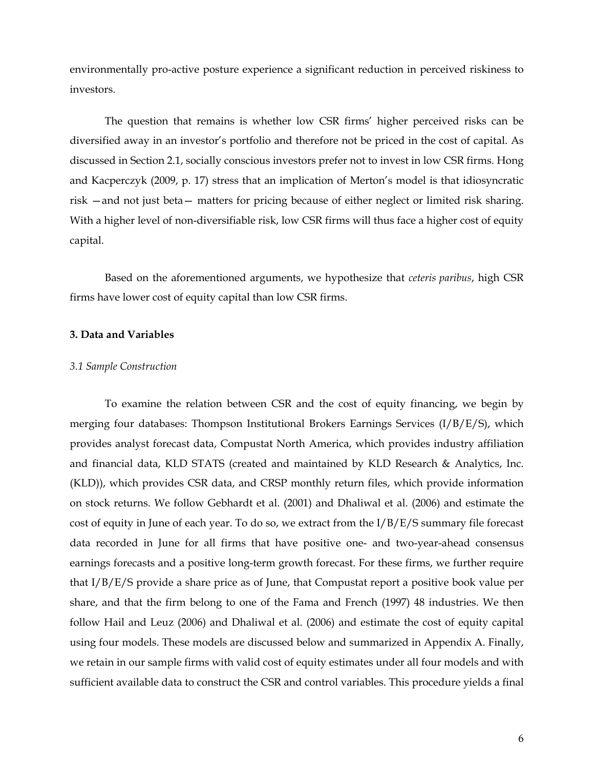environmentally pro-active posture experience a significant reduction in perceived riskiness to investors.

The question that remains is whether low CSR firms' higher perceived risks can be diversified away in an investor's portfolio and therefore not be priced in the cost of capital. As discussed in Section 2.1, socially conscious investors prefer not to invest in low CSR firms. Hong and Kacperczyk (2009, p. 17) stress that an implication of Merton's model is that idiosyncratic risk —and not just beta— matters for pricing because of either neglect or limited risk sharing. With a higher level of non-diversifiable risk, low CSR firms will thus face a higher cost of equity capital.

Based on the aforementioned arguments, we hypothesize that *ceteris paribus*, high CSR firms have lower cost of equity capital than low CSR firms.

## 3. Data and Variables

### *3.1 Sample Construction*

To examine the relation between CSR and the cost of equity financing, we begin by merging four databases: Thompson Institutional Brokers Earnings Services (I/B/E/S), which provides analyst forecast data, Compustat North America, which provides industry affiliation and financial data, KLD STATS (created and maintained by KLD Research & Analytics, Inc. (KLD)), which provides CSR data, and CRSP monthly return files, which provide information on stock returns. We follow Gebhardt et al. (2001) and Dhaliwal et al. (2006) and estimate the cost of equity in June of each year. To do so, we extract from the I/B/E/S summary file forecast data recorded in June for all firms that have positive one- and two-year-ahead consensus earnings forecasts and a positive long-term growth forecast. For these firms, we further require that I/B/E/S provide a share price as of June, that Compustat report a positive book value per share, and that the firm belong to one of the Fama and French (1997) 48 industries. We then follow Hail and Leuz (2006) and Dhaliwal et al. (2006) and estimate the cost of equity capital using four models. These models are discussed below and summarized in Appendix A. Finally, we retain in our sample firms with valid cost of equity estimates under all four models and with sufficient available data to construct the CSR and control variables. This procedure yields a final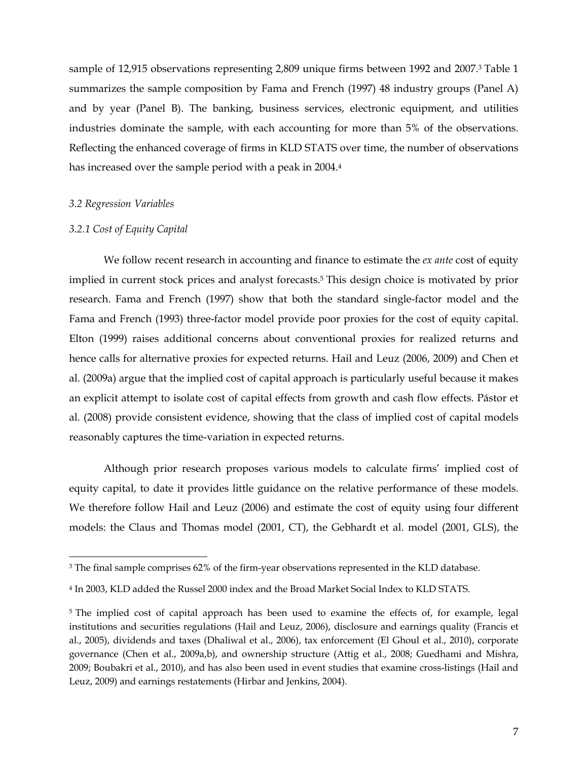sample of 12,915 observations representing 2,809 unique firms between 1992 and 2007.[3] Table 1 summarizes the sample composition by Fama and French (1997) 48 industry groups (Panel A) and by year (Panel B). The banking, business services, electronic equipment, and utilities industries dominate the sample, with each accounting for more than 5% of the observations. Reflecting the enhanced coverage of firms in KLD STATS over time, the number of observations has increased over the sample period with a peak in 2004.[4]

*3.2 Regression Variables*

*3.2.1 Cost of Equity Capital*

We follow recent research in accounting and finance to estimate the *ex ante* cost of equity implied in current stock prices and analyst forecasts.[5] This design choice is motivated by prior research. Fama and French (1997) show that both the standard single-factor model and the Fama and French (1993) three-factor model provide poor proxies for the cost of equity capital. Elton (1999) raises additional concerns about conventional proxies for realized returns and hence calls for alternative proxies for expected returns. Hail and Leuz (2006, 2009) and Chen et al. (2009a) argue that the implied cost of capital approach is particularly useful because it makes an explicit attempt to isolate cost of capital effects from growth and cash flow effects. Pástor et al. (2008) provide consistent evidence, showing that the class of implied cost of capital models reasonably captures the time-variation in expected returns.

Although prior research proposes various models to calculate firms' implied cost of equity capital, to date it provides little guidance on the relative performance of these models. We therefore follow Hail and Leuz (2006) and estimate the cost of equity using four different models: the Claus and Thomas model (2001, CT), the Gebhardt et al. model (2001, GLS), the

---

[3] The final sample comprises 62% of the firm-year observations represented in the KLD database.

[4] In 2003, KLD added the Russel 2000 index and the Broad Market Social Index to KLD STATS.

[5] The implied cost of capital approach has been used to examine the effects of, for example, legal institutions and securities regulations (Hail and Leuz, 2006), disclosure and earnings quality (Francis et al., 2005), dividends and taxes (Dhaliwal et al., 2006), tax enforcement (El Ghoul et al., 2010), corporate governance (Chen et al., 2009a,b), and ownership structure (Attig et al., 2008; Guedhami and Mishra, 2009; Boubakri et al., 2010), and has also been used in event studies that examine cross-listings (Hail and Leuz, 2009) and earnings restatements (Hirbar and Jenkins, 2004).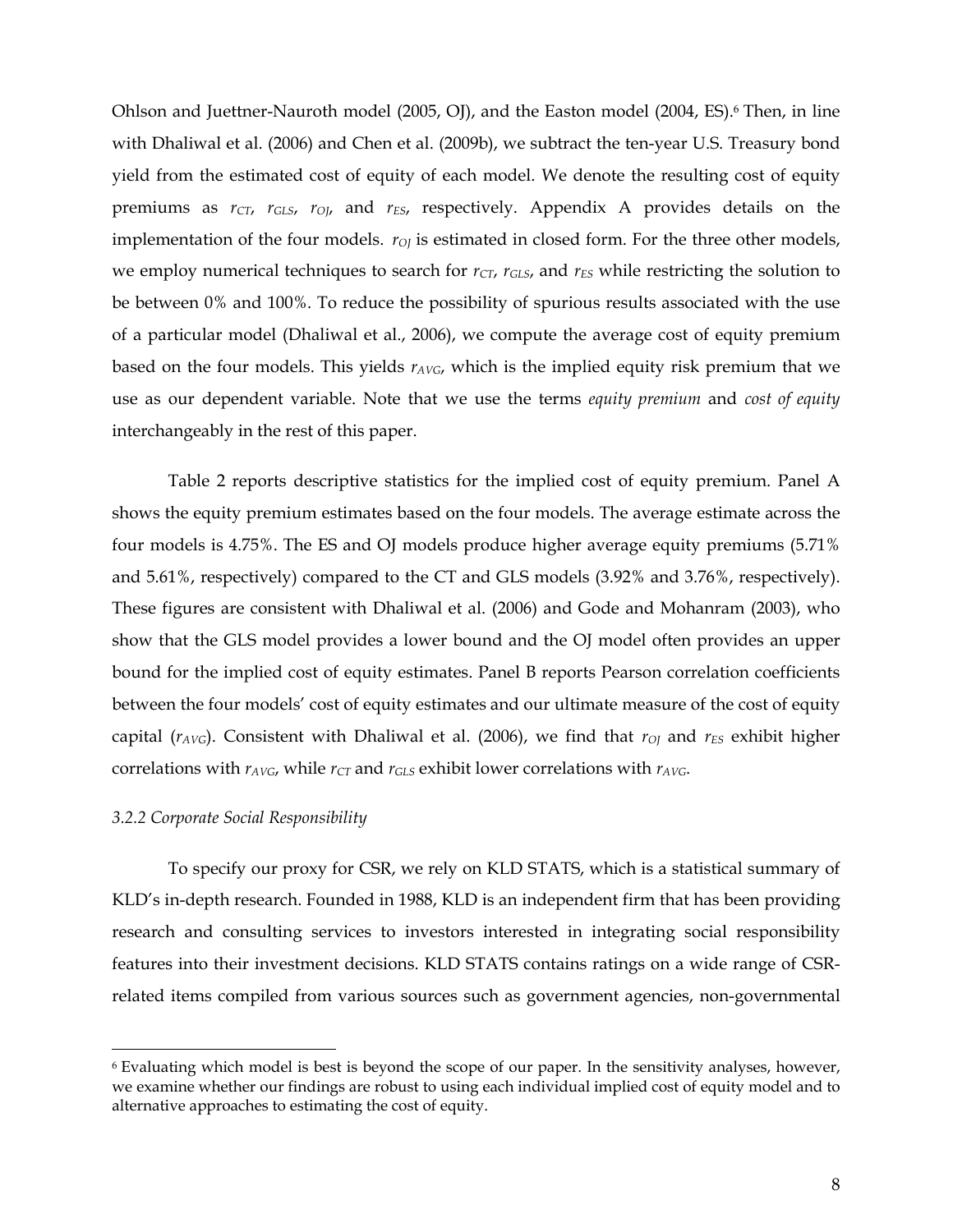Ohlson and Juettner-Nauroth model (2005, OJ), and the Easton model (2004, ES).[6] Then, in line with Dhaliwal et al. (2006) and Chen et al. (2009b), we subtract the ten-year U.S. Treasury bond yield from the estimated cost of equity of each model. We denote the resulting cost of equity premiums as $r_{CT}$, $r_{GLS}$, $r_{OJ}$, and $r_{ES}$, respectively. Appendix A provides details on the implementation of the four models. $r_{OJ}$ is estimated in closed form. For the three other models, we employ numerical techniques to search for $r_{CT}$, $r_{GLS}$, and $r_{ES}$ while restricting the solution to be between 0% and 100%. To reduce the possibility of spurious results associated with the use of a particular model (Dhaliwal et al., 2006), we compute the average cost of equity premium based on the four models. This yields $r_{AVG}$, which is the implied equity risk premium that we use as our dependent variable. Note that we use the terms *equity premium* and *cost of equity* interchangeably in the rest of this paper.

Table 2 reports descriptive statistics for the implied cost of equity premium. Panel A shows the equity premium estimates based on the four models. The average estimate across the four models is 4.75%. The ES and OJ models produce higher average equity premiums (5.71% and 5.61%, respectively) compared to the CT and GLS models (3.92% and 3.76%, respectively). These figures are consistent with Dhaliwal et al. (2006) and Gode and Mohanram (2003), who show that the GLS model provides a lower bound and the OJ model often provides an upper bound for the implied cost of equity estimates. Panel B reports Pearson correlation coefficients between the four models' cost of equity estimates and our ultimate measure of the cost of equity capital ($r_{AVG}$). Consistent with Dhaliwal et al. (2006), we find that $r_{OJ}$ and $r_{ES}$ exhibit higher correlations with $r_{AVG}$, while $r_{CT}$ and $r_{GLS}$ exhibit lower correlations with $r_{AVG}$.

### *3.2.2 Corporate Social Responsibility*

To specify our proxy for CSR, we rely on KLD STATS, which is a statistical summary of KLD's in-depth research. Founded in 1988, KLD is an independent firm that has been providing research and consulting services to investors interested in integrating social responsibility features into their investment decisions. KLD STATS contains ratings on a wide range of CSR-related items compiled from various sources such as government agencies, non-governmental

---

[6] Evaluating which model is best is beyond the scope of our paper. In the sensitivity analyses, however, we examine whether our findings are robust to using each individual implied cost of equity model and to alternative approaches to estimating the cost of equity.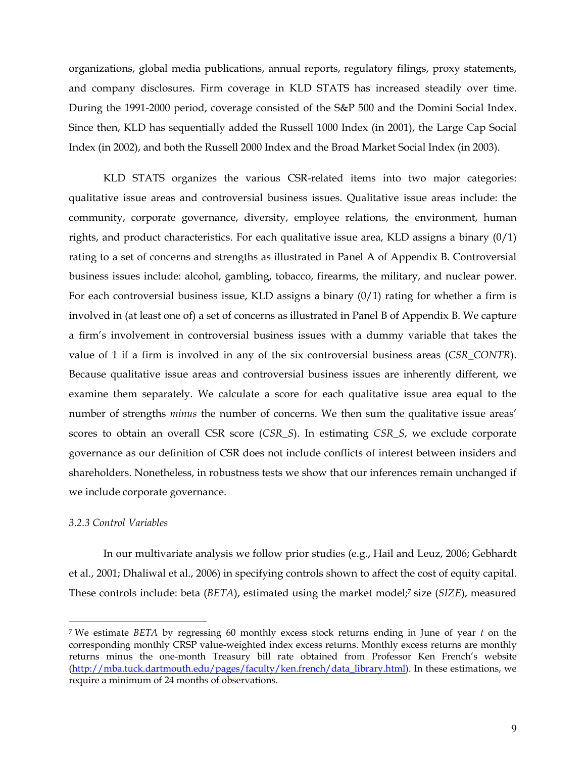organizations, global media publications, annual reports, regulatory filings, proxy statements, and company disclosures. Firm coverage in KLD STATS has increased steadily over time. During the 1991-2000 period, coverage consisted of the S&P 500 and the Domini Social Index. Since then, KLD has sequentially added the Russell 1000 Index (in 2001), the Large Cap Social Index (in 2002), and both the Russell 2000 Index and the Broad Market Social Index (in 2003).

KLD STATS organizes the various CSR-related items into two major categories: qualitative issue areas and controversial business issues. Qualitative issue areas include: the community, corporate governance, diversity, employee relations, the environment, human rights, and product characteristics. For each qualitative issue area, KLD assigns a binary (0/1) rating to a set of concerns and strengths as illustrated in Panel A of Appendix B. Controversial business issues include: alcohol, gambling, tobacco, firearms, the military, and nuclear power. For each controversial business issue, KLD assigns a binary (0/1) rating for whether a firm is involved in (at least one of) a set of concerns as illustrated in Panel B of Appendix B. We capture a firm's involvement in controversial business issues with a dummy variable that takes the value of 1 if a firm is involved in any of the six controversial business areas (*CSR_CONTR*). Because qualitative issue areas and controversial business issues are inherently different, we examine them separately. We calculate a score for each qualitative issue area equal to the number of strengths *minus* the number of concerns. We then sum the qualitative issue areas' scores to obtain an overall CSR score (*CSR_S*). In estimating *CSR_S*, we exclude corporate governance as our definition of CSR does not include conflicts of interest between insiders and shareholders. Nonetheless, in robustness tests we show that our inferences remain unchanged if we include corporate governance.

### *3.2.3 Control Variables*

In our multivariate analysis we follow prior studies (e.g., Hail and Leuz, 2006; Gebhardt et al., 2001; Dhaliwal et al., 2006) in specifying controls shown to affect the cost of equity capital. These controls include: beta (*BETA*), estimated using the market model;[7] size (*SIZE*), measured

---

[7] We estimate *BETA* by regressing 60 monthly excess stock returns ending in June of year *t* on the corresponding monthly CRSP value-weighted index excess returns. Monthly excess returns are monthly returns minus the one-month Treasury bill rate obtained from Professor Ken French's website (http://mba.tuck.dartmouth.edu/pages/faculty/ken.french/data_library.html). In these estimations, we require a minimum of 24 months of observations.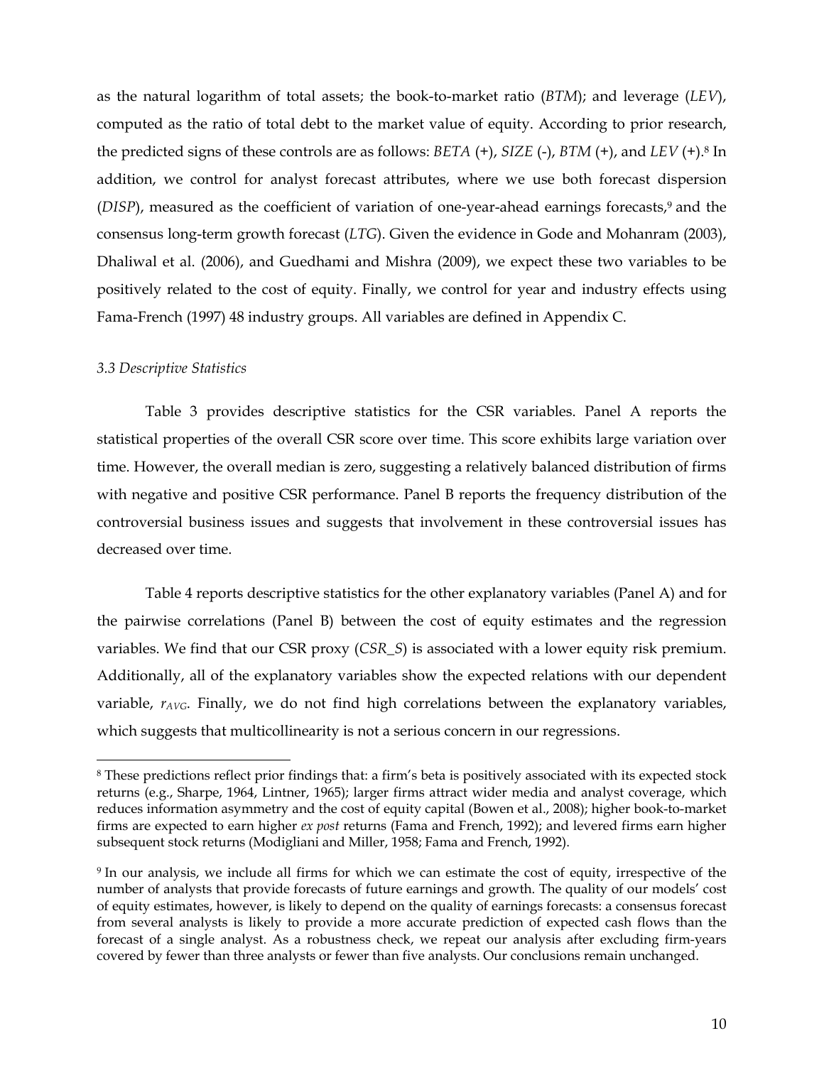as the natural logarithm of total assets; the book-to-market ratio (*BTM*); and leverage (*LEV*), computed as the ratio of total debt to the market value of equity. According to prior research, the predicted signs of these controls are as follows: *BETA* (+), *SIZE* (-), *BTM* (+), and *LEV* (+).[8] In addition, we control for analyst forecast attributes, where we use both forecast dispersion (*DISP*), measured as the coefficient of variation of one-year-ahead earnings forecasts,[9] and the consensus long-term growth forecast (*LTG*). Given the evidence in Gode and Mohanram (2003), Dhaliwal et al. (2006), and Guedhami and Mishra (2009), we expect these two variables to be positively related to the cost of equity. Finally, we control for year and industry effects using Fama-French (1997) 48 industry groups. All variables are defined in Appendix C.

### *3.3 Descriptive Statistics*

Table 3 provides descriptive statistics for the CSR variables. Panel A reports the statistical properties of the overall CSR score over time. This score exhibits large variation over time. However, the overall median is zero, suggesting a relatively balanced distribution of firms with negative and positive CSR performance. Panel B reports the frequency distribution of the controversial business issues and suggests that involvement in these controversial issues has decreased over time.

Table 4 reports descriptive statistics for the other explanatory variables (Panel A) and for the pairwise correlations (Panel B) between the cost of equity estimates and the regression variables. We find that our CSR proxy (*CSR_S*) is associated with a lower equity risk premium. Additionally, all of the explanatory variables show the expected relations with our dependent variable, $r_{AVG}$. Finally, we do not find high correlations between the explanatory variables, which suggests that multicollinearity is not a serious concern in our regressions.

---

[8] These predictions reflect prior findings that: a firm's beta is positively associated with its expected stock returns (e.g., Sharpe, 1964, Lintner, 1965); larger firms attract wider media and analyst coverage, which reduces information asymmetry and the cost of equity capital (Bowen et al., 2008); higher book-to-market firms are expected to earn higher *ex post* returns (Fama and French, 1992); and levered firms earn higher subsequent stock returns (Modigliani and Miller, 1958; Fama and French, 1992).

[9] In our analysis, we include all firms for which we can estimate the cost of equity, irrespective of the number of analysts that provide forecasts of future earnings and growth. The quality of our models' cost of equity estimates, however, is likely to depend on the quality of earnings forecasts: a consensus forecast from several analysts is likely to provide a more accurate prediction of expected cash flows than the forecast of a single analyst. As a robustness check, we repeat our analysis after excluding firm-years covered by fewer than three analysts or fewer than five analysts. Our conclusions remain unchanged.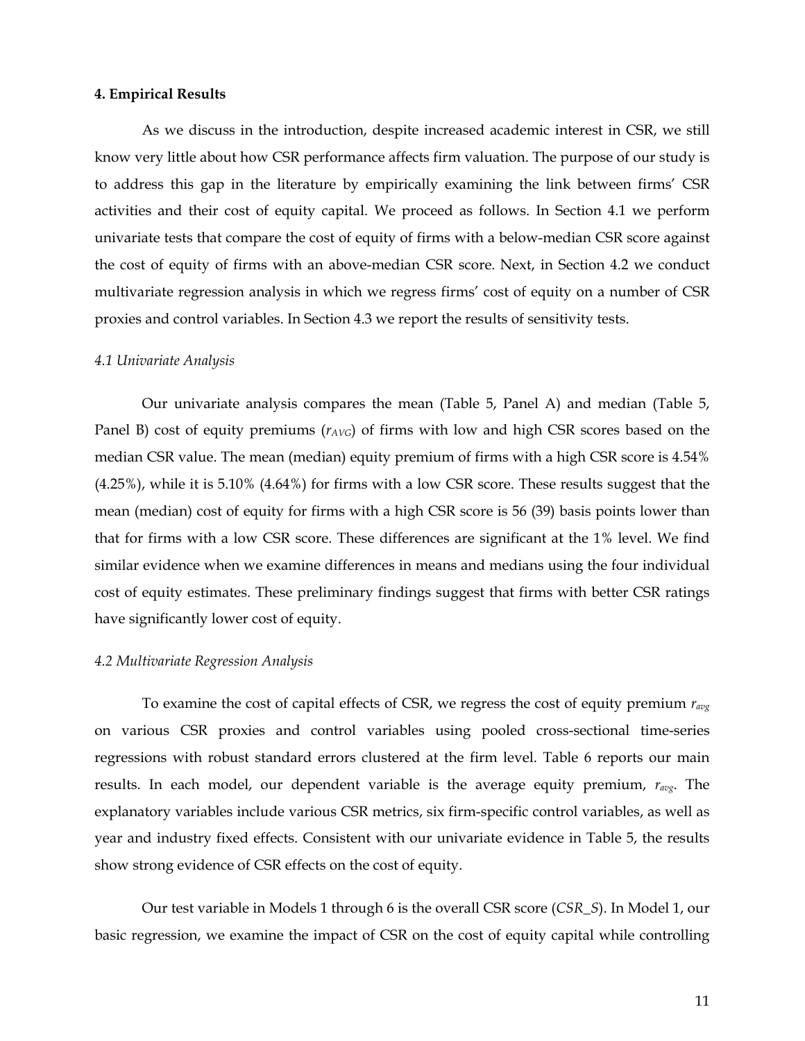**4. Empirical Results**

As we discuss in the introduction, despite increased academic interest in CSR, we still know very little about how CSR performance affects firm valuation. The purpose of our study is to address this gap in the literature by empirically examining the link between firms' CSR activities and their cost of equity capital. We proceed as follows. In Section 4.1 we perform univariate tests that compare the cost of equity of firms with a below-median CSR score against the cost of equity of firms with an above-median CSR score. Next, in Section 4.2 we conduct multivariate regression analysis in which we regress firms' cost of equity on a number of CSR proxies and control variables. In Section 4.3 we report the results of sensitivity tests.

*4.1 Univariate Analysis*

Our univariate analysis compares the mean (Table 5, Panel A) and median (Table 5, Panel B) cost of equity premiums ($r_{AVG}$) of firms with low and high CSR scores based on the median CSR value. The mean (median) equity premium of firms with a high CSR score is 4.54% (4.25%), while it is 5.10% (4.64%) for firms with a low CSR score. These results suggest that the mean (median) cost of equity for firms with a high CSR score is 56 (39) basis points lower than that for firms with a low CSR score. These differences are significant at the 1% level. We find similar evidence when we examine differences in means and medians using the four individual cost of equity estimates. These preliminary findings suggest that firms with better CSR ratings have significantly lower cost of equity.

*4.2 Multivariate Regression Analysis*

To examine the cost of capital effects of CSR, we regress the cost of equity premium $r_{avg}$ on various CSR proxies and control variables using pooled cross-sectional time-series regressions with robust standard errors clustered at the firm level. Table 6 reports our main results. In each model, our dependent variable is the average equity premium, $r_{avg}$. The explanatory variables include various CSR metrics, six firm-specific control variables, as well as year and industry fixed effects. Consistent with our univariate evidence in Table 5, the results show strong evidence of CSR effects on the cost of equity.

Our test variable in Models 1 through 6 is the overall CSR score (*CSR_S*). In Model 1, our basic regression, we examine the impact of CSR on the cost of equity capital while controlling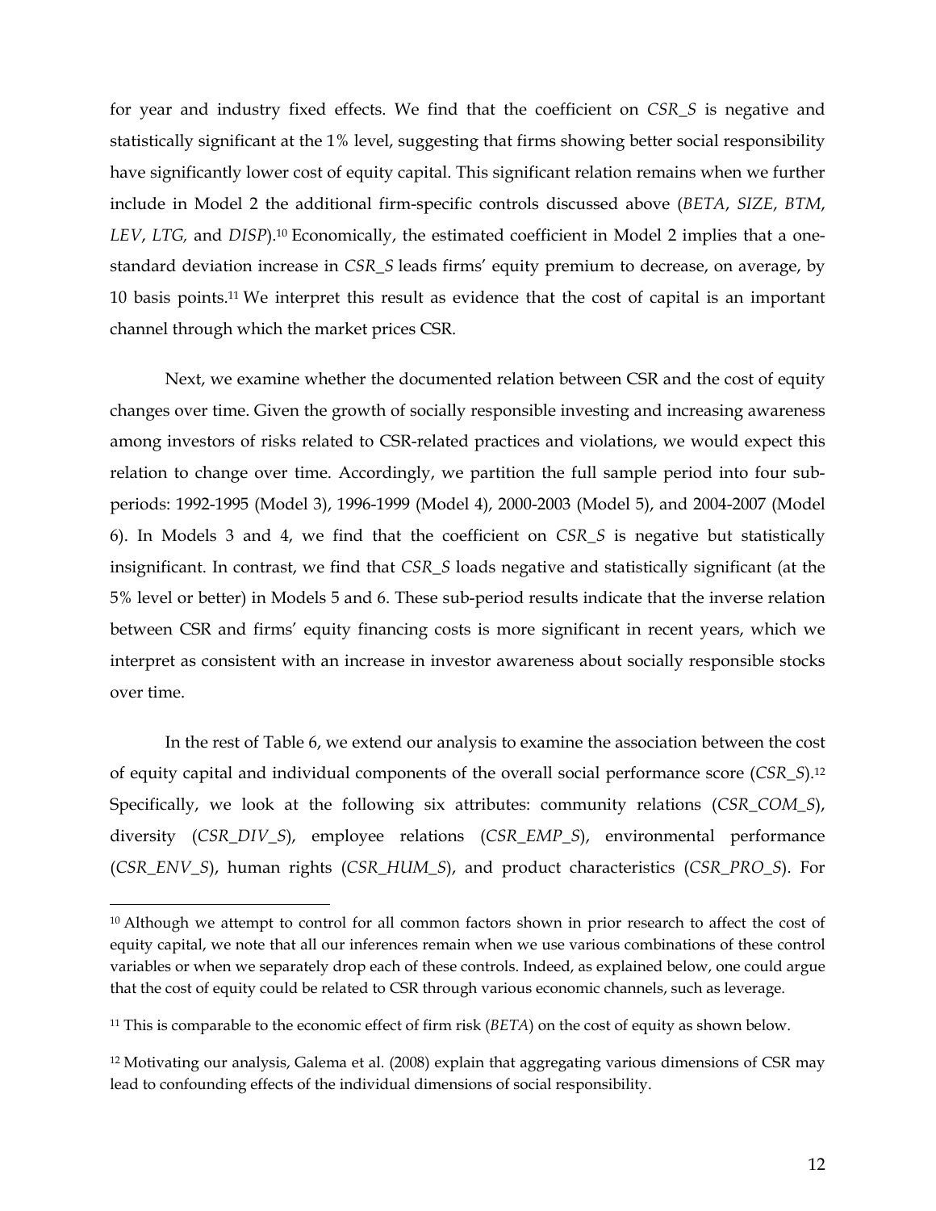for year and industry fixed effects. We find that the coefficient on *CSR_S* is negative and statistically significant at the 1% level, suggesting that firms showing better social responsibility have significantly lower cost of equity capital. This significant relation remains when we further include in Model 2 the additional firm-specific controls discussed above (*BETA*, *SIZE*, *BTM*, *LEV*, *LTG,* and *DISP*).[10] Economically, the estimated coefficient in Model 2 implies that a one-standard deviation increase in *CSR_S* leads firms' equity premium to decrease, on average, by 10 basis points.[11] We interpret this result as evidence that the cost of capital is an important channel through which the market prices CSR.

Next, we examine whether the documented relation between CSR and the cost of equity changes over time. Given the growth of socially responsible investing and increasing awareness among investors of risks related to CSR-related practices and violations, we would expect this relation to change over time. Accordingly, we partition the full sample period into four sub-periods: 1992-1995 (Model 3), 1996-1999 (Model 4), 2000-2003 (Model 5), and 2004-2007 (Model 6). In Models 3 and 4, we find that the coefficient on *CSR_S* is negative but statistically insignificant. In contrast, we find that *CSR_S* loads negative and statistically significant (at the 5% level or better) in Models 5 and 6. These sub-period results indicate that the inverse relation between CSR and firms' equity financing costs is more significant in recent years, which we interpret as consistent with an increase in investor awareness about socially responsible stocks over time.

In the rest of Table 6, we extend our analysis to examine the association between the cost of equity capital and individual components of the overall social performance score (*CSR_S*).[12] Specifically, we look at the following six attributes: community relations (*CSR_COM_S*), diversity (*CSR_DIV_S*), employee relations (*CSR_EMP_S*), environmental performance (*CSR_ENV_S*), human rights (*CSR_HUM_S*), and product characteristics (*CSR_PRO_S*). For

---

[10] Although we attempt to control for all common factors shown in prior research to affect the cost of equity capital, we note that all our inferences remain when we use various combinations of these control variables or when we separately drop each of these controls. Indeed, as explained below, one could argue that the cost of equity could be related to CSR through various economic channels, such as leverage.

[11] This is comparable to the economic effect of firm risk (*BETA*) on the cost of equity as shown below.

[12] Motivating our analysis, Galema et al. (2008) explain that aggregating various dimensions of CSR may lead to confounding effects of the individual dimensions of social responsibility.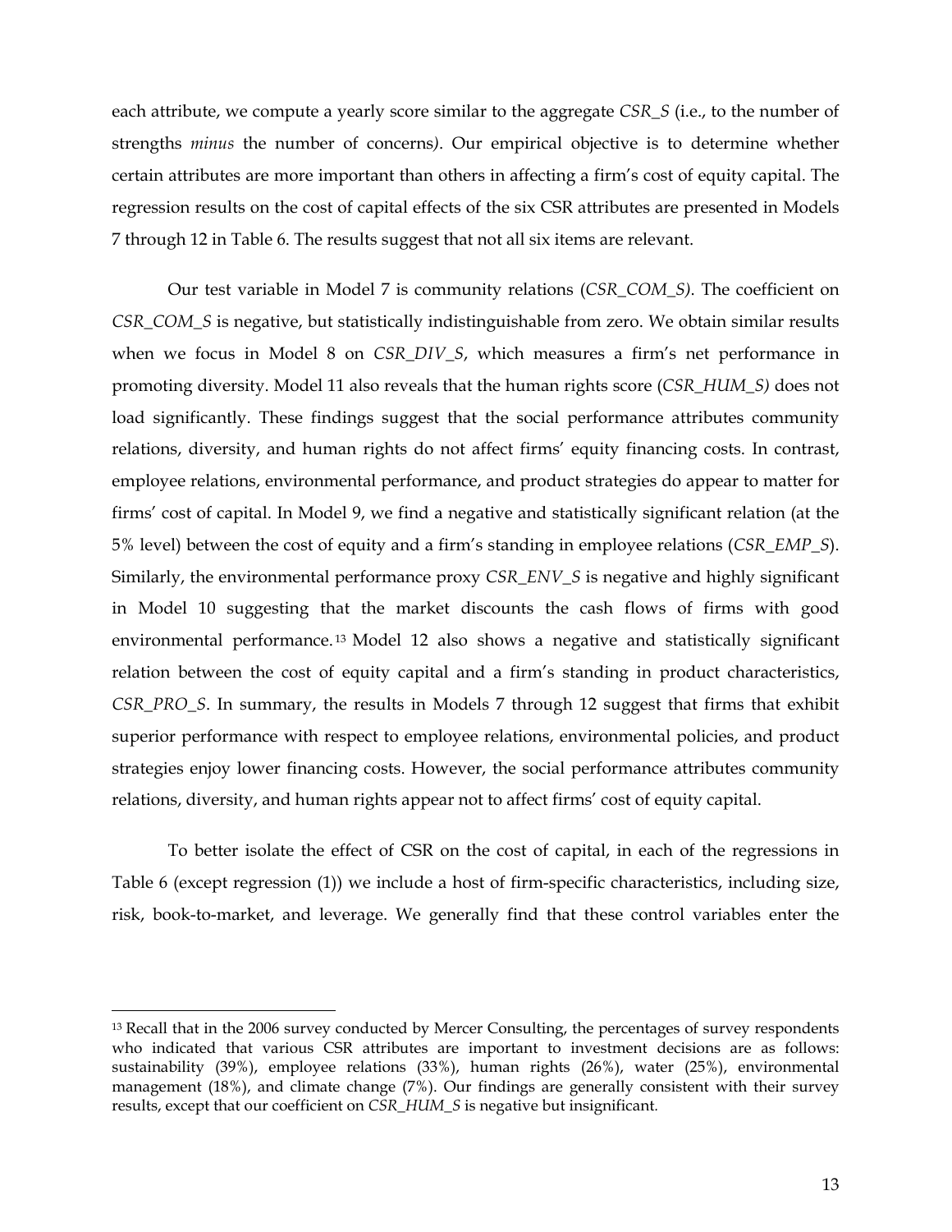each attribute, we compute a yearly score similar to the aggregate *CSR_S* (i.e., to the number of strengths *minus* the number of concerns). Our empirical objective is to determine whether certain attributes are more important than others in affecting a firm's cost of equity capital. The regression results on the cost of capital effects of the six CSR attributes are presented in Models 7 through 12 in Table 6. The results suggest that not all six items are relevant.

Our test variable in Model 7 is community relations (*CSR_COM_S)*. The coefficient on *CSR_COM_S* is negative, but statistically indistinguishable from zero. We obtain similar results when we focus in Model 8 on *CSR_DIV_S*, which measures a firm's net performance in promoting diversity. Model 11 also reveals that the human rights score (*CSR_HUM_S)* does not load significantly. These findings suggest that the social performance attributes community relations, diversity, and human rights do not affect firms' equity financing costs. In contrast, employee relations, environmental performance, and product strategies do appear to matter for firms' cost of capital. In Model 9, we find a negative and statistically significant relation (at the 5% level) between the cost of equity and a firm's standing in employee relations (*CSR_EMP_S*). Similarly, the environmental performance proxy *CSR_ENV_S* is negative and highly significant in Model 10 suggesting that the market discounts the cash flows of firms with good environmental performance.[13] Model 12 also shows a negative and statistically significant relation between the cost of equity capital and a firm's standing in product characteristics, *CSR_PRO_S*. In summary, the results in Models 7 through 12 suggest that firms that exhibit superior performance with respect to employee relations, environmental policies, and product strategies enjoy lower financing costs. However, the social performance attributes community relations, diversity, and human rights appear not to affect firms' cost of equity capital.

To better isolate the effect of CSR on the cost of capital, in each of the regressions in Table 6 (except regression (1)) we include a host of firm-specific characteristics, including size, risk, book-to-market, and leverage. We generally find that these control variables enter the

---

[13] Recall that in the 2006 survey conducted by Mercer Consulting, the percentages of survey respondents who indicated that various CSR attributes are important to investment decisions are as follows: sustainability (39%), employee relations (33%), human rights (26%), water (25%), environmental management (18%), and climate change (7%). Our findings are generally consistent with their survey results, except that our coefficient on *CSR_HUM_S* is negative but insignificant.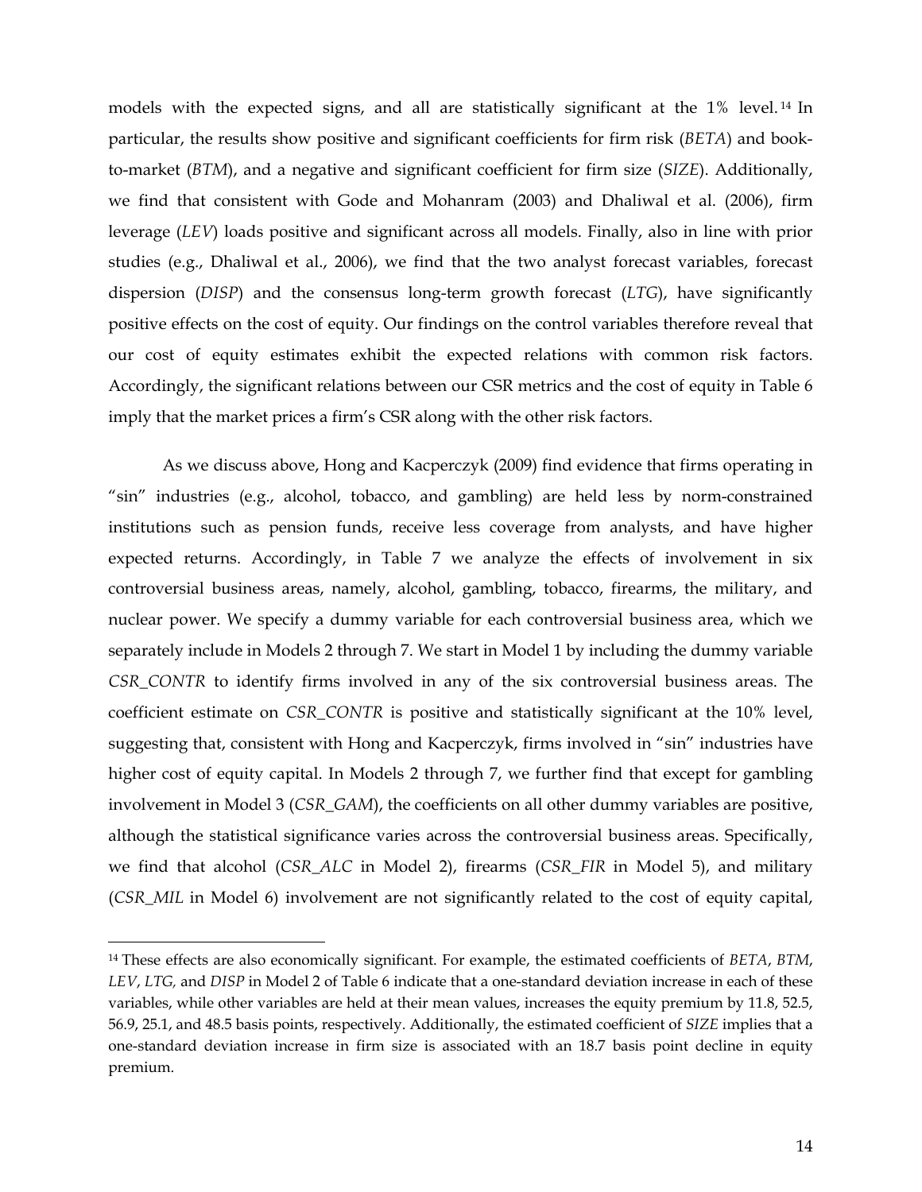models with the expected signs, and all are statistically significant at the 1% level.[14] In particular, the results show positive and significant coefficients for firm risk (*BETA*) and book-to-market (*BTM*), and a negative and significant coefficient for firm size (*SIZE*). Additionally, we find that consistent with Gode and Mohanram (2003) and Dhaliwal et al. (2006), firm leverage (*LEV*) loads positive and significant across all models. Finally, also in line with prior studies (e.g., Dhaliwal et al., 2006), we find that the two analyst forecast variables, forecast dispersion (*DISP*) and the consensus long-term growth forecast (*LTG*), have significantly positive effects on the cost of equity. Our findings on the control variables therefore reveal that our cost of equity estimates exhibit the expected relations with common risk factors. Accordingly, the significant relations between our CSR metrics and the cost of equity in Table 6 imply that the market prices a firm's CSR along with the other risk factors.

As we discuss above, Hong and Kacperczyk (2009) find evidence that firms operating in "sin" industries (e.g., alcohol, tobacco, and gambling) are held less by norm-constrained institutions such as pension funds, receive less coverage from analysts, and have higher expected returns. Accordingly, in Table 7 we analyze the effects of involvement in six controversial business areas, namely, alcohol, gambling, tobacco, firearms, the military, and nuclear power. We specify a dummy variable for each controversial business area, which we separately include in Models 2 through 7. We start in Model 1 by including the dummy variable *CSR_CONTR* to identify firms involved in any of the six controversial business areas. The coefficient estimate on *CSR_CONTR* is positive and statistically significant at the 10% level, suggesting that, consistent with Hong and Kacperczyk, firms involved in "sin" industries have higher cost of equity capital. In Models 2 through 7, we further find that except for gambling involvement in Model 3 (*CSR_GAM*), the coefficients on all other dummy variables are positive, although the statistical significance varies across the controversial business areas. Specifically, we find that alcohol (*CSR_ALC* in Model 2), firearms (*CSR_FIR* in Model 5), and military (*CSR_MIL* in Model 6) involvement are not significantly related to the cost of equity capital,

[14] These effects are also economically significant. For example, the estimated coefficients of *BETA*, *BTM*, *LEV*, *LTG,* and *DISP* in Model 2 of Table 6 indicate that a one-standard deviation increase in each of these variables, while other variables are held at their mean values, increases the equity premium by 11.8, 52.5, 56.9, 25.1, and 48.5 basis points, respectively. Additionally, the estimated coefficient of *SIZE* implies that a one-standard deviation increase in firm size is associated with an 18.7 basis point decline in equity premium.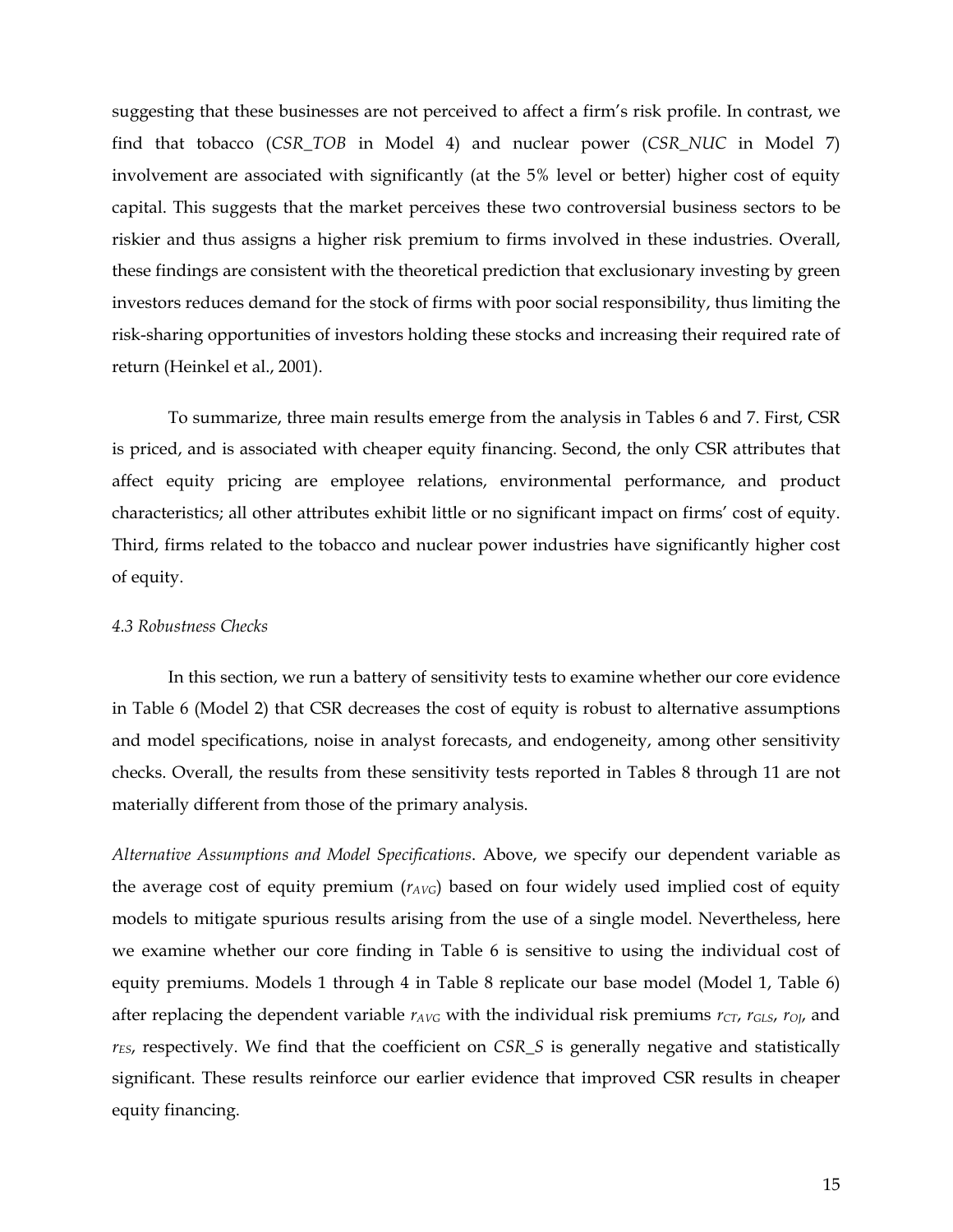suggesting that these businesses are not perceived to affect a firm's risk profile. In contrast, we find that tobacco (*CSR_TOB* in Model 4) and nuclear power (*CSR_NUC* in Model 7) involvement are associated with significantly (at the 5% level or better) higher cost of equity capital. This suggests that the market perceives these two controversial business sectors to be riskier and thus assigns a higher risk premium to firms involved in these industries. Overall, these findings are consistent with the theoretical prediction that exclusionary investing by green investors reduces demand for the stock of firms with poor social responsibility, thus limiting the risk-sharing opportunities of investors holding these stocks and increasing their required rate of return (Heinkel et al., 2001).

To summarize, three main results emerge from the analysis in Tables 6 and 7. First, CSR is priced, and is associated with cheaper equity financing. Second, the only CSR attributes that affect equity pricing are employee relations, environmental performance, and product characteristics; all other attributes exhibit little or no significant impact on firms' cost of equity. Third, firms related to the tobacco and nuclear power industries have significantly higher cost of equity.

### *4.3 Robustness Checks*

In this section, we run a battery of sensitivity tests to examine whether our core evidence in Table 6 (Model 2) that CSR decreases the cost of equity is robust to alternative assumptions and model specifications, noise in analyst forecasts, and endogeneity, among other sensitivity checks. Overall, the results from these sensitivity tests reported in Tables 8 through 11 are not materially different from those of the primary analysis.

*Alternative Assumptions and Model Specifications*. Above, we specify our dependent variable as the average cost of equity premium ($r_{AVG}$) based on four widely used implied cost of equity models to mitigate spurious results arising from the use of a single model. Nevertheless, here we examine whether our core finding in Table 6 is sensitive to using the individual cost of equity premiums. Models 1 through 4 in Table 8 replicate our base model (Model 1, Table 6) after replacing the dependent variable $r_{AVG}$ with the individual risk premiums $r_{CT}$, $r_{GLS}$, $r_{OJ}$, and $r_{ES}$, respectively. We find that the coefficient on *CSR_S* is generally negative and statistically significant. These results reinforce our earlier evidence that improved CSR results in cheaper equity financing.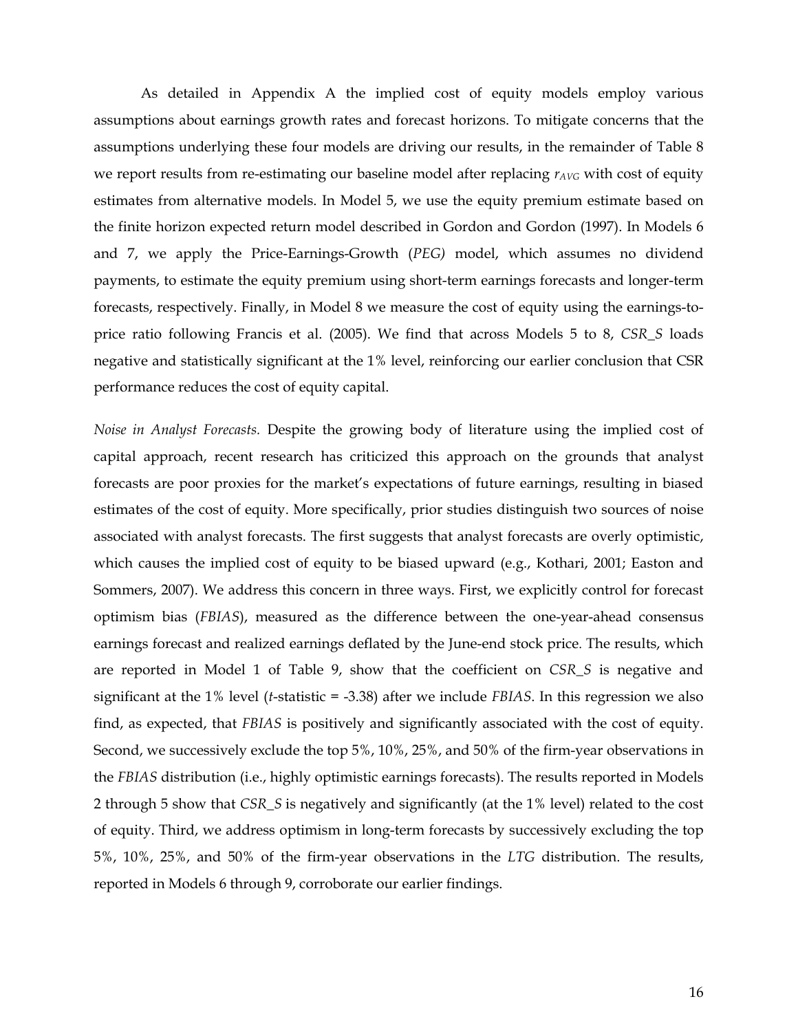As detailed in Appendix A the implied cost of equity models employ various assumptions about earnings growth rates and forecast horizons. To mitigate concerns that the assumptions underlying these four models are driving our results, in the remainder of Table 8 we report results from re-estimating our baseline model after replacing $r_{AVG}$ with cost of equity estimates from alternative models. In Model 5, we use the equity premium estimate based on the finite horizon expected return model described in Gordon and Gordon (1997). In Models 6 and 7, we apply the Price-Earnings-Growth (*PEG)* model, which assumes no dividend payments, to estimate the equity premium using short-term earnings forecasts and longer-term forecasts, respectively. Finally, in Model 8 we measure the cost of equity using the earnings-to-price ratio following Francis et al. (2005). We find that across Models 5 to 8, *CSR_S* loads negative and statistically significant at the 1% level, reinforcing our earlier conclusion that CSR performance reduces the cost of equity capital.

*Noise in Analyst Forecasts.* Despite the growing body of literature using the implied cost of capital approach, recent research has criticized this approach on the grounds that analyst forecasts are poor proxies for the market's expectations of future earnings, resulting in biased estimates of the cost of equity. More specifically, prior studies distinguish two sources of noise associated with analyst forecasts. The first suggests that analyst forecasts are overly optimistic, which causes the implied cost of equity to be biased upward (e.g., Kothari, 2001; Easton and Sommers, 2007). We address this concern in three ways. First, we explicitly control for forecast optimism bias (*FBIAS*), measured as the difference between the one-year-ahead consensus earnings forecast and realized earnings deflated by the June-end stock price. The results, which are reported in Model 1 of Table 9, show that the coefficient on *CSR_S* is negative and significant at the 1% level (*t*-statistic = -3.38) after we include *FBIAS*. In this regression we also find, as expected, that *FBIAS* is positively and significantly associated with the cost of equity. Second, we successively exclude the top 5%, 10%, 25%, and 50% of the firm-year observations in the *FBIAS* distribution (i.e., highly optimistic earnings forecasts). The results reported in Models 2 through 5 show that *CSR_S* is negatively and significantly (at the 1% level) related to the cost of equity. Third, we address optimism in long-term forecasts by successively excluding the top 5%, 10%, 25%, and 50% of the firm-year observations in the *LTG* distribution. The results, reported in Models 6 through 9, corroborate our earlier findings.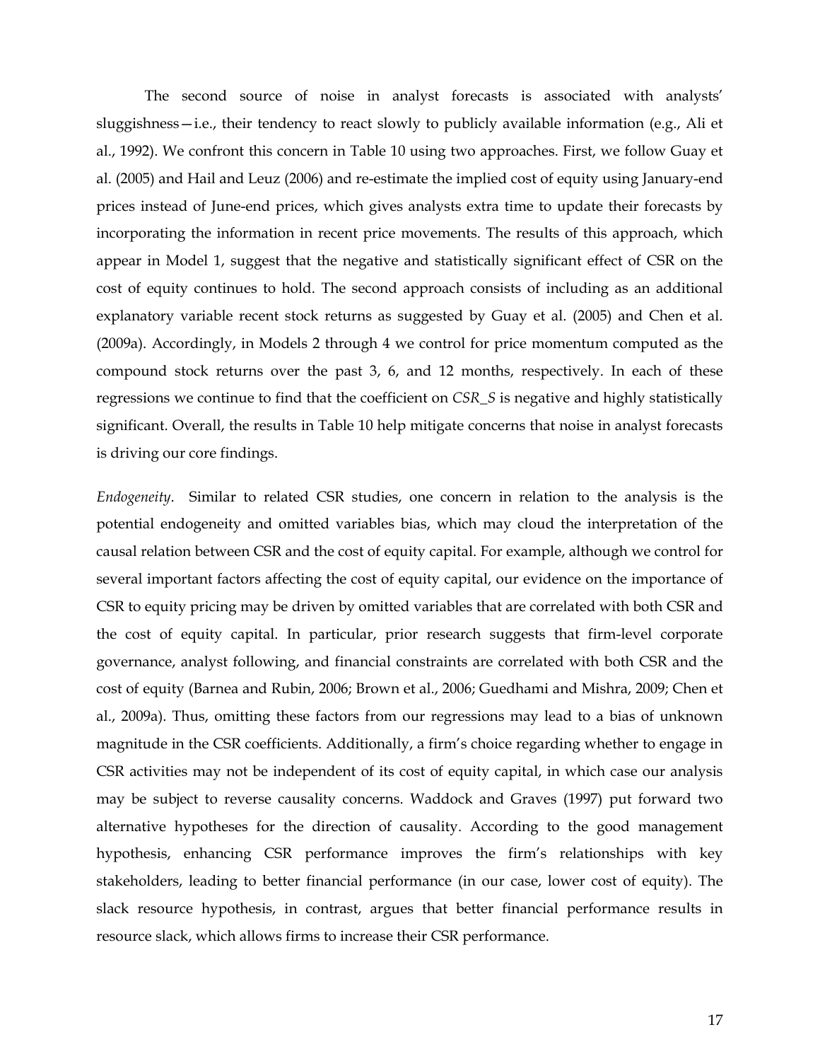The second source of noise in analyst forecasts is associated with analysts' sluggishness—i.e., their tendency to react slowly to publicly available information (e.g., Ali et al., 1992). We confront this concern in Table 10 using two approaches. First, we follow Guay et al. (2005) and Hail and Leuz (2006) and re-estimate the implied cost of equity using January-end prices instead of June-end prices, which gives analysts extra time to update their forecasts by incorporating the information in recent price movements. The results of this approach, which appear in Model 1, suggest that the negative and statistically significant effect of CSR on the cost of equity continues to hold. The second approach consists of including as an additional explanatory variable recent stock returns as suggested by Guay et al. (2005) and Chen et al. (2009a). Accordingly, in Models 2 through 4 we control for price momentum computed as the compound stock returns over the past 3, 6, and 12 months, respectively. In each of these regressions we continue to find that the coefficient on *CSR_S* is negative and highly statistically significant. Overall, the results in Table 10 help mitigate concerns that noise in analyst forecasts is driving our core findings.

*Endogeneity*. Similar to related CSR studies, one concern in relation to the analysis is the potential endogeneity and omitted variables bias, which may cloud the interpretation of the causal relation between CSR and the cost of equity capital. For example, although we control for several important factors affecting the cost of equity capital, our evidence on the importance of CSR to equity pricing may be driven by omitted variables that are correlated with both CSR and the cost of equity capital. In particular, prior research suggests that firm-level corporate governance, analyst following, and financial constraints are correlated with both CSR and the cost of equity (Barnea and Rubin, 2006; Brown et al., 2006; Guedhami and Mishra, 2009; Chen et al., 2009a). Thus, omitting these factors from our regressions may lead to a bias of unknown magnitude in the CSR coefficients. Additionally, a firm's choice regarding whether to engage in CSR activities may not be independent of its cost of equity capital, in which case our analysis may be subject to reverse causality concerns. Waddock and Graves (1997) put forward two alternative hypotheses for the direction of causality. According to the good management hypothesis, enhancing CSR performance improves the firm's relationships with key stakeholders, leading to better financial performance (in our case, lower cost of equity). The slack resource hypothesis, in contrast, argues that better financial performance results in resource slack, which allows firms to increase their CSR performance.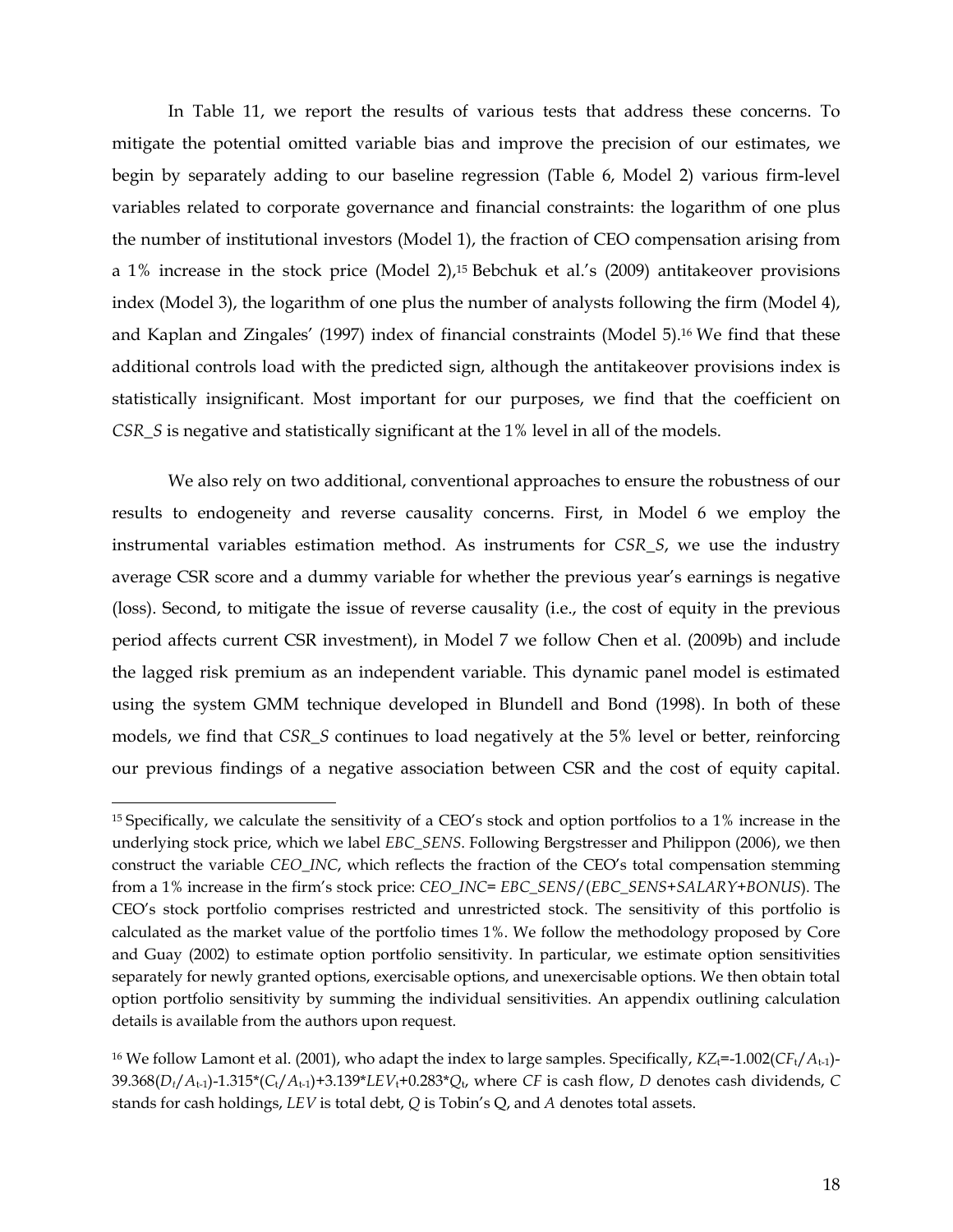In Table 11, we report the results of various tests that address these concerns. To mitigate the potential omitted variable bias and improve the precision of our estimates, we begin by separately adding to our baseline regression (Table 6, Model 2) various firm-level variables related to corporate governance and financial constraints: the logarithm of one plus the number of institutional investors (Model 1), the fraction of CEO compensation arising from a 1% increase in the stock price (Model 2),[15] Bebchuk et al.'s (2009) antitakeover provisions index (Model 3), the logarithm of one plus the number of analysts following the firm (Model 4), and Kaplan and Zingales' (1997) index of financial constraints (Model 5).[16] We find that these additional controls load with the predicted sign, although the antitakeover provisions index is statistically insignificant. Most important for our purposes, we find that the coefficient on *CSR_S* is negative and statistically significant at the 1% level in all of the models.

We also rely on two additional, conventional approaches to ensure the robustness of our results to endogeneity and reverse causality concerns. First, in Model 6 we employ the instrumental variables estimation method. As instruments for *CSR_S*, we use the industry average CSR score and a dummy variable for whether the previous year's earnings is negative (loss). Second, to mitigate the issue of reverse causality (i.e., the cost of equity in the previous period affects current CSR investment), in Model 7 we follow Chen et al. (2009b) and include the lagged risk premium as an independent variable. This dynamic panel model is estimated using the system GMM technique developed in Blundell and Bond (1998). In both of these models, we find that *CSR_S* continues to load negatively at the 5% level or better, reinforcing our previous findings of a negative association between CSR and the cost of equity capital.

---

[15] Specifically, we calculate the sensitivity of a CEO's stock and option portfolios to a 1% increase in the underlying stock price, which we label *EBC_SENS*. Following Bergstresser and Philippon (2006), we then construct the variable *CEO_INC*, which reflects the fraction of the CEO's total compensation stemming from a 1% increase in the firm's stock price: *CEO_INC*= *EBC_SENS*/(*EBC_SENS*+*SALARY*+*BONUS*). The CEO's stock portfolio comprises restricted and unrestricted stock. The sensitivity of this portfolio is calculated as the market value of the portfolio times 1%. We follow the methodology proposed by Core and Guay (2002) to estimate option portfolio sensitivity. In particular, we estimate option sensitivities separately for newly granted options, exercisable options, and unexercisable options. We then obtain total option portfolio sensitivity by summing the individual sensitivities. An appendix outlining calculation details is available from the authors upon request.

[16] We follow Lamont et al. (2001), who adapt the index to large samples. Specifically, $KZ_t$=-1.002($CF_t/A_{t-1}$)-39.368($D_t/A_{t-1}$)-1.315*($C_t/A_{t-1}$)+3.139*$LEV_t$+0.283*$Q_t$, where *CF* is cash flow, *D* denotes cash dividends, *C* stands for cash holdings, *LEV* is total debt, *Q* is Tobin's Q, and *A* denotes total assets.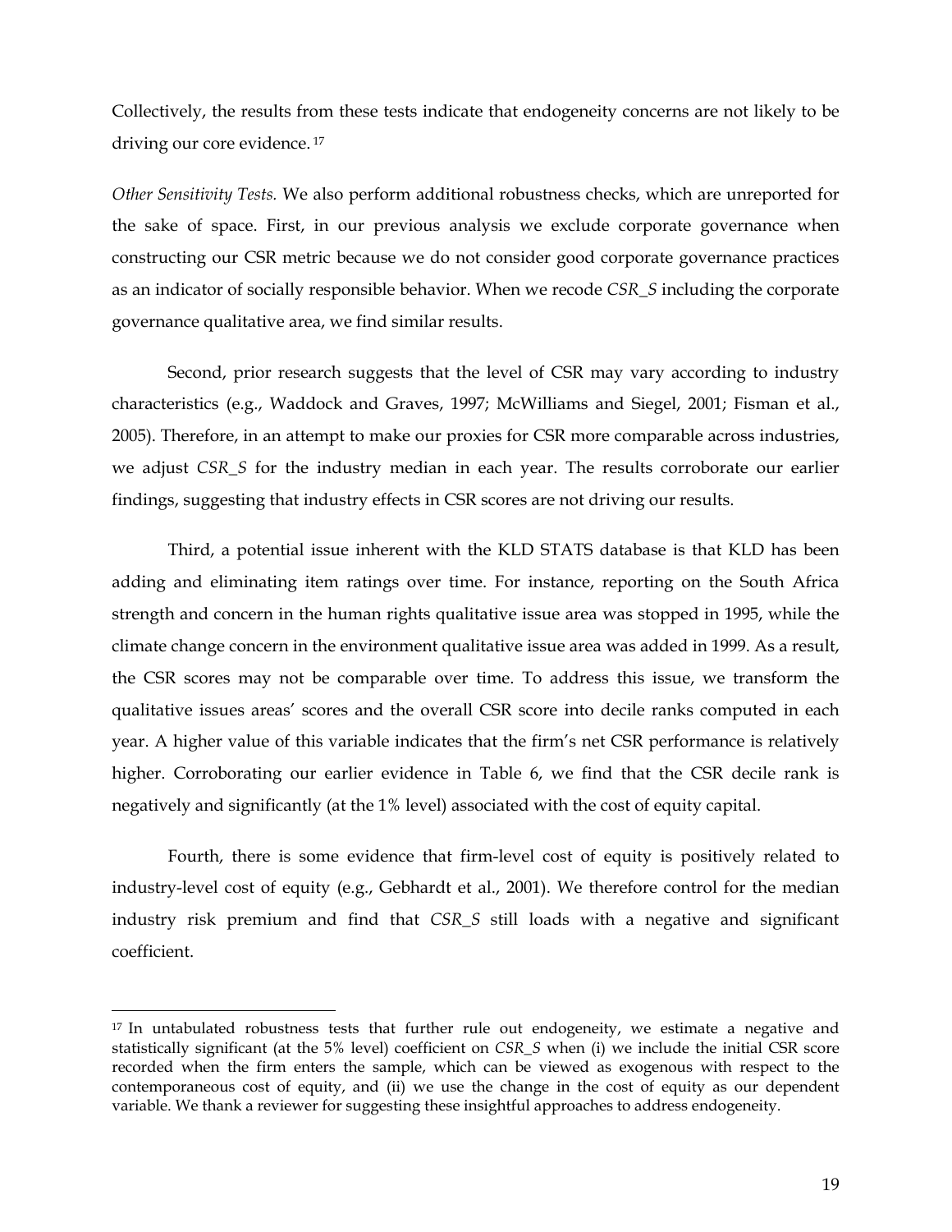Collectively, the results from these tests indicate that endogeneity concerns are not likely to be driving our core evidence.[17]

*Other Sensitivity Tests.* We also perform additional robustness checks, which are unreported for the sake of space. First, in our previous analysis we exclude corporate governance when constructing our CSR metric because we do not consider good corporate governance practices as an indicator of socially responsible behavior. When we recode *CSR_S* including the corporate governance qualitative area, we find similar results.

Second, prior research suggests that the level of CSR may vary according to industry characteristics (e.g., Waddock and Graves, 1997; McWilliams and Siegel, 2001; Fisman et al., 2005). Therefore, in an attempt to make our proxies for CSR more comparable across industries, we adjust *CSR_S* for the industry median in each year. The results corroborate our earlier findings, suggesting that industry effects in CSR scores are not driving our results.

Third, a potential issue inherent with the KLD STATS database is that KLD has been adding and eliminating item ratings over time. For instance, reporting on the South Africa strength and concern in the human rights qualitative issue area was stopped in 1995, while the climate change concern in the environment qualitative issue area was added in 1999. As a result, the CSR scores may not be comparable over time. To address this issue, we transform the qualitative issues areas' scores and the overall CSR score into decile ranks computed in each year. A higher value of this variable indicates that the firm's net CSR performance is relatively higher. Corroborating our earlier evidence in Table 6, we find that the CSR decile rank is negatively and significantly (at the 1% level) associated with the cost of equity capital.

Fourth, there is some evidence that firm-level cost of equity is positively related to industry-level cost of equity (e.g., Gebhardt et al., 2001). We therefore control for the median industry risk premium and find that *CSR_S* still loads with a negative and significant coefficient.

---

[17] In untabulated robustness tests that further rule out endogeneity, we estimate a negative and statistically significant (at the 5% level) coefficient on *CSR_S* when (i) we include the initial CSR score recorded when the firm enters the sample, which can be viewed as exogenous with respect to the contemporaneous cost of equity, and (ii) we use the change in the cost of equity as our dependent variable. We thank a reviewer for suggesting these insightful approaches to address endogeneity.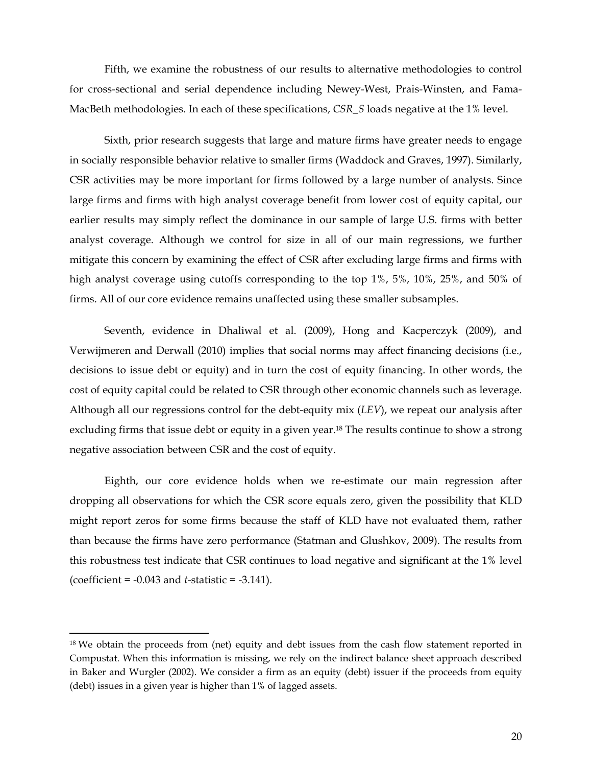Fifth, we examine the robustness of our results to alternative methodologies to control for cross-sectional and serial dependence including Newey-West, Prais-Winsten, and Fama-MacBeth methodologies. In each of these specifications, *CSR_S* loads negative at the 1% level.

Sixth, prior research suggests that large and mature firms have greater needs to engage in socially responsible behavior relative to smaller firms (Waddock and Graves, 1997). Similarly, CSR activities may be more important for firms followed by a large number of analysts. Since large firms and firms with high analyst coverage benefit from lower cost of equity capital, our earlier results may simply reflect the dominance in our sample of large U.S. firms with better analyst coverage. Although we control for size in all of our main regressions, we further mitigate this concern by examining the effect of CSR after excluding large firms and firms with high analyst coverage using cutoffs corresponding to the top 1%, 5%, 10%, 25%, and 50% of firms. All of our core evidence remains unaffected using these smaller subsamples.

Seventh, evidence in Dhaliwal et al. (2009), Hong and Kacperczyk (2009), and Verwijmeren and Derwall (2010) implies that social norms may affect financing decisions (i.e., decisions to issue debt or equity) and in turn the cost of equity financing. In other words, the cost of equity capital could be related to CSR through other economic channels such as leverage. Although all our regressions control for the debt-equity mix (*LEV*), we repeat our analysis after excluding firms that issue debt or equity in a given year.[18] The results continue to show a strong negative association between CSR and the cost of equity.

Eighth, our core evidence holds when we re-estimate our main regression after dropping all observations for which the CSR score equals zero, given the possibility that KLD might report zeros for some firms because the staff of KLD have not evaluated them, rather than because the firms have zero performance (Statman and Glushkov, 2009). The results from this robustness test indicate that CSR continues to load negative and significant at the 1% level (coefficient = -0.043 and *t*-statistic = -3.141).

[18] We obtain the proceeds from (net) equity and debt issues from the cash flow statement reported in Compustat. When this information is missing, we rely on the indirect balance sheet approach described in Baker and Wurgler (2002). We consider a firm as an equity (debt) issuer if the proceeds from equity (debt) issues in a given year is higher than 1% of lagged assets.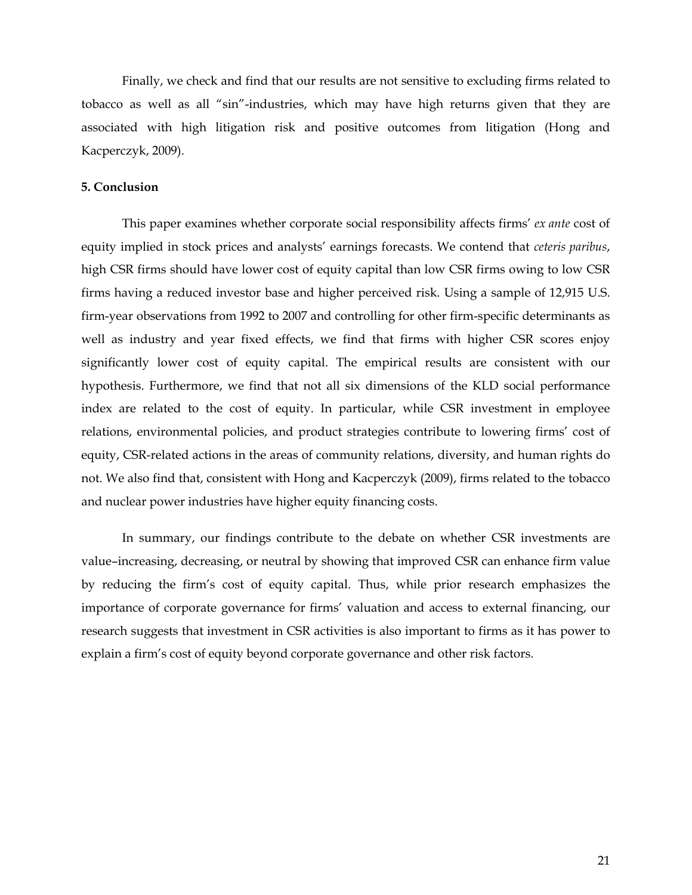Finally, we check and find that our results are not sensitive to excluding firms related to tobacco as well as all "sin"-industries, which may have high returns given that they are associated with high litigation risk and positive outcomes from litigation (Hong and Kacperczyk, 2009).

**5. Conclusion**

This paper examines whether corporate social responsibility affects firms' *ex ante* cost of equity implied in stock prices and analysts' earnings forecasts. We contend that *ceteris paribus*, high CSR firms should have lower cost of equity capital than low CSR firms owing to low CSR firms having a reduced investor base and higher perceived risk. Using a sample of 12,915 U.S. firm-year observations from 1992 to 2007 and controlling for other firm-specific determinants as well as industry and year fixed effects, we find that firms with higher CSR scores enjoy significantly lower cost of equity capital. The empirical results are consistent with our hypothesis. Furthermore, we find that not all six dimensions of the KLD social performance index are related to the cost of equity. In particular, while CSR investment in employee relations, environmental policies, and product strategies contribute to lowering firms' cost of equity, CSR-related actions in the areas of community relations, diversity, and human rights do not. We also find that, consistent with Hong and Kacperczyk (2009), firms related to the tobacco and nuclear power industries have higher equity financing costs.

In summary, our findings contribute to the debate on whether CSR investments are value–increasing, decreasing, or neutral by showing that improved CSR can enhance firm value by reducing the firm's cost of equity capital. Thus, while prior research emphasizes the importance of corporate governance for firms' valuation and access to external financing, our research suggests that investment in CSR activities is also important to firms as it has power to explain a firm's cost of equity beyond corporate governance and other risk factors.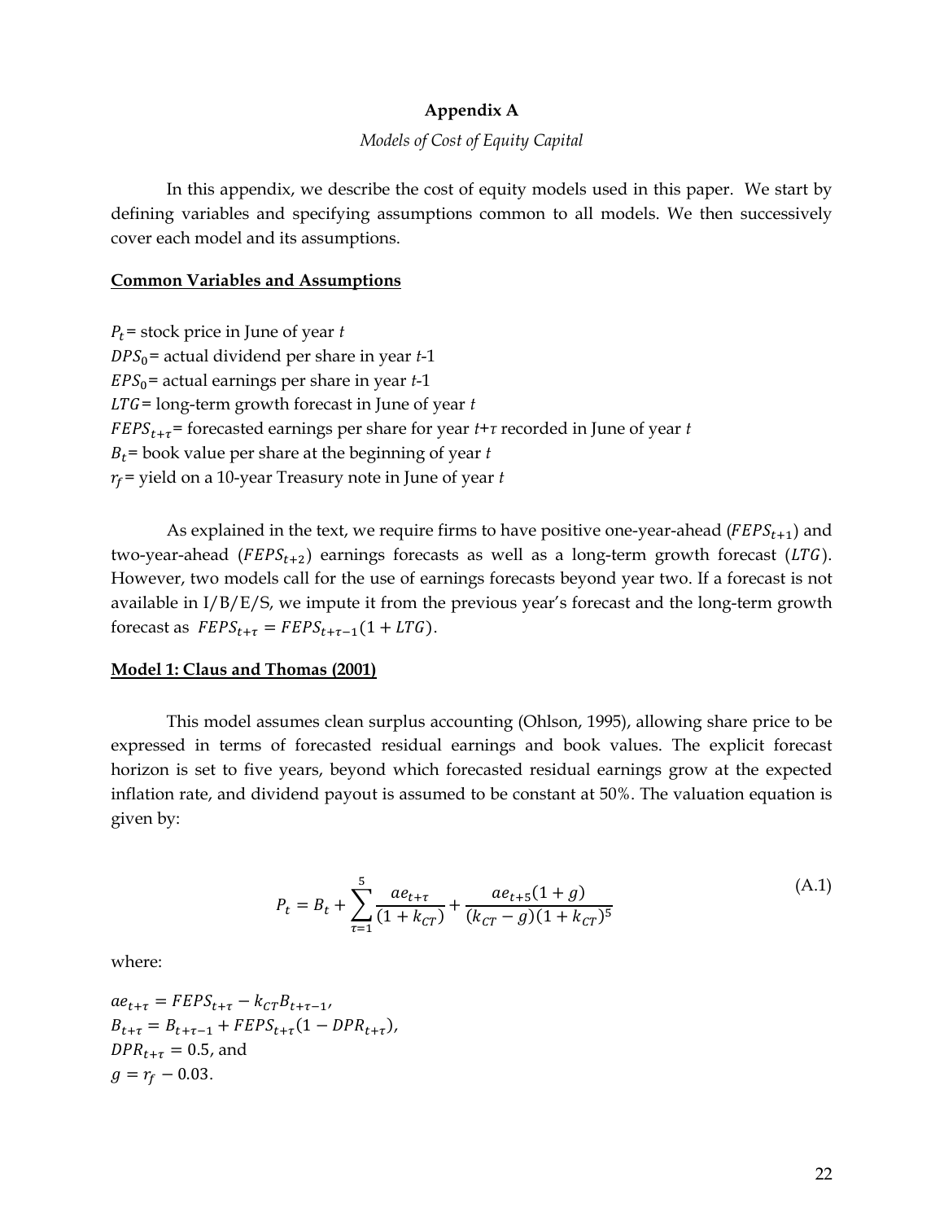# Appendix A

*Models of Cost of Equity Capital*

In this appendix, we describe the cost of equity models used in this paper. We start by defining variables and specifying assumptions common to all models. We then successively cover each model and its assumptions.

## Common Variables and Assumptions

$P_t$ = stock price in June of year *t*
$DPS_0$ = actual dividend per share in year *t*-1
$EPS_0$ = actual earnings per share in year *t*-1
$LTG$ = long-term growth forecast in June of year *t*
$FEPS_{t+\tau}$ = forecasted earnings per share for year *t*+*τ* recorded in June of year *t*
$B_t$ = book value per share at the beginning of year *t*
$r_f$ = yield on a 10-year Treasury note in June of year *t*

As explained in the text, we require firms to have positive one-year-ahead ($FEPS_{t+1}$) and two-year-ahead ($FEPS_{t+2}$) earnings forecasts as well as a long-term growth forecast ($LTG$). However, two models call for the use of earnings forecasts beyond year two. If a forecast is not available in I/B/E/S, we impute it from the previous year's forecast and the long-term growth forecast as $FEPS_{t+\tau} = FEPS_{t+\tau-1}(1 + LTG)$.

## Model 1: Claus and Thomas (2001)

This model assumes clean surplus accounting (Ohlson, 1995), allowing share price to be expressed in terms of forecasted residual earnings and book values. The explicit forecast horizon is set to five years, beyond which forecasted residual earnings grow at the expected inflation rate, and dividend payout is assumed to be constant at 50%. The valuation equation is given by:

$$P_t = B_t + \sum_{\tau=1}^{5} \frac{ae_{t+\tau}}{(1 + k_{CT})} + \frac{ae_{t+5}(1 + g)}{(k_{CT} - g)(1 + k_{CT})^5} \tag{A.1}$$

where:

$ae_{t+\tau} = FEPS_{t+\tau} - k_{CT} B_{t+\tau-1}$,
$B_{t+\tau} = B_{t+\tau-1} + FEPS_{t+\tau}(1 - DPR_{t+\tau})$,
$DPR_{t+\tau} = 0.5$, and
$g = r_f - 0.03$.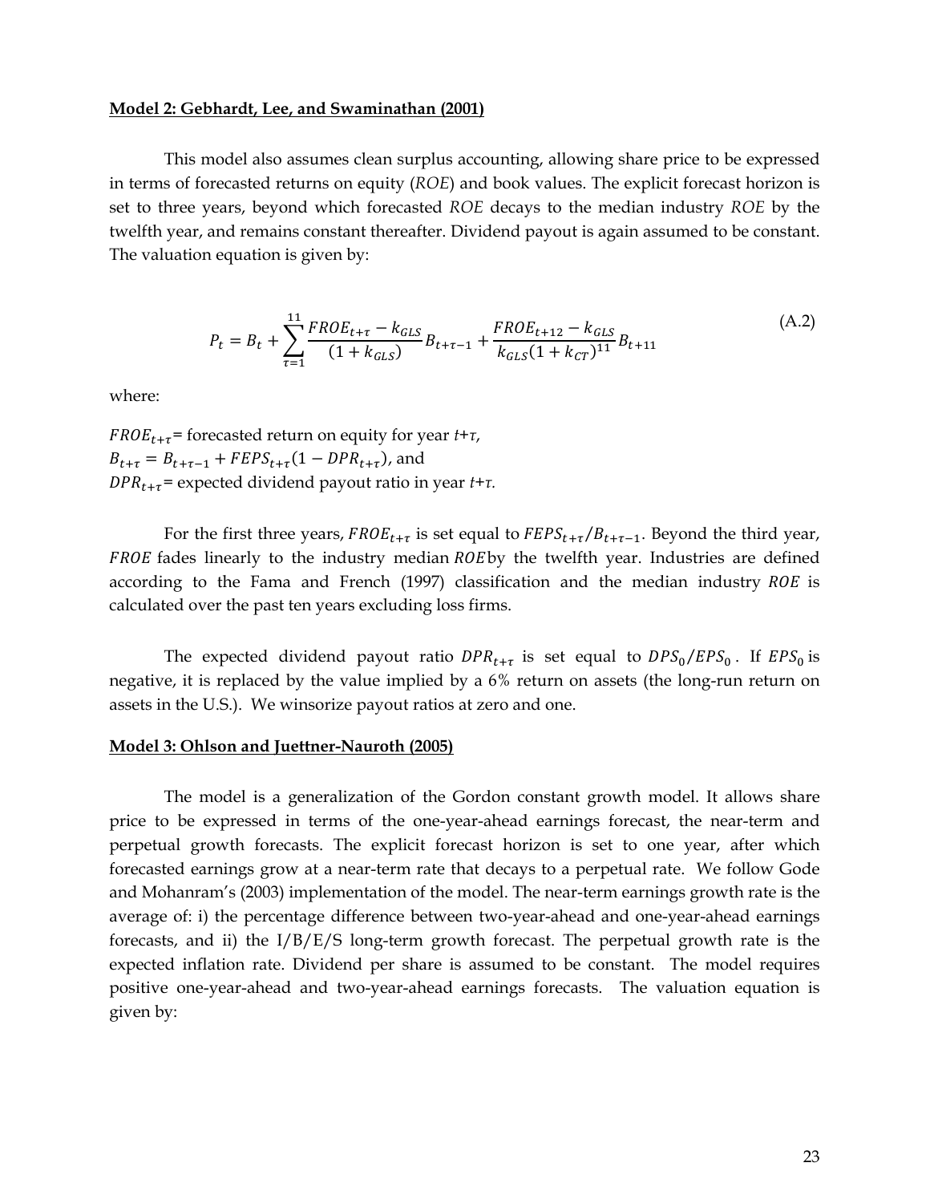**Model 2: Gebhardt, Lee, and Swaminathan (2001)**

This model also assumes clean surplus accounting, allowing share price to be expressed in terms of forecasted returns on equity (*ROE*) and book values. The explicit forecast horizon is set to three years, beyond which forecasted *ROE* decays to the median industry *ROE* by the twelfth year, and remains constant thereafter. Dividend payout is again assumed to be constant. The valuation equation is given by:

$$P_t = B_t + \sum_{\tau=1}^{11} \frac{FROE_{t+\tau} - k_{GLS}}{(1 + k_{GLS})} B_{t+\tau-1} + \frac{FROE_{t+12} - k_{GLS}}{k_{GLS}(1 + k_{CT})^{11}} B_{t+11} \tag{A.2}$$

where:

$FROE_{t+\tau}$= forecasted return on equity for year *t+τ*,
$B_{t+\tau} = B_{t+\tau-1} + FEPS_{t+\tau}(1 - DPR_{t+\tau})$, and
$DPR_{t+\tau}$= expected dividend payout ratio in year *t+τ.*

For the first three years, $FROE_{t+\tau}$ is set equal to $FEPS_{t+\tau}/B_{t+\tau-1}$. Beyond the third year, $FROE$ fades linearly to the industry median $ROE$ by the twelfth year. Industries are defined according to the Fama and French (1997) classification and the median industry $ROE$ is calculated over the past ten years excluding loss firms.

The expected dividend payout ratio $DPR_{t+\tau}$ is set equal to $DPS_0/EPS_0$. If $EPS_0$ is negative, it is replaced by the value implied by a 6% return on assets (the long-run return on assets in the U.S.). We winsorize payout ratios at zero and one.

**Model 3: Ohlson and Juettner-Nauroth (2005)**

The model is a generalization of the Gordon constant growth model. It allows share price to be expressed in terms of the one-year-ahead earnings forecast, the near-term and perpetual growth forecasts. The explicit forecast horizon is set to one year, after which forecasted earnings grow at a near-term rate that decays to a perpetual rate. We follow Gode and Mohanram's (2003) implementation of the model. The near-term earnings growth rate is the average of: i) the percentage difference between two-year-ahead and one-year-ahead earnings forecasts, and ii) the I/B/E/S long-term growth forecast. The perpetual growth rate is the expected inflation rate. Dividend per share is assumed to be constant. The model requires positive one-year-ahead and two-year-ahead earnings forecasts. The valuation equation is given by: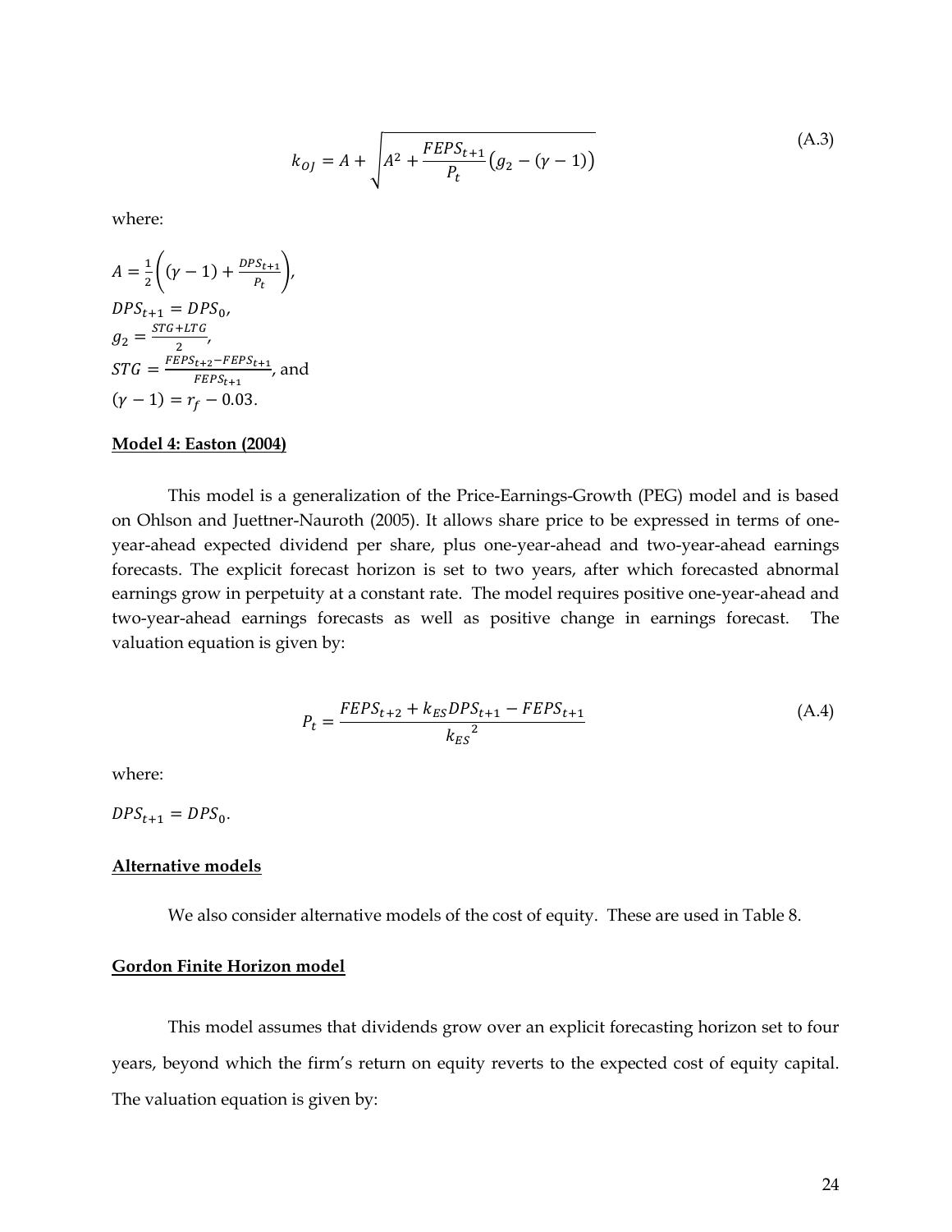$$k_{OJ} = A + \sqrt{A^2 + \frac{FEPS_{t+1}}{P_t}\left(g_2 - (\gamma - 1)\right)} \tag{A.3}$$

where:

$A = \frac{1}{2}\left((\gamma - 1) + \frac{DPS_{t+1}}{P_t}\right)$,
$DPS_{t+1} = DPS_0$,
$g_2 = \frac{STG + LTG}{2}$,
$STG = \frac{FEPS_{t+2} - FEPS_{t+1}}{FEPS_{t+1}}$, and
$(\gamma - 1) = r_f - 0.03$.

**Model 4: Easton (2004)**

This model is a generalization of the Price-Earnings-Growth (PEG) model and is based on Ohlson and Juettner-Nauroth (2005). It allows share price to be expressed in terms of one-year-ahead expected dividend per share, plus one-year-ahead and two-year-ahead earnings forecasts. The explicit forecast horizon is set to two years, after which forecasted abnormal earnings grow in perpetuity at a constant rate. The model requires positive one-year-ahead and two-year-ahead earnings forecasts as well as positive change in earnings forecast. The valuation equation is given by:

$$P_t = \frac{FEPS_{t+2} + k_{ES}DPS_{t+1} - FEPS_{t+1}}{k_{ES}{}^2} \tag{A.4}$$

where:

$DPS_{t+1} = DPS_0$.

**Alternative models**

We also consider alternative models of the cost of equity. These are used in Table 8.

**Gordon Finite Horizon model**

This model assumes that dividends grow over an explicit forecasting horizon set to four years, beyond which the firm's return on equity reverts to the expected cost of equity capital. The valuation equation is given by: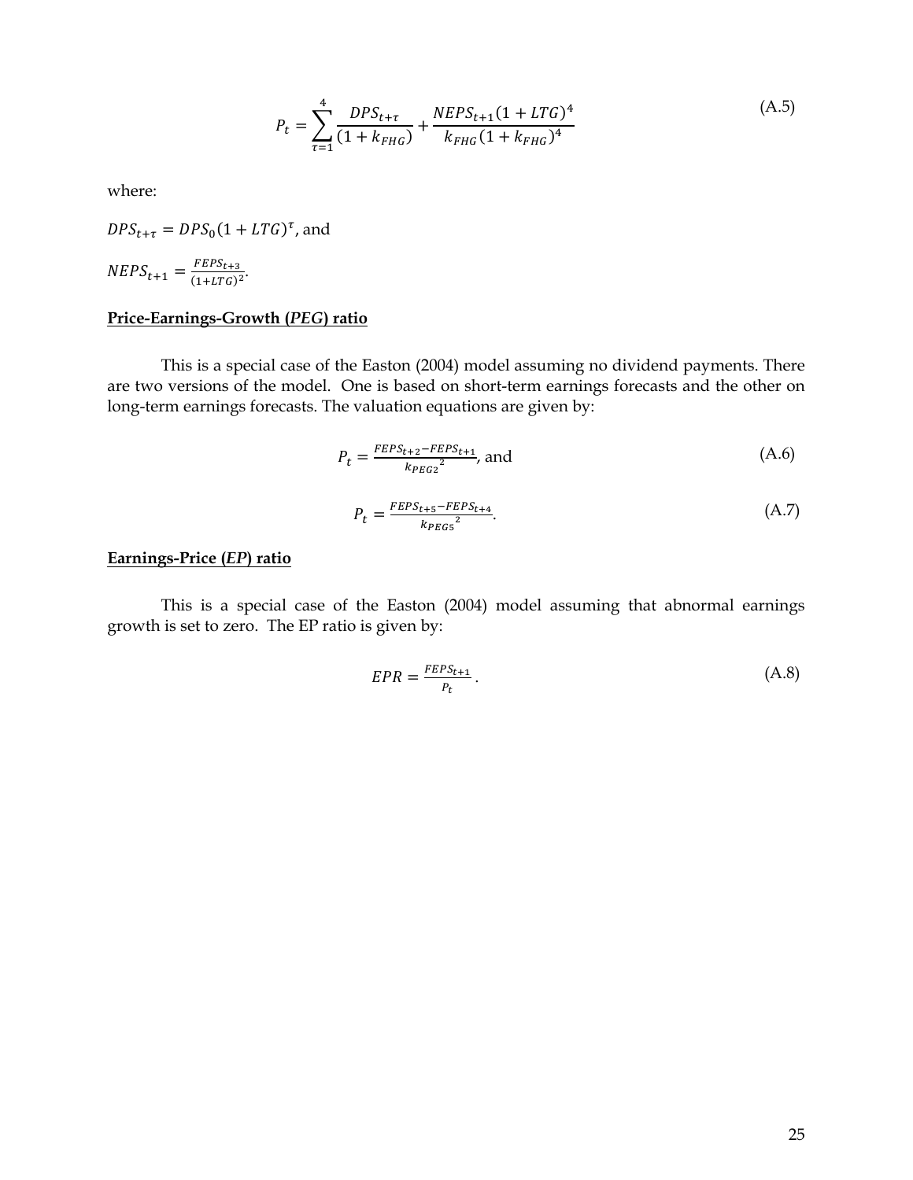$$P_t = \sum_{\tau=1}^{4} \frac{DPS_{t+\tau}}{(1 + k_{FHG})} + \frac{NEPS_{t+1}(1 + LTG)^4}{k_{FHG}(1 + k_{FHG})^4} \tag{A.5}$$

where:

$DPS_{t+\tau} = DPS_0(1 + LTG)^\tau$, and

$NEPS_{t+1} = \frac{FEPS_{t+3}}{(1+LTG)^2}$.

**Price-Earnings-Growth (*PEG*) ratio**

This is a special case of the Easton (2004) model assuming no dividend payments. There are two versions of the model. One is based on short-term earnings forecasts and the other on long-term earnings forecasts. The valuation equations are given by:

$$P_t = \frac{FEPS_{t+2} - FEPS_{t+1}}{k_{PEG2}{}^2}, \text{ and} \tag{A.6}$$

$$P_t = \frac{FEPS_{t+5} - FEPS_{t+4}}{k_{PEG5}{}^2}. \tag{A.7}$$

**Earnings-Price (*EP*) ratio**

This is a special case of the Easton (2004) model assuming that abnormal earnings growth is set to zero. The EP ratio is given by:

$$EPR = \frac{FEPS_{t+1}}{P_t}. \tag{A.8}$$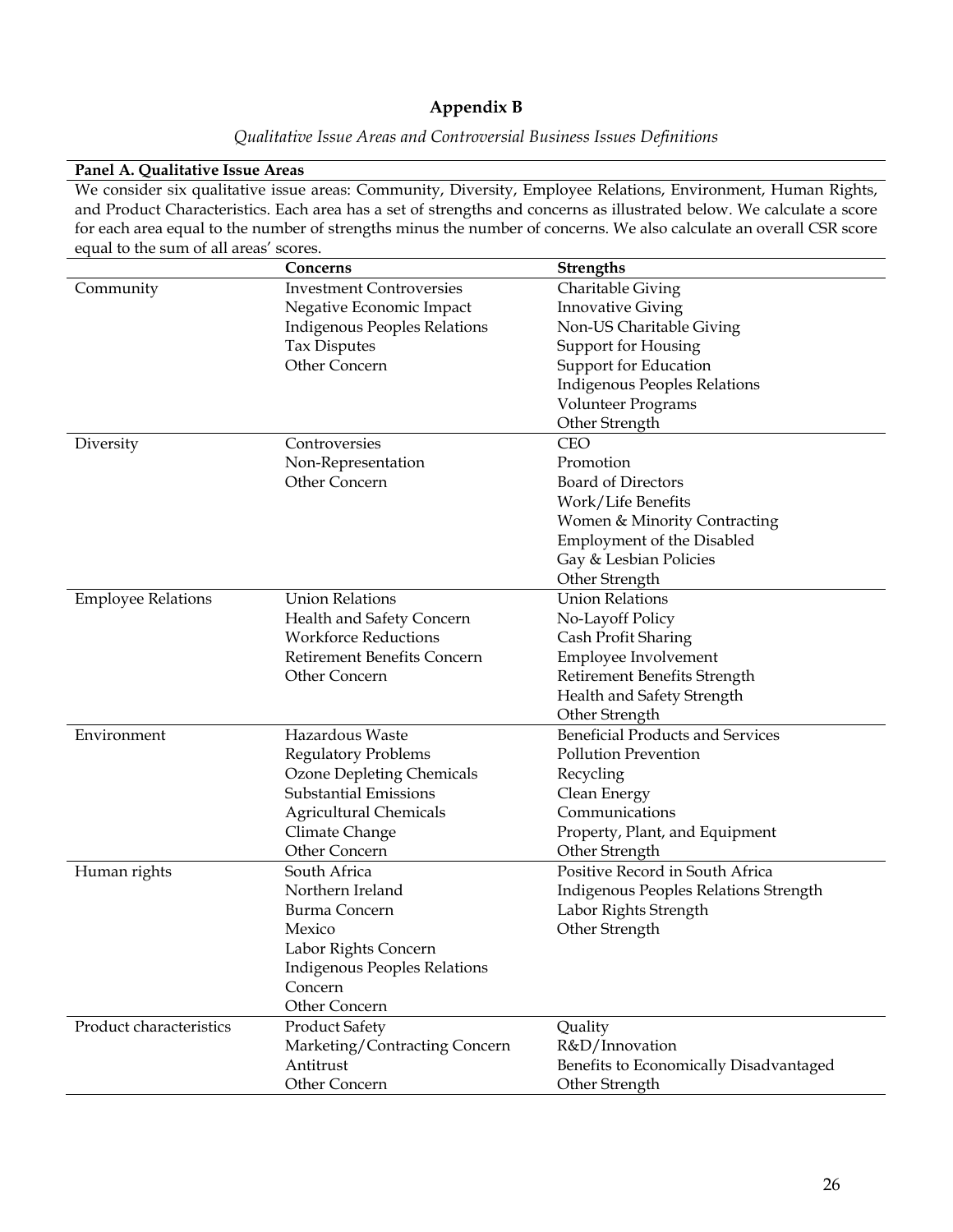# Appendix B

*Qualitative Issue Areas and Controversial Business Issues Definitions*

**Panel A. Qualitative Issue Areas**

We consider six qualitative issue areas: Community, Diversity, Employee Relations, Environment, Human Rights, and Product Characteristics. Each area has a set of strengths and concerns as illustrated below. We calculate a score for each area equal to the number of strengths minus the number of concerns. We also calculate an overall CSR score equal to the sum of all areas' scores.

| | Concerns | Strengths |
|---|---|---|
| Community | Investment Controversies<br>Negative Economic Impact<br>Indigenous Peoples Relations<br>Tax Disputes<br>Other Concern | Charitable Giving<br>Innovative Giving<br>Non-US Charitable Giving<br>Support for Housing<br>Support for Education<br>Indigenous Peoples Relations<br>Volunteer Programs<br>Other Strength |
| Diversity | Controversies<br>Non-Representation<br>Other Concern | CEO<br>Promotion<br>Board of Directors<br>Work/Life Benefits<br>Women & Minority Contracting<br>Employment of the Disabled<br>Gay & Lesbian Policies<br>Other Strength |
| Employee Relations | Union Relations<br>Health and Safety Concern<br>Workforce Reductions<br>Retirement Benefits Concern<br>Other Concern | Union Relations<br>No-Layoff Policy<br>Cash Profit Sharing<br>Employee Involvement<br>Retirement Benefits Strength<br>Health and Safety Strength<br>Other Strength |
| Environment | Hazardous Waste<br>Regulatory Problems<br>Ozone Depleting Chemicals<br>Substantial Emissions<br>Agricultural Chemicals<br>Climate Change<br>Other Concern | Beneficial Products and Services<br>Pollution Prevention<br>Recycling<br>Clean Energy<br>Communications<br>Property, Plant, and Equipment<br>Other Strength |
| Human rights | South Africa<br>Northern Ireland<br>Burma Concern<br>Mexico<br>Labor Rights Concern<br>Indigenous Peoples Relations Concern<br>Other Concern | Positive Record in South Africa<br>Indigenous Peoples Relations Strength<br>Labor Rights Strength<br>Other Strength |
| Product characteristics | Product Safety<br>Marketing/Contracting Concern<br>Antitrust<br>Other Concern | Quality<br>R&D/Innovation<br>Benefits to Economically Disadvantaged<br>Other Strength |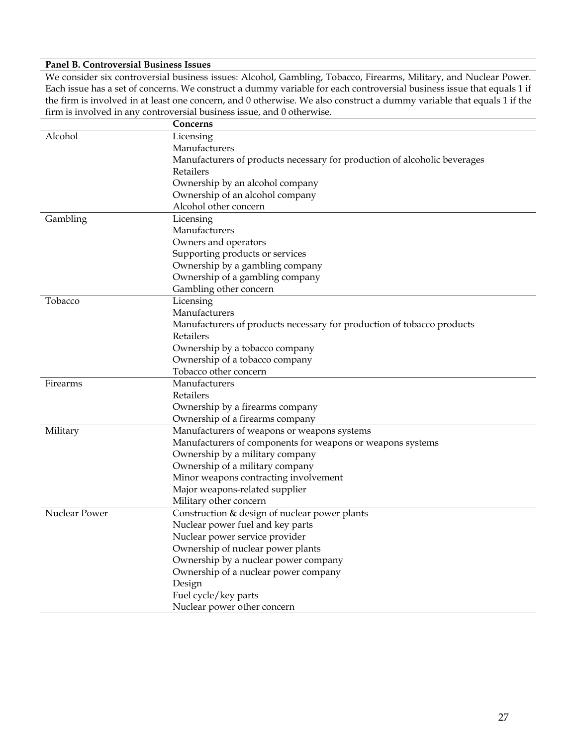**Panel B. Controversial Business Issues**

We consider six controversial business issues: Alcohol, Gambling, Tobacco, Firearms, Military, and Nuclear Power. Each issue has a set of concerns. We construct a dummy variable for each controversial business issue that equals 1 if the firm is involved in at least one concern, and 0 otherwise. We also construct a dummy variable that equals 1 if the firm is involved in any controversial business issue, and 0 otherwise.

| | **Concerns** |
|---|---|
| Alcohol | Licensing |
| | Manufacturers |
| | Manufacturers of products necessary for production of alcoholic beverages |
| | Retailers |
| | Ownership by an alcohol company |
| | Ownership of an alcohol company |
| | Alcohol other concern |
| Gambling | Licensing |
| | Manufacturers |
| | Owners and operators |
| | Supporting products or services |
| | Ownership by a gambling company |
| | Ownership of a gambling company |
| | Gambling other concern |
| Tobacco | Licensing |
| | Manufacturers |
| | Manufacturers of products necessary for production of tobacco products |
| | Retailers |
| | Ownership by a tobacco company |
| | Ownership of a tobacco company |
| | Tobacco other concern |
| Firearms | Manufacturers |
| | Retailers |
| | Ownership by a firearms company |
| | Ownership of a firearms company |
| Military | Manufacturers of weapons or weapons systems |
| | Manufacturers of components for weapons or weapons systems |
| | Ownership by a military company |
| | Ownership of a military company |
| | Minor weapons contracting involvement |
| | Major weapons-related supplier |
| | Military other concern |
| Nuclear Power | Construction & design of nuclear power plants |
| | Nuclear power fuel and key parts |
| | Nuclear power service provider |
| | Ownership of nuclear power plants |
| | Ownership by a nuclear power company |
| | Ownership of a nuclear power company |
| | Design |
| | Fuel cycle/key parts |
| | Nuclear power other concern |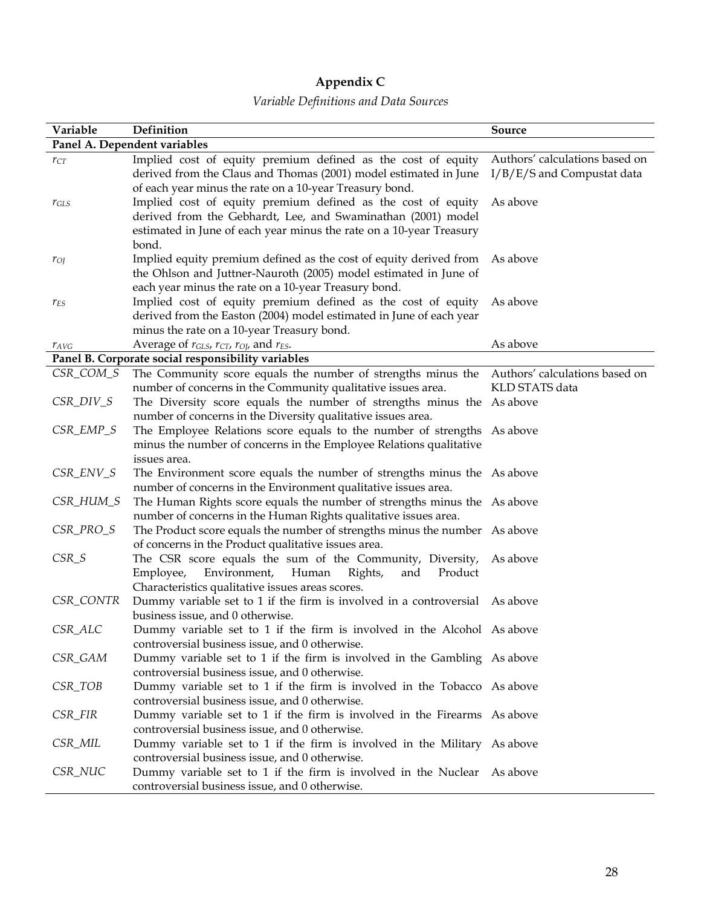# Appendix C

*Variable Definitions and Data Sources*

| Variable | Definition | Source |
|---|---|---|
| **Panel A. Dependent variables** | | |
| $r_{CT}$ | Implied cost of equity premium defined as the cost of equity derived from the Claus and Thomas (2001) model estimated in June of each year minus the rate on a 10-year Treasury bond. | Authors' calculations based on I/B/E/S and Compustat data |
| $r_{GLS}$ | Implied cost of equity premium defined as the cost of equity derived from the Gebhardt, Lee, and Swaminathan (2001) model estimated in June of each year minus the rate on a 10-year Treasury bond. | As above |
| $r_{OJ}$ | Implied equity premium defined as the cost of equity derived from the Ohlson and Juttner-Nauroth (2005) model estimated in June of each year minus the rate on a 10-year Treasury bond. | As above |
| $r_{ES}$ | Implied cost of equity premium defined as the cost of equity derived from the Easton (2004) model estimated in June of each year minus the rate on a 10-year Treasury bond. | As above |
| $r_{AVG}$ | Average of $r_{GLS}$, $r_{CT}$, $r_{OJ}$, and $r_{ES}$. | As above |
| **Panel B. Corporate social responsibility variables** | | |
| *CSR_COM_S* | The Community score equals the number of strengths minus the number of concerns in the Community qualitative issues area. | Authors' calculations based on KLD STATS data |
| *CSR_DIV_S* | The Diversity score equals the number of strengths minus the number of concerns in the Diversity qualitative issues area. | As above |
| *CSR_EMP_S* | The Employee Relations score equals to the number of strengths minus the number of concerns in the Employee Relations qualitative issues area. | As above |
| *CSR_ENV_S* | The Environment score equals the number of strengths minus the number of concerns in the Environment qualitative issues area. | As above |
| *CSR_HUM_S* | The Human Rights score equals the number of strengths minus the number of concerns in the Human Rights qualitative issues area. | As above |
| *CSR_PRO_S* | The Product score equals the number of strengths minus the number of concerns in the Product qualitative issues area. | As above |
| *CSR_S* | The CSR score equals the sum of the Community, Diversity, Employee, Environment, Human Rights, and Product Characteristics qualitative issues areas scores. | As above |
| *CSR_CONTR* | Dummy variable set to 1 if the firm is involved in a controversial business issue, and 0 otherwise. | As above |
| *CSR_ALC* | Dummy variable set to 1 if the firm is involved in the Alcohol controversial business issue, and 0 otherwise. | As above |
| *CSR_GAM* | Dummy variable set to 1 if the firm is involved in the Gambling controversial business issue, and 0 otherwise. | As above |
| *CSR_TOB* | Dummy variable set to 1 if the firm is involved in the Tobacco controversial business issue, and 0 otherwise. | As above |
| *CSR_FIR* | Dummy variable set to 1 if the firm is involved in the Firearms controversial business issue, and 0 otherwise. | As above |
| *CSR_MIL* | Dummy variable set to 1 if the firm is involved in the Military controversial business issue, and 0 otherwise. | As above |
| *CSR_NUC* | Dummy variable set to 1 if the firm is involved in the Nuclear controversial business issue, and 0 otherwise. | As above |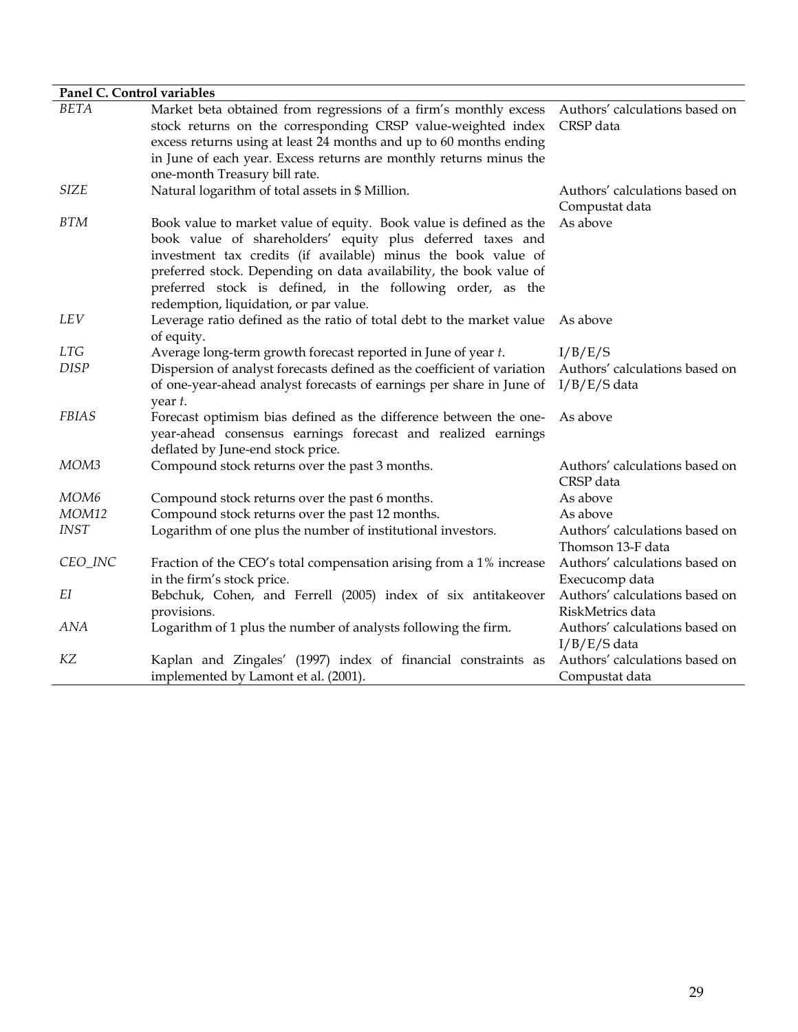| Panel C. Control variables | | |
|---|---|---|
| *BETA* | Market beta obtained from regressions of a firm's monthly excess stock returns on the corresponding CRSP value-weighted index excess returns using at least 24 months and up to 60 months ending in June of each year. Excess returns are monthly returns minus the one-month Treasury bill rate. | Authors' calculations based on CRSP data |
| *SIZE* | Natural logarithm of total assets in $ Million. | Authors' calculations based on Compustat data |
| *BTM* | Book value to market value of equity. Book value is defined as the book value of shareholders' equity plus deferred taxes and investment tax credits (if available) minus the book value of preferred stock. Depending on data availability, the book value of preferred stock is defined, in the following order, as the redemption, liquidation, or par value. | As above |
| *LEV* | Leverage ratio defined as the ratio of total debt to the market value of equity. | As above |
| *LTG* | Average long-term growth forecast reported in June of year *t*. | I/B/E/S |
| *DISP* | Dispersion of analyst forecasts defined as the coefficient of variation of one-year-ahead analyst forecasts of earnings per share in June of year *t*. | Authors' calculations based on I/B/E/S data |
| *FBIAS* | Forecast optimism bias defined as the difference between the one-year-ahead consensus earnings forecast and realized earnings deflated by June-end stock price. | As above |
| *MOM3* | Compound stock returns over the past 3 months. | Authors' calculations based on CRSP data |
| *MOM6* | Compound stock returns over the past 6 months. | As above |
| *MOM12* | Compound stock returns over the past 12 months. | As above |
| *INST* | Logarithm of one plus the number of institutional investors. | Authors' calculations based on Thomson 13-F data |
| *CEO_INC* | Fraction of the CEO's total compensation arising from a 1% increase in the firm's stock price. | Authors' calculations based on Execucomp data |
| *EI* | Bebchuk, Cohen, and Ferrell (2005) index of six antitakeover provisions. | Authors' calculations based on RiskMetrics data |
| *ANA* | Logarithm of 1 plus the number of analysts following the firm. | Authors' calculations based on I/B/E/S data |
| *KZ* | Kaplan and Zingales' (1997) index of financial constraints as implemented by Lamont et al. (2001). | Authors' calculations based on Compustat data |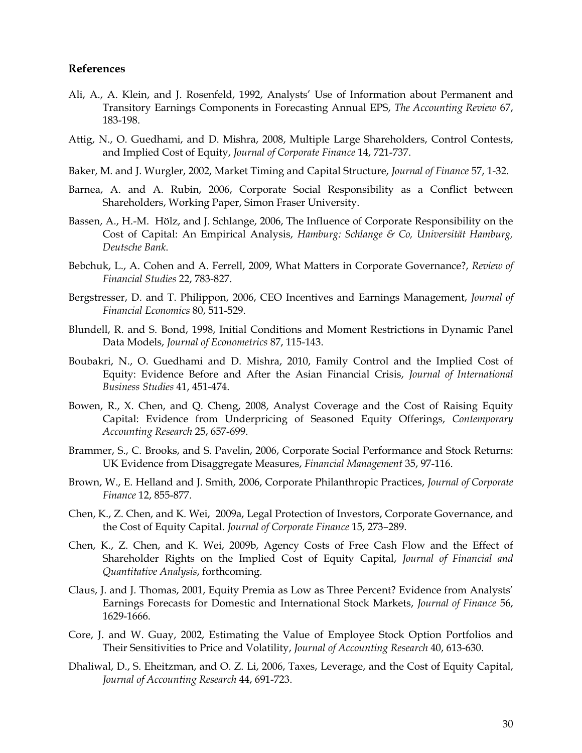## References

Ali, A., A. Klein, and J. Rosenfeld, 1992, Analysts' Use of Information about Permanent and Transitory Earnings Components in Forecasting Annual EPS, *The Accounting Review* 67, 183-198.

Attig, N., O. Guedhami, and D. Mishra, 2008, Multiple Large Shareholders, Control Contests, and Implied Cost of Equity, *Journal of Corporate Finance* 14, 721-737.

Baker, M. and J. Wurgler, 2002, Market Timing and Capital Structure, *Journal of Finance* 57, 1-32.

Barnea, A. and A. Rubin, 2006, Corporate Social Responsibility as a Conflict between Shareholders, Working Paper, Simon Fraser University.

Bassen, A., H.-M. Hölz, and J. Schlange, 2006, The Influence of Corporate Responsibility on the Cost of Capital: An Empirical Analysis, *Hamburg: Schlange & Co, Universität Hamburg, Deutsche Bank*.

Bebchuk, L., A. Cohen and A. Ferrell, 2009, What Matters in Corporate Governance?, *Review of Financial Studies* 22, 783-827.

Bergstresser, D. and T. Philippon, 2006, CEO Incentives and Earnings Management, *Journal of Financial Economics* 80, 511-529.

Blundell, R. and S. Bond, 1998, Initial Conditions and Moment Restrictions in Dynamic Panel Data Models, *Journal of Econometrics* 87, 115-143.

Boubakri, N., O. Guedhami and D. Mishra, 2010, Family Control and the Implied Cost of Equity: Evidence Before and After the Asian Financial Crisis, *Journal of International Business Studies* 41, 451-474.

Bowen, R., X. Chen, and Q. Cheng, 2008, Analyst Coverage and the Cost of Raising Equity Capital: Evidence from Underpricing of Seasoned Equity Offerings, *Contemporary Accounting Research* 25, 657-699.

Brammer, S., C. Brooks, and S. Pavelin, 2006, Corporate Social Performance and Stock Returns: UK Evidence from Disaggregate Measures, *Financial Management* 35, 97-116.

Brown, W., E. Helland and J. Smith, 2006, Corporate Philanthropic Practices, *Journal of Corporate Finance* 12, 855-877.

Chen, K., Z. Chen, and K. Wei, 2009a, Legal Protection of Investors, Corporate Governance, and the Cost of Equity Capital. *Journal of Corporate Finance* 15, 273–289.

Chen, K., Z. Chen, and K. Wei, 2009b, Agency Costs of Free Cash Flow and the Effect of Shareholder Rights on the Implied Cost of Equity Capital, *Journal of Financial and Quantitative Analysis*, forthcoming.

Claus, J. and J. Thomas, 2001, Equity Premia as Low as Three Percent? Evidence from Analysts' Earnings Forecasts for Domestic and International Stock Markets, *Journal of Finance* 56, 1629-1666.

Core, J. and W. Guay, 2002, Estimating the Value of Employee Stock Option Portfolios and Their Sensitivities to Price and Volatility, *Journal of Accounting Research* 40, 613-630.

Dhaliwal, D., S. Eheitzman, and O. Z. Li, 2006, Taxes, Leverage, and the Cost of Equity Capital, *Journal of Accounting Research* 44, 691-723.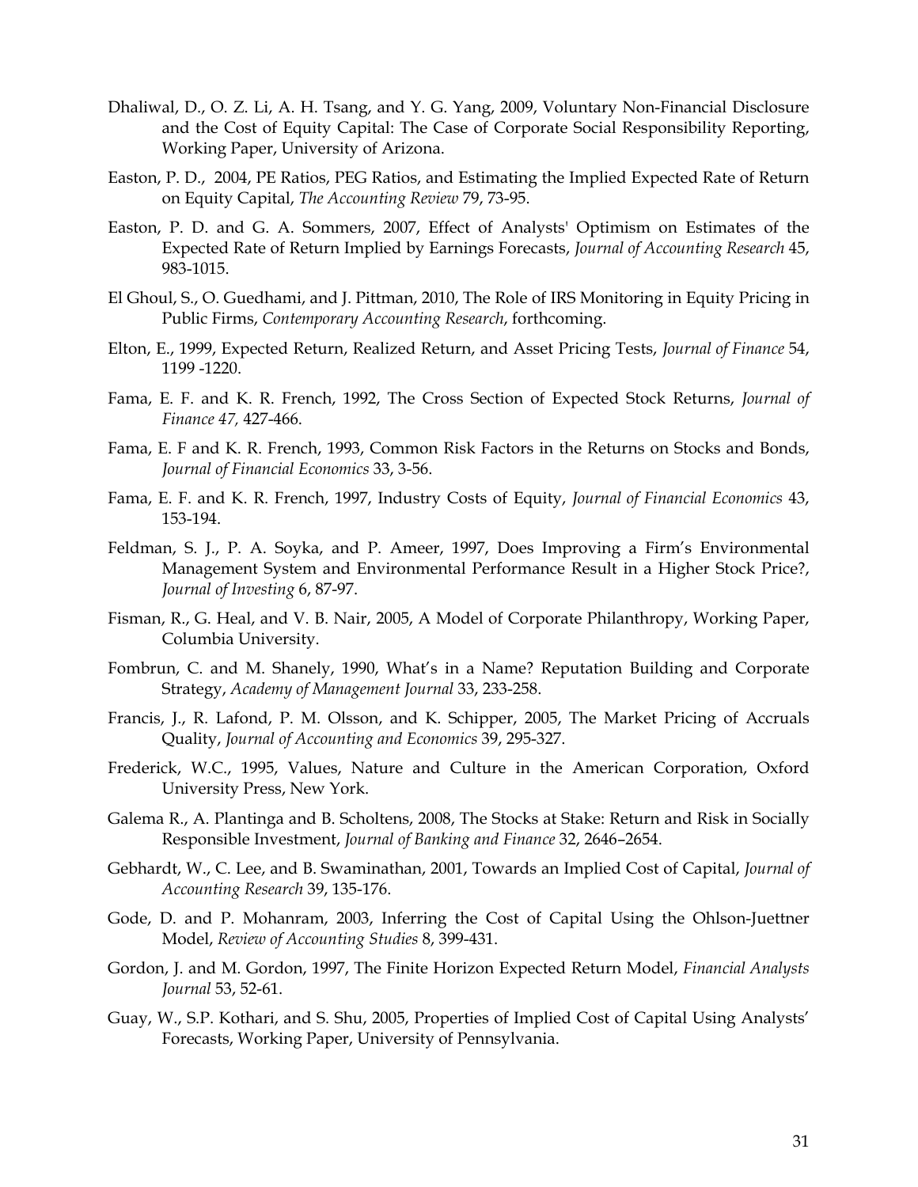Dhaliwal, D., O. Z. Li, A. H. Tsang, and Y. G. Yang, 2009, Voluntary Non-Financial Disclosure and the Cost of Equity Capital: The Case of Corporate Social Responsibility Reporting, Working Paper, University of Arizona.

Easton, P. D., 2004, PE Ratios, PEG Ratios, and Estimating the Implied Expected Rate of Return on Equity Capital, *The Accounting Review* 79, 73-95.

Easton, P. D. and G. A. Sommers, 2007, Effect of Analysts' Optimism on Estimates of the Expected Rate of Return Implied by Earnings Forecasts, *Journal of Accounting Research* 45, 983-1015.

El Ghoul, S., O. Guedhami, and J. Pittman, 2010, The Role of IRS Monitoring in Equity Pricing in Public Firms, *Contemporary Accounting Research*, forthcoming.

Elton, E., 1999, Expected Return, Realized Return, and Asset Pricing Tests, *Journal of Finance* 54, 1199 -1220.

Fama, E. F. and K. R. French, 1992, The Cross Section of Expected Stock Returns, *Journal of Finance 47,* 427-466.

Fama, E. F and K. R. French, 1993, Common Risk Factors in the Returns on Stocks and Bonds, *Journal of Financial Economics* 33, 3-56.

Fama, E. F. and K. R. French, 1997, Industry Costs of Equity, *Journal of Financial Economics* 43, 153-194.

Feldman, S. J., P. A. Soyka, and P. Ameer, 1997, Does Improving a Firm's Environmental Management System and Environmental Performance Result in a Higher Stock Price?, *Journal of Investing* 6, 87-97.

Fisman, R., G. Heal, and V. B. Nair, 2005, A Model of Corporate Philanthropy, Working Paper, Columbia University.

Fombrun, C. and M. Shanely, 1990, What's in a Name? Reputation Building and Corporate Strategy, *Academy of Management Journal* 33, 233-258.

Francis, J., R. Lafond, P. M. Olsson, and K. Schipper, 2005, The Market Pricing of Accruals Quality, *Journal of Accounting and Economics* 39, 295-327.

Frederick, W.C., 1995, Values, Nature and Culture in the American Corporation, Oxford University Press, New York.

Galema R., A. Plantinga and B. Scholtens, 2008, The Stocks at Stake: Return and Risk in Socially Responsible Investment, *Journal of Banking and Finance* 32, 2646–2654.

Gebhardt, W., C. Lee, and B. Swaminathan, 2001, Towards an Implied Cost of Capital, *Journal of Accounting Research* 39, 135-176.

Gode, D. and P. Mohanram, 2003, Inferring the Cost of Capital Using the Ohlson-Juettner Model, *Review of Accounting Studies* 8, 399-431.

Gordon, J. and M. Gordon, 1997, The Finite Horizon Expected Return Model, *Financial Analysts Journal* 53, 52-61.

Guay, W., S.P. Kothari, and S. Shu, 2005, Properties of Implied Cost of Capital Using Analysts' Forecasts, Working Paper, University of Pennsylvania.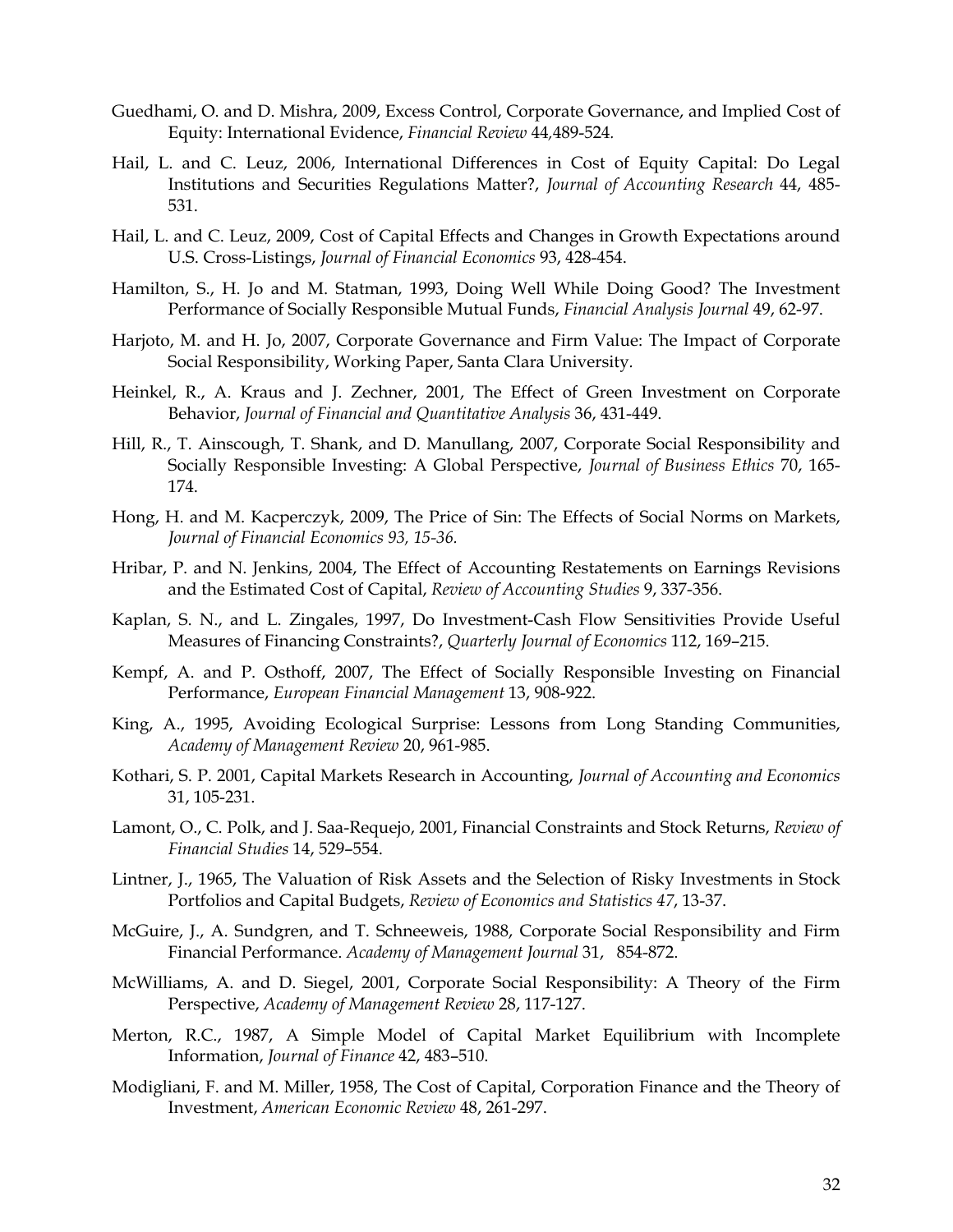Guedhami, O. and D. Mishra, 2009, Excess Control, Corporate Governance, and Implied Cost of Equity: International Evidence, *Financial Review* 44,489-524.

Hail, L. and C. Leuz, 2006, International Differences in Cost of Equity Capital: Do Legal Institutions and Securities Regulations Matter?, *Journal of Accounting Research* 44, 485-531.

Hail, L. and C. Leuz, 2009, Cost of Capital Effects and Changes in Growth Expectations around U.S. Cross-Listings, *Journal of Financial Economics* 93, 428-454.

Hamilton, S., H. Jo and M. Statman, 1993, Doing Well While Doing Good? The Investment Performance of Socially Responsible Mutual Funds, *Financial Analysis Journal* 49, 62-97.

Harjoto, M. and H. Jo, 2007, Corporate Governance and Firm Value: The Impact of Corporate Social Responsibility, Working Paper, Santa Clara University.

Heinkel, R., A. Kraus and J. Zechner, 2001, The Effect of Green Investment on Corporate Behavior, *Journal of Financial and Quantitative Analysis* 36, 431-449.

Hill, R., T. Ainscough, T. Shank, and D. Manullang, 2007, Corporate Social Responsibility and Socially Responsible Investing: A Global Perspective, *Journal of Business Ethics* 70, 165-174.

Hong, H. and M. Kacperczyk, 2009, The Price of Sin: The Effects of Social Norms on Markets, *Journal of Financial Economics 93, 15-36.*

Hribar, P. and N. Jenkins, 2004, The Effect of Accounting Restatements on Earnings Revisions and the Estimated Cost of Capital, *Review of Accounting Studies* 9, 337-356.

Kaplan, S. N., and L. Zingales, 1997, Do Investment-Cash Flow Sensitivities Provide Useful Measures of Financing Constraints?, *Quarterly Journal of Economics* 112, 169–215.

Kempf, A. and P. Osthoff, 2007, The Effect of Socially Responsible Investing on Financial Performance, *European Financial Management* 13, 908-922.

King, A., 1995, Avoiding Ecological Surprise: Lessons from Long Standing Communities, *Academy of Management Review* 20, 961-985.

Kothari, S. P. 2001, Capital Markets Research in Accounting, *Journal of Accounting and Economics* 31, 105-231.

Lamont, O., C. Polk, and J. Saa-Requejo, 2001, Financial Constraints and Stock Returns, *Review of Financial Studies* 14, 529–554.

Lintner, J., 1965, The Valuation of Risk Assets and the Selection of Risky Investments in Stock Portfolios and Capital Budgets, *Review of Economics and Statistics 47*, 13-37.

McGuire, J., A. Sundgren, and T. Schneeweis, 1988, Corporate Social Responsibility and Firm Financial Performance. *Academy of Management Journal* 31, 854-872.

McWilliams, A. and D. Siegel, 2001, Corporate Social Responsibility: A Theory of the Firm Perspective, *Academy of Management Review* 28, 117-127.

Merton, R.C., 1987, A Simple Model of Capital Market Equilibrium with Incomplete Information, *Journal of Finance* 42, 483–510.

Modigliani, F. and M. Miller, 1958, The Cost of Capital, Corporation Finance and the Theory of Investment, *American Economic Review* 48, 261-297.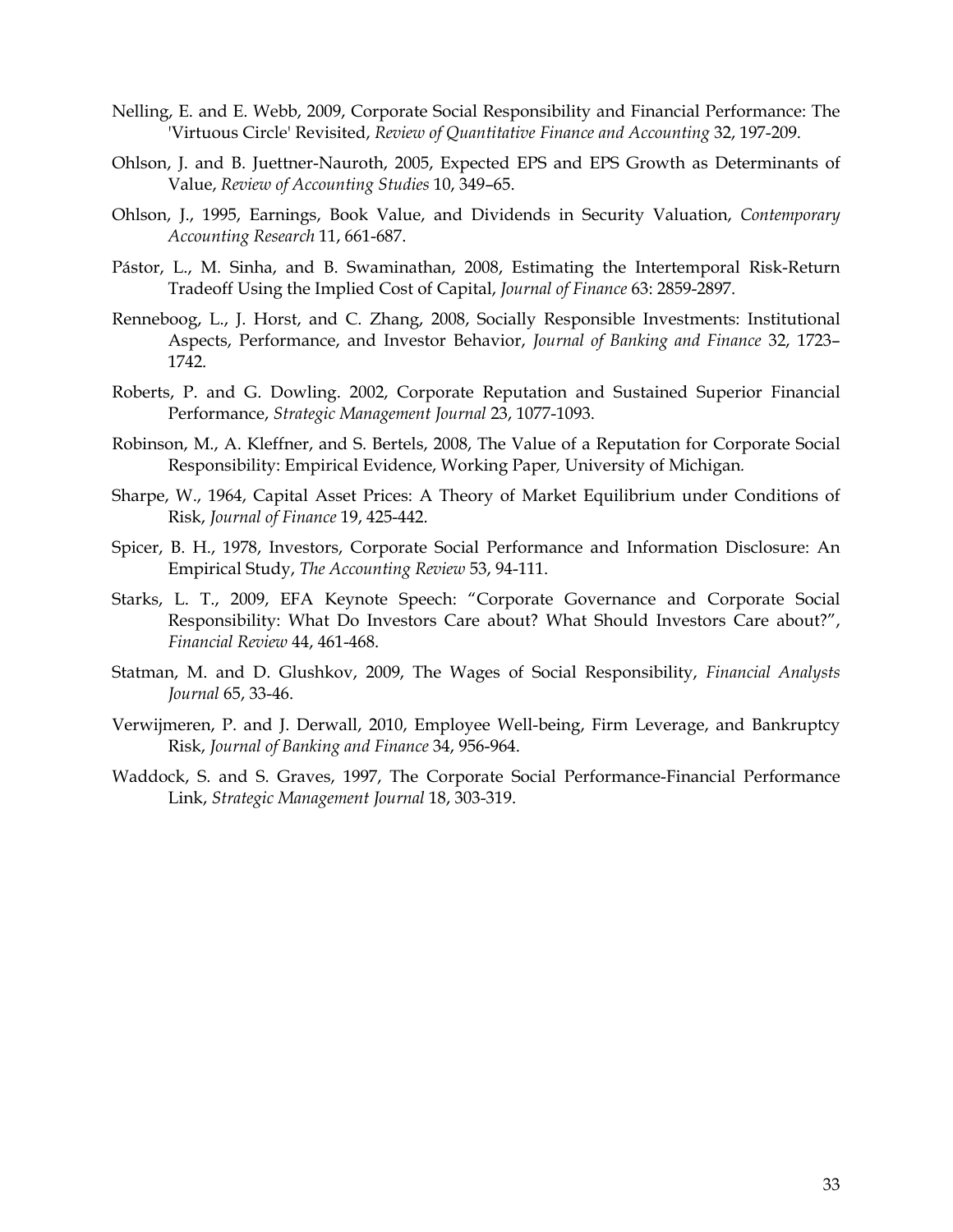Nelling, E. and E. Webb, 2009, Corporate Social Responsibility and Financial Performance: The 'Virtuous Circle' Revisited, *Review of Quantitative Finance and Accounting* 32, 197-209.

Ohlson, J. and B. Juettner-Nauroth, 2005, Expected EPS and EPS Growth as Determinants of Value, *Review of Accounting Studies* 10, 349–65.

Ohlson, J., 1995, Earnings, Book Value, and Dividends in Security Valuation, *Contemporary Accounting Research* 11, 661-687.

Pástor, L., M. Sinha, and B. Swaminathan, 2008, Estimating the Intertemporal Risk-Return Tradeoff Using the Implied Cost of Capital, *Journal of Finance* 63: 2859-2897.

Renneboog, L., J. Horst, and C. Zhang, 2008, Socially Responsible Investments: Institutional Aspects, Performance, and Investor Behavior, *Journal of Banking and Finance* 32, 1723–1742.

Roberts, P. and G. Dowling. 2002, Corporate Reputation and Sustained Superior Financial Performance, *Strategic Management Journal* 23, 1077-1093.

Robinson, M., A. Kleffner, and S. Bertels, 2008, The Value of a Reputation for Corporate Social Responsibility: Empirical Evidence, Working Paper, University of Michigan.

Sharpe, W., 1964, Capital Asset Prices: A Theory of Market Equilibrium under Conditions of Risk, *Journal of Finance* 19, 425-442.

Spicer, B. H., 1978, Investors, Corporate Social Performance and Information Disclosure: An Empirical Study, *The Accounting Review* 53, 94-111.

Starks, L. T., 2009, EFA Keynote Speech: "Corporate Governance and Corporate Social Responsibility: What Do Investors Care about? What Should Investors Care about?", *Financial Review* 44, 461-468.

Statman, M. and D. Glushkov, 2009, The Wages of Social Responsibility, *Financial Analysts Journal* 65, 33-46.

Verwijmeren, P. and J. Derwall, 2010, Employee Well-being, Firm Leverage, and Bankruptcy Risk, *Journal of Banking and Finance* 34, 956-964.

Waddock, S. and S. Graves, 1997, The Corporate Social Performance-Financial Performance Link, *Strategic Management Journal* 18, 303-319.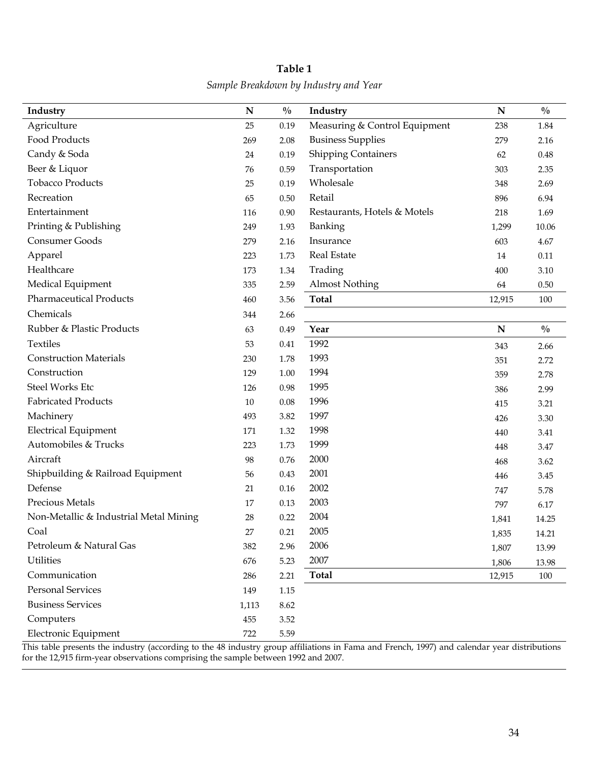**Table 1**

*Sample Breakdown by Industry and Year*

| Industry | N | % |
|---|---|---|
| Agriculture | 25 | 0.19 |
| Food Products | 269 | 2.08 |
| Candy & Soda | 24 | 0.19 |
| Beer & Liquor | 76 | 0.59 |
| Tobacco Products | 25 | 0.19 |
| Recreation | 65 | 0.50 |
| Entertainment | 116 | 0.90 |
| Printing & Publishing | 249 | 1.93 |
| Consumer Goods | 279 | 2.16 |
| Apparel | 223 | 1.73 |
| Healthcare | 173 | 1.34 |
| Medical Equipment | 335 | 2.59 |
| Pharmaceutical Products | 460 | 3.56 |
| Chemicals | 344 | 2.66 |
| Rubber & Plastic Products | 63 | 0.49 |
| Textiles | 53 | 0.41 |
| Construction Materials | 230 | 1.78 |
| Construction | 129 | 1.00 |
| Steel Works Etc | 126 | 0.98 |
| Fabricated Products | 10 | 0.08 |
| Machinery | 493 | 3.82 |
| Electrical Equipment | 171 | 1.32 |
| Automobiles & Trucks | 223 | 1.73 |
| Aircraft | 98 | 0.76 |
| Shipbuilding & Railroad Equipment | 56 | 0.43 |
| Defense | 21 | 0.16 |
| Precious Metals | 17 | 0.13 |
| Non-Metallic & Industrial Metal Mining | 28 | 0.22 |
| Coal | 27 | 0.21 |
| Petroleum & Natural Gas | 382 | 2.96 |
| Utilities | 676 | 5.23 |
| Communication | 286 | 2.21 |
| Personal Services | 149 | 1.15 |
| Business Services | 1,113 | 8.62 |
| Computers | 455 | 3.52 |
| Electronic Equipment | 722 | 5.59 |
| Measuring & Control Equipment | 238 | 1.84 |
| Business Supplies | 279 | 2.16 |
| Shipping Containers | 62 | 0.48 |
| Transportation | 303 | 2.35 |
| Wholesale | 348 | 2.69 |
| Retail | 896 | 6.94 |
| Restaurants, Hotels & Motels | 218 | 1.69 |
| Banking | 1,299 | 10.06 |
| Insurance | 603 | 4.67 |
| Real Estate | 14 | 0.11 |
| Trading | 400 | 3.10 |
| Almost Nothing | 64 | 0.50 |
| **Total** | 12,915 | 100 |

| Year | N | % |
|---|---|---|
| 1992 | 343 | 2.66 |
| 1993 | 351 | 2.72 |
| 1994 | 359 | 2.78 |
| 1995 | 386 | 2.99 |
| 1996 | 415 | 3.21 |
| 1997 | 426 | 3.30 |
| 1998 | 440 | 3.41 |
| 1999 | 448 | 3.47 |
| 2000 | 468 | 3.62 |
| 2001 | 446 | 3.45 |
| 2002 | 747 | 5.78 |
| 2003 | 797 | 6.17 |
| 2004 | 1,841 | 14.25 |
| 2005 | 1,835 | 14.21 |
| 2006 | 1,807 | 13.99 |
| 2007 | 1,806 | 13.98 |
| **Total** | 12,915 | 100 |

This table presents the industry (according to the 48 industry group affiliations in Fama and French, 1997) and calendar year distributions for the 12,915 firm-year observations comprising the sample between 1992 and 2007.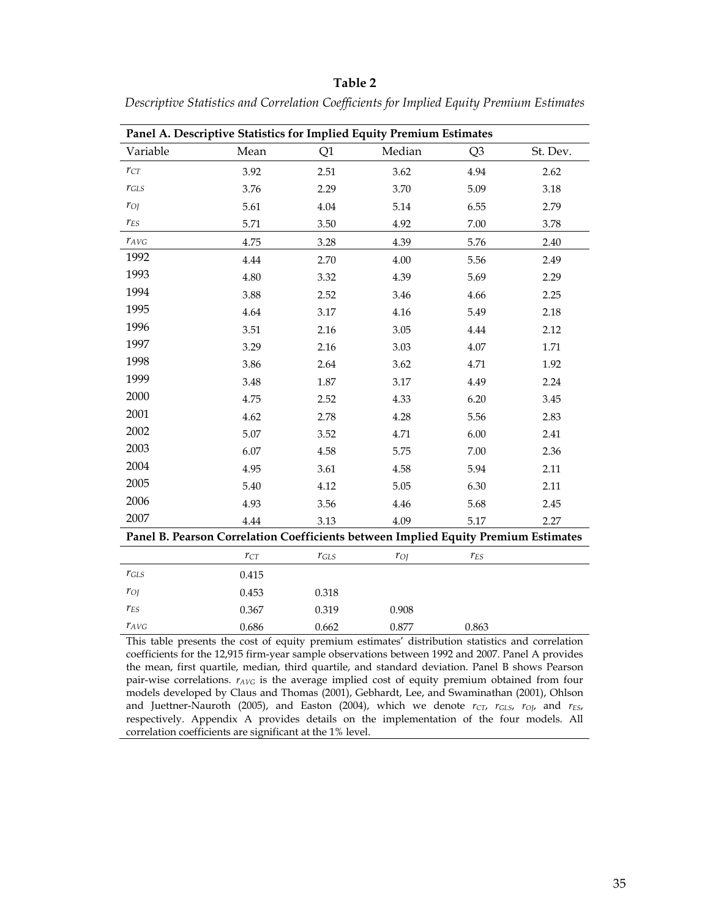**Table 2**

*Descriptive Statistics and Correlation Coefficients for Implied Equity Premium Estimates*

| **Panel A. Descriptive Statistics for Implied Equity Premium Estimates** | | | | | |
|---|---|---|---|---|---|
| Variable | Mean | Q1 | Median | Q3 | St. Dev. |
| $r_{CT}$ | 3.92 | 2.51 | 3.62 | 4.94 | 2.62 |
| $r_{GLS}$ | 3.76 | 2.29 | 3.70 | 5.09 | 3.18 |
| $r_{OJ}$ | 5.61 | 4.04 | 5.14 | 6.55 | 2.79 |
| $r_{ES}$ | 5.71 | 3.50 | 4.92 | 7.00 | 3.78 |
| $r_{AVG}$ | 4.75 | 3.28 | 4.39 | 5.76 | 2.40 |
| 1992 | 4.44 | 2.70 | 4.00 | 5.56 | 2.49 |
| 1993 | 4.80 | 3.32 | 4.39 | 5.69 | 2.29 |
| 1994 | 3.88 | 2.52 | 3.46 | 4.66 | 2.25 |
| 1995 | 4.64 | 3.17 | 4.16 | 5.49 | 2.18 |
| 1996 | 3.51 | 2.16 | 3.05 | 4.44 | 2.12 |
| 1997 | 3.29 | 2.16 | 3.03 | 4.07 | 1.71 |
| 1998 | 3.86 | 2.64 | 3.62 | 4.71 | 1.92 |
| 1999 | 3.48 | 1.87 | 3.17 | 4.49 | 2.24 |
| 2000 | 4.75 | 2.52 | 4.33 | 6.20 | 3.45 |
| 2001 | 4.62 | 2.78 | 4.28 | 5.56 | 2.83 |
| 2002 | 5.07 | 3.52 | 4.71 | 6.00 | 2.41 |
| 2003 | 6.07 | 4.58 | 5.75 | 7.00 | 2.36 |
| 2004 | 4.95 | 3.61 | 4.58 | 5.94 | 2.11 |
| 2005 | 5.40 | 4.12 | 5.05 | 6.30 | 2.11 |
| 2006 | 4.93 | 3.56 | 4.46 | 5.68 | 2.45 |
| 2007 | 4.44 | 3.13 | 4.09 | 5.17 | 2.27 |

| **Panel B. Pearson Correlation Coefficients between Implied Equity Premium Estimates** | | | | |
|---|---|---|---|---|
| | $r_{CT}$ | $r_{GLS}$ | $r_{OJ}$ | $r_{ES}$ |
| $r_{GLS}$ | 0.415 | | | |
| $r_{OJ}$ | 0.453 | 0.318 | | |
| $r_{ES}$ | 0.367 | 0.319 | 0.908 | |
| $r_{AVG}$ | 0.686 | 0.662 | 0.877 | 0.863 |

This table presents the cost of equity premium estimates' distribution statistics and correlation coefficients for the 12,915 firm-year sample observations between 1992 and 2007. Panel A provides the mean, first quartile, median, third quartile, and standard deviation. Panel B shows Pearson pair-wise correlations. $r_{AVG}$ is the average implied cost of equity premium obtained from four models developed by Claus and Thomas (2001), Gebhardt, Lee, and Swaminathan (2001), Ohlson and Juettner-Nauroth (2005), and Easton (2004), which we denote $r_{CT}$, $r_{GLS}$, $r_{OJ}$, and $r_{ES}$, respectively. Appendix A provides details on the implementation of the four models. All correlation coefficients are significant at the 1% level.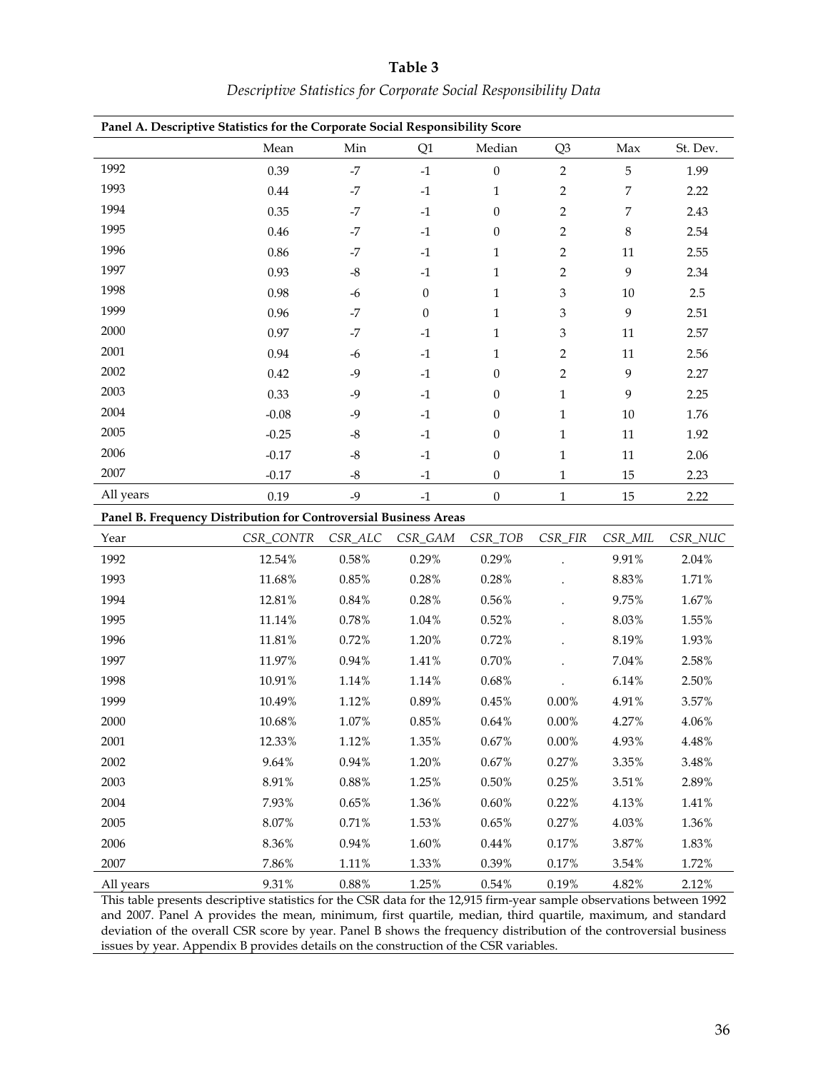**Table 3**

*Descriptive Statistics for Corporate Social Responsibility Data*

| **Panel A. Descriptive Statistics for the Corporate Social Responsibility Score** | | | | | | | |
|---|---|---|---|---|---|---|---|
| | Mean | Min | Q1 | Median | Q3 | Max | St. Dev. |
| 1992 | 0.39 | -7 | -1 | 0 | 2 | 5 | 1.99 |
| 1993 | 0.44 | -7 | -1 | 1 | 2 | 7 | 2.22 |
| 1994 | 0.35 | -7 | -1 | 0 | 2 | 7 | 2.43 |
| 1995 | 0.46 | -7 | -1 | 0 | 2 | 8 | 2.54 |
| 1996 | 0.86 | -7 | -1 | 1 | 2 | 11 | 2.55 |
| 1997 | 0.93 | -8 | -1 | 1 | 2 | 9 | 2.34 |
| 1998 | 0.98 | -6 | 0 | 1 | 3 | 10 | 2.5 |
| 1999 | 0.96 | -7 | 0 | 1 | 3 | 9 | 2.51 |
| 2000 | 0.97 | -7 | -1 | 1 | 3 | 11 | 2.57 |
| 2001 | 0.94 | -6 | -1 | 1 | 2 | 11 | 2.56 |
| 2002 | 0.42 | -9 | -1 | 0 | 2 | 9 | 2.27 |
| 2003 | 0.33 | -9 | -1 | 0 | 1 | 9 | 2.25 |
| 2004 | -0.08 | -9 | -1 | 0 | 1 | 10 | 1.76 |
| 2005 | -0.25 | -8 | -1 | 0 | 1 | 11 | 1.92 |
| 2006 | -0.17 | -8 | -1 | 0 | 1 | 11 | 2.06 |
| 2007 | -0.17 | -8 | -1 | 0 | 1 | 15 | 2.23 |
| All years | 0.19 | -9 | -1 | 0 | 1 | 15 | 2.22 |

| **Panel B. Frequency Distribution for Controversial Business Areas** | | | | | | | |
|---|---|---|---|---|---|---|---|
| Year | *CSR_CONTR* | *CSR_ALC* | *CSR_GAM* | *CSR_TOB* | *CSR_FIR* | *CSR_MIL* | *CSR_NUC* |
| 1992 | 12.54% | 0.58% | 0.29% | 0.29% | . | 9.91% | 2.04% |
| 1993 | 11.68% | 0.85% | 0.28% | 0.28% | . | 8.83% | 1.71% |
| 1994 | 12.81% | 0.84% | 0.28% | 0.56% | . | 9.75% | 1.67% |
| 1995 | 11.14% | 0.78% | 1.04% | 0.52% | . | 8.03% | 1.55% |
| 1996 | 11.81% | 0.72% | 1.20% | 0.72% | . | 8.19% | 1.93% |
| 1997 | 11.97% | 0.94% | 1.41% | 0.70% | . | 7.04% | 2.58% |
| 1998 | 10.91% | 1.14% | 1.14% | 0.68% | . | 6.14% | 2.50% |
| 1999 | 10.49% | 1.12% | 0.89% | 0.45% | 0.00% | 4.91% | 3.57% |
| 2000 | 10.68% | 1.07% | 0.85% | 0.64% | 0.00% | 4.27% | 4.06% |
| 2001 | 12.33% | 1.12% | 1.35% | 0.67% | 0.00% | 4.93% | 4.48% |
| 2002 | 9.64% | 0.94% | 1.20% | 0.67% | 0.27% | 3.35% | 3.48% |
| 2003 | 8.91% | 0.88% | 1.25% | 0.50% | 0.25% | 3.51% | 2.89% |
| 2004 | 7.93% | 0.65% | 1.36% | 0.60% | 0.22% | 4.13% | 1.41% |
| 2005 | 8.07% | 0.71% | 1.53% | 0.65% | 0.27% | 4.03% | 1.36% |
| 2006 | 8.36% | 0.94% | 1.60% | 0.44% | 0.17% | 3.87% | 1.83% |
| 2007 | 7.86% | 1.11% | 1.33% | 0.39% | 0.17% | 3.54% | 1.72% |
| All years | 9.31% | 0.88% | 1.25% | 0.54% | 0.19% | 4.82% | 2.12% |

This table presents descriptive statistics for the CSR data for the 12,915 firm-year sample observations between 1992 and 2007. Panel A provides the mean, minimum, first quartile, median, third quartile, maximum, and standard deviation of the overall CSR score by year. Panel B shows the frequency distribution of the controversial business issues by year. Appendix B provides details on the construction of the CSR variables.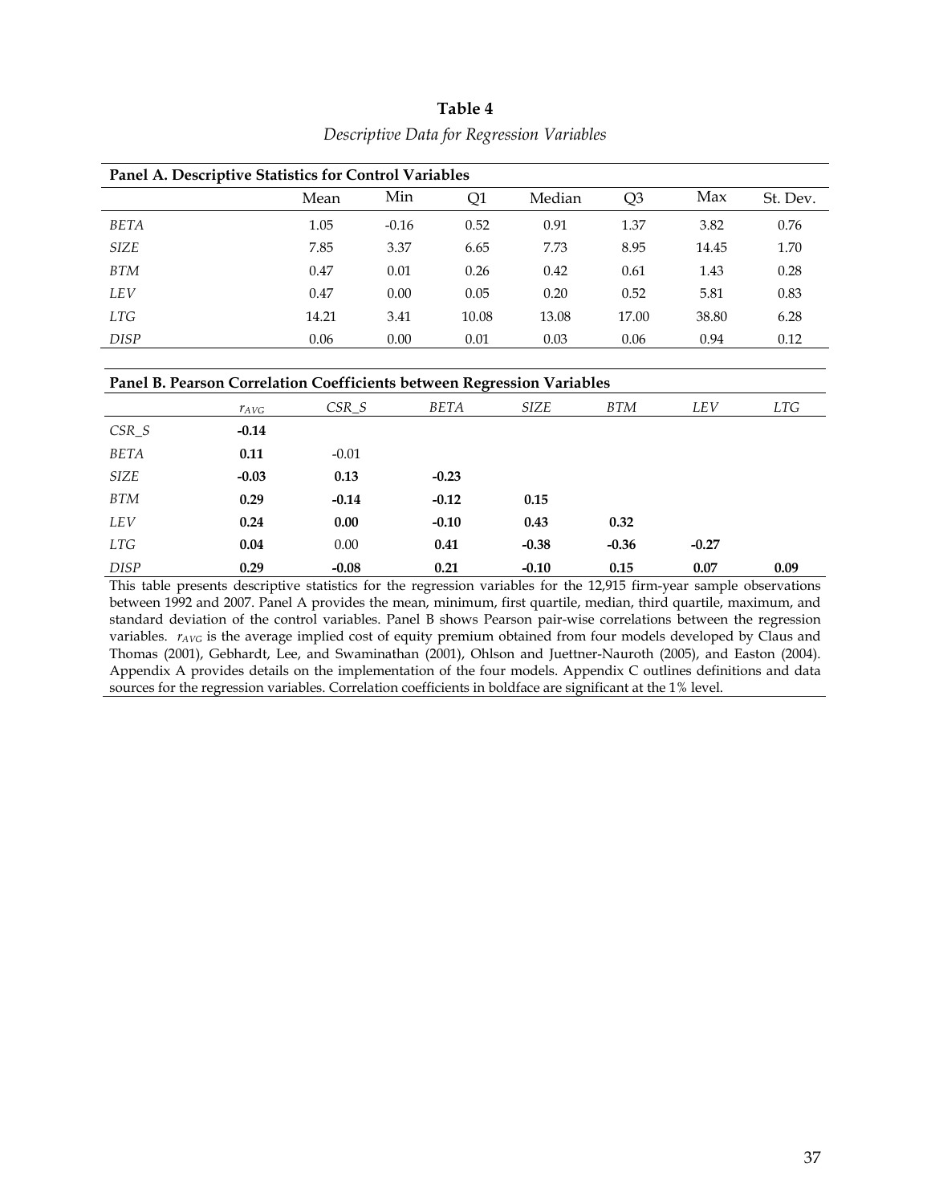**Table 4**

*Descriptive Data for Regression Variables*

**Panel A. Descriptive Statistics for Control Variables**

| | Mean | Min | Q1 | Median | Q3 | Max | St. Dev. |
|---|---|---|---|---|---|---|---|
| *BETA* | 1.05 | -0.16 | 0.52 | 0.91 | 1.37 | 3.82 | 0.76 |
| *SIZE* | 7.85 | 3.37 | 6.65 | 7.73 | 8.95 | 14.45 | 1.70 |
| *BTM* | 0.47 | 0.01 | 0.26 | 0.42 | 0.61 | 1.43 | 0.28 |
| *LEV* | 0.47 | 0.00 | 0.05 | 0.20 | 0.52 | 5.81 | 0.83 |
| *LTG* | 14.21 | 3.41 | 10.08 | 13.08 | 17.00 | 38.80 | 6.28 |
| *DISP* | 0.06 | 0.00 | 0.01 | 0.03 | 0.06 | 0.94 | 0.12 |

**Panel B. Pearson Correlation Coefficients between Regression Variables**

| | $r_{AVG}$ | *CSR_S* | *BETA* | *SIZE* | *BTM* | *LEV* | *LTG* |
|---|---|---|---|---|---|---|---|
| *CSR_S* | **-0.14** | | | | | | |
| *BETA* | **0.11** | -0.01 | | | | | |
| *SIZE* | **-0.03** | **0.13** | **-0.23** | | | | |
| *BTM* | **0.29** | **-0.14** | **-0.12** | **0.15** | | | |
| *LEV* | **0.24** | **0.00** | **-0.10** | **0.43** | **0.32** | | |
| *LTG* | **0.04** | 0.00 | **0.41** | **-0.38** | **-0.36** | **-0.27** | |
| *DISP* | **0.29** | **-0.08** | **0.21** | **-0.10** | **0.15** | **0.07** | **0.09** |

This table presents descriptive statistics for the regression variables for the 12,915 firm-year sample observations between 1992 and 2007. Panel A provides the mean, minimum, first quartile, median, third quartile, maximum, and standard deviation of the control variables. Panel B shows Pearson pair-wise correlations between the regression variables. $r_{AVG}$ is the average implied cost of equity premium obtained from four models developed by Claus and Thomas (2001), Gebhardt, Lee, and Swaminathan (2001), Ohlson and Juettner-Nauroth (2005), and Easton (2004). Appendix A provides details on the implementation of the four models. Appendix C outlines definitions and data sources for the regression variables. Correlation coefficients in boldface are significant at the 1% level.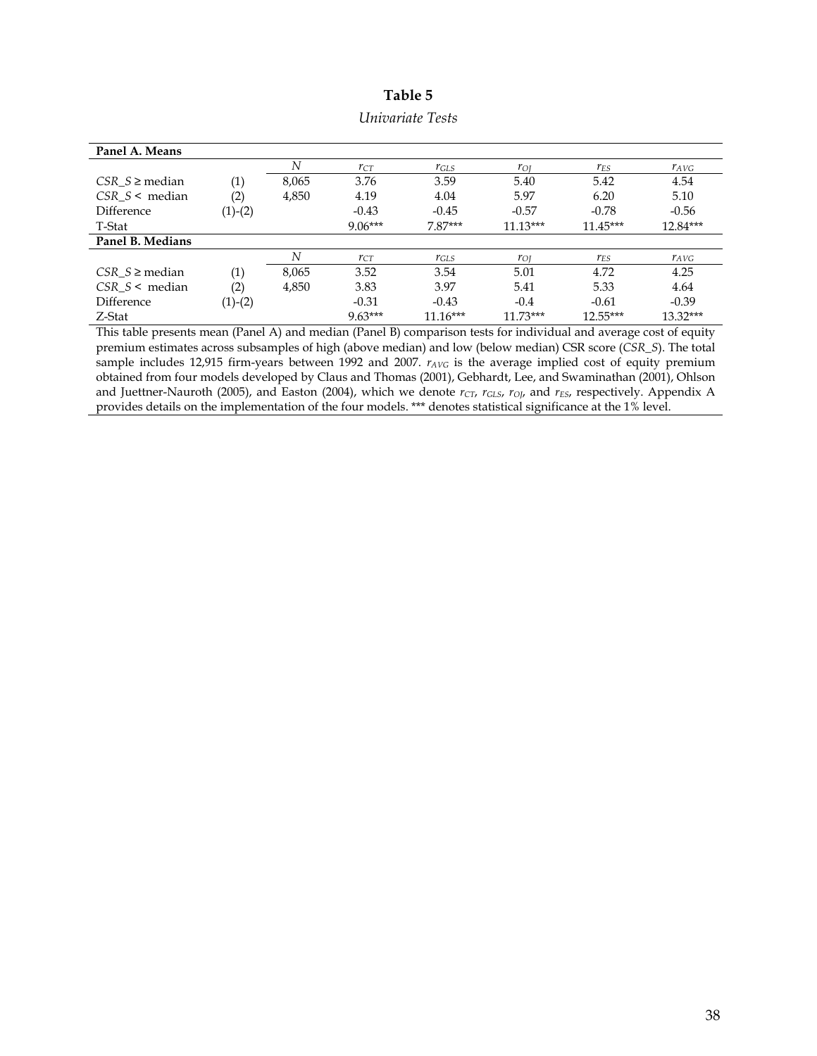# Table 5

*Univariate Tests*

| **Panel A. Means** | | | | | | | | |
|---|---|---|---|---|---|---|---|---|
| | | $N$ | $r_{CT}$ | $r_{GLS}$ | $r_{OJ}$ | $r_{ES}$ | $r_{AVG}$ |
| $CSR\_S \geq$ median | (1) | 8,065 | 3.76 | 3.59 | 5.40 | 5.42 | 4.54 |
| $CSR\_S <$ median | (2) | 4,850 | 4.19 | 4.04 | 5.97 | 6.20 | 5.10 |
| Difference | (1)-(2) | | -0.43 | -0.45 | -0.57 | -0.78 | -0.56 |
| T-Stat | | | 9.06*** | 7.87*** | 11.13*** | 11.45*** | 12.84*** |
| **Panel B. Medians** | | | | | | | |
| | | $N$ | $r_{CT}$ | $r_{GLS}$ | $r_{OJ}$ | $r_{ES}$ | $r_{AVG}$ |
| $CSR\_S \geq$ median | (1) | 8,065 | 3.52 | 3.54 | 5.01 | 4.72 | 4.25 |
| $CSR\_S <$ median | (2) | 4,850 | 3.83 | 3.97 | 5.41 | 5.33 | 4.64 |
| Difference | (1)-(2) | | -0.31 | -0.43 | -0.4 | -0.61 | -0.39 |
| Z-Stat | | | 9.63*** | 11.16*** | 11.73*** | 12.55*** | 13.32*** |

This table presents mean (Panel A) and median (Panel B) comparison tests for individual and average cost of equity premium estimates across subsamples of high (above median) and low (below median) CSR score (*CSR_S*). The total sample includes 12,915 firm-years between 1992 and 2007. $r_{AVG}$ is the average implied cost of equity premium obtained from four models developed by Claus and Thomas (2001), Gebhardt, Lee, and Swaminathan (2001), Ohlson and Juettner-Nauroth (2005), and Easton (2004), which we denote $r_{CT}$, $r_{GLS}$, $r_{OJ}$, and $r_{ES}$, respectively. Appendix A provides details on the implementation of the four models. *** denotes statistical significance at the 1% level.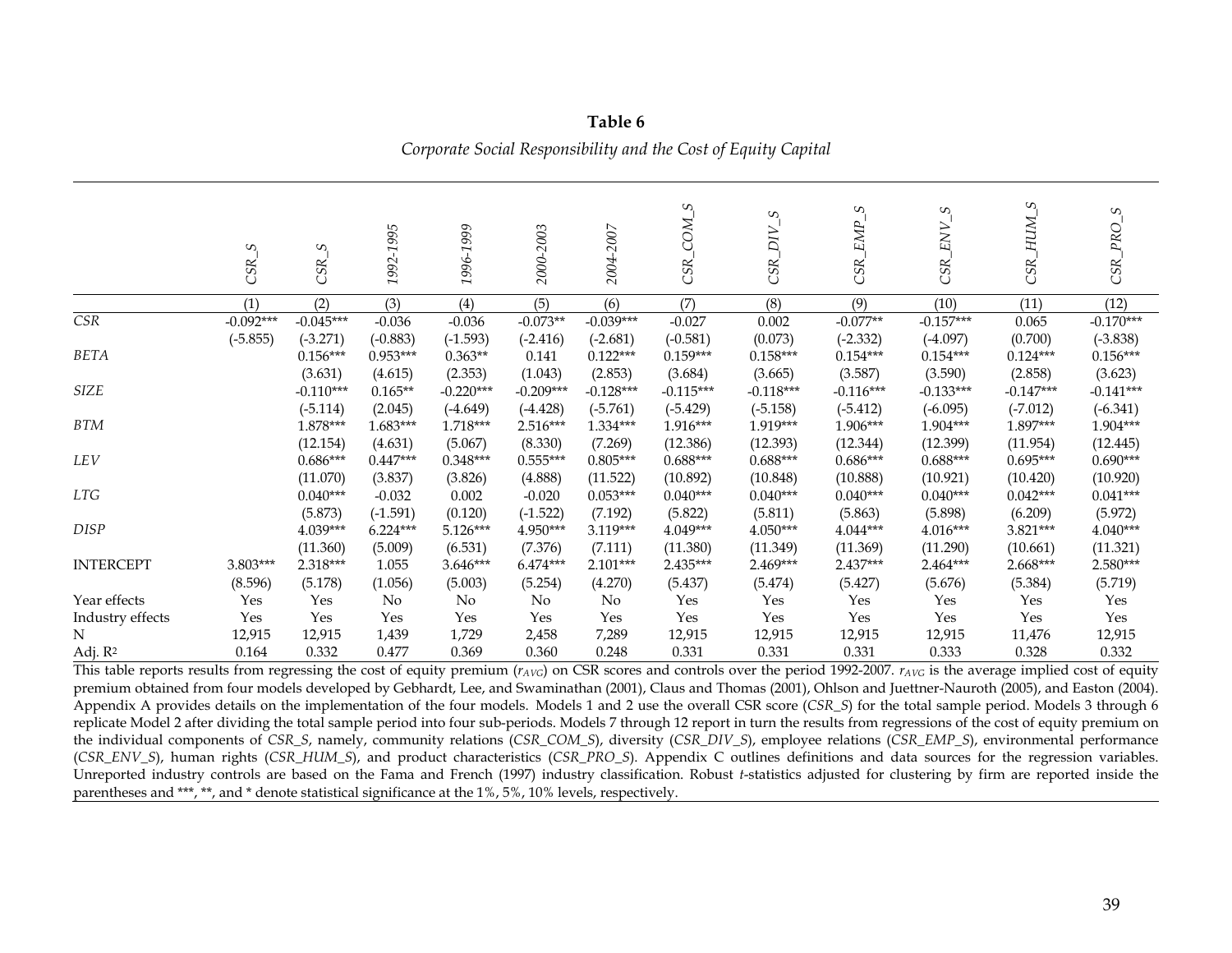**Table 6**

*Corporate Social Responsibility and the Cost of Equity Capital*

| | *CSR_S* | *CSR_S* | *1992-1995* | *1996-1999* | *2000-2003* | *2004-2007* | *CSR_COM_S* | *CSR_DIV_S* | *CSR_EMP_S* | *CSR_ENV_S* | *CSR_HUM_S* | *CSR_PRO_S* |
|---|---|---|---|---|---|---|---|---|---|---|---|---|
| | (1) | (2) | (3) | (4) | (5) | (6) | (7) | (8) | (9) | (10) | (11) | (12) |
| *CSR* | -0.092*** | -0.045*** | -0.036 | -0.036 | -0.073** | -0.039*** | -0.027 | 0.002 | -0.077** | -0.157*** | 0.065 | -0.170*** |
| | (-5.855) | (-3.271) | (-0.883) | (-1.593) | (-2.416) | (-2.681) | (-0.581) | (0.073) | (-2.332) | (-4.097) | (0.700) | (-3.838) |
| *BETA* | | 0.156*** | 0.953*** | 0.363** | 0.141 | 0.122*** | 0.159*** | 0.158*** | 0.154*** | 0.154*** | 0.124*** | 0.156*** |
| | | (3.631) | (4.615) | (2.353) | (1.043) | (2.853) | (3.684) | (3.665) | (3.587) | (3.590) | (2.858) | (3.623) |
| *SIZE* | | -0.110*** | 0.165** | -0.220*** | -0.209*** | -0.128*** | -0.115*** | -0.118*** | -0.116*** | -0.133*** | -0.147*** | -0.141*** |
| | | (-5.114) | (2.045) | (-4.649) | (-4.428) | (-5.761) | (-5.429) | (-5.158) | (-5.412) | (-6.095) | (-7.012) | (-6.341) |
| *BTM* | | 1.878*** | 1.683*** | 1.718*** | 2.516*** | 1.334*** | 1.916*** | 1.919*** | 1.906*** | 1.904*** | 1.897*** | 1.904*** |
| | | (12.154) | (4.631) | (5.067) | (8.330) | (7.269) | (12.386) | (12.393) | (12.344) | (12.399) | (11.954) | (12.445) |
| *LEV* | | 0.686*** | 0.447*** | 0.348*** | 0.555*** | 0.805*** | 0.688*** | 0.688*** | 0.686*** | 0.688*** | 0.695*** | 0.690*** |
| | | (11.070) | (3.837) | (3.826) | (4.888) | (11.522) | (10.892) | (10.848) | (10.888) | (10.921) | (10.420) | (10.920) |
| *LTG* | | 0.040*** | -0.032 | 0.002 | -0.020 | 0.053*** | 0.040*** | 0.040*** | 0.040*** | 0.040*** | 0.042*** | 0.041*** |
| | | (5.873) | (-1.591) | (0.120) | (-1.522) | (7.192) | (5.822) | (5.811) | (5.863) | (5.898) | (6.209) | (5.972) |
| *DISP* | | 4.039*** | 6.224*** | 5.126*** | 4.950*** | 3.119*** | 4.049*** | 4.050*** | 4.044*** | 4.016*** | 3.821*** | 4.040*** |
| | | (11.360) | (5.009) | (6.531) | (7.376) | (7.111) | (11.380) | (11.349) | (11.369) | (11.290) | (10.661) | (11.321) |
| INTERCEPT | 3.803*** | 2.318*** | 1.055 | 3.646*** | 6.474*** | 2.101*** | 2.435*** | 2.469*** | 2.437*** | 2.464*** | 2.668*** | 2.580*** |
| | (8.596) | (5.178) | (1.056) | (5.003) | (5.254) | (4.270) | (5.437) | (5.474) | (5.427) | (5.676) | (5.384) | (5.719) |
| Year effects | Yes | Yes | No | No | No | No | Yes | Yes | Yes | Yes | Yes | Yes |
| Industry effects | Yes | Yes | Yes | Yes | Yes | Yes | Yes | Yes | Yes | Yes | Yes | Yes |
| N | 12,915 | 12,915 | 1,439 | 1,729 | 2,458 | 7,289 | 12,915 | 12,915 | 12,915 | 12,915 | 11,476 | 12,915 |
| Adj. $R^2$ | 0.164 | 0.332 | 0.477 | 0.369 | 0.360 | 0.248 | 0.331 | 0.331 | 0.331 | 0.333 | 0.328 | 0.332 |

This table reports results from regressing the cost of equity premium ($r_{AVG}$) on CSR scores and controls over the period 1992-2007. $r_{AVG}$ is the average implied cost of equity premium obtained from four models developed by Gebhardt, Lee, and Swaminathan (2001), Claus and Thomas (2001), Ohlson and Juettner-Nauroth (2005), and Easton (2004). Appendix A provides details on the implementation of the four models. Models 1 and 2 use the overall CSR score (*CSR_S*) for the total sample period. Models 3 through 6 replicate Model 2 after dividing the total sample period into four sub-periods. Models 7 through 12 report in turn the results from regressions of the cost of equity premium on the individual components of *CSR_S*, namely, community relations (*CSR_COM_S*), diversity (*CSR_DIV_S*), employee relations (*CSR_EMP_S*), environmental performance (*CSR_ENV_S*), human rights (*CSR_HUM_S*), and product characteristics (*CSR_PRO_S*). Appendix C outlines definitions and data sources for the regression variables. Unreported industry controls are based on the Fama and French (1997) industry classification. Robust *t*-statistics adjusted for clustering by firm are reported inside the parentheses and ***, **, and * denote statistical significance at the 1%, 5%, 10% levels, respectively.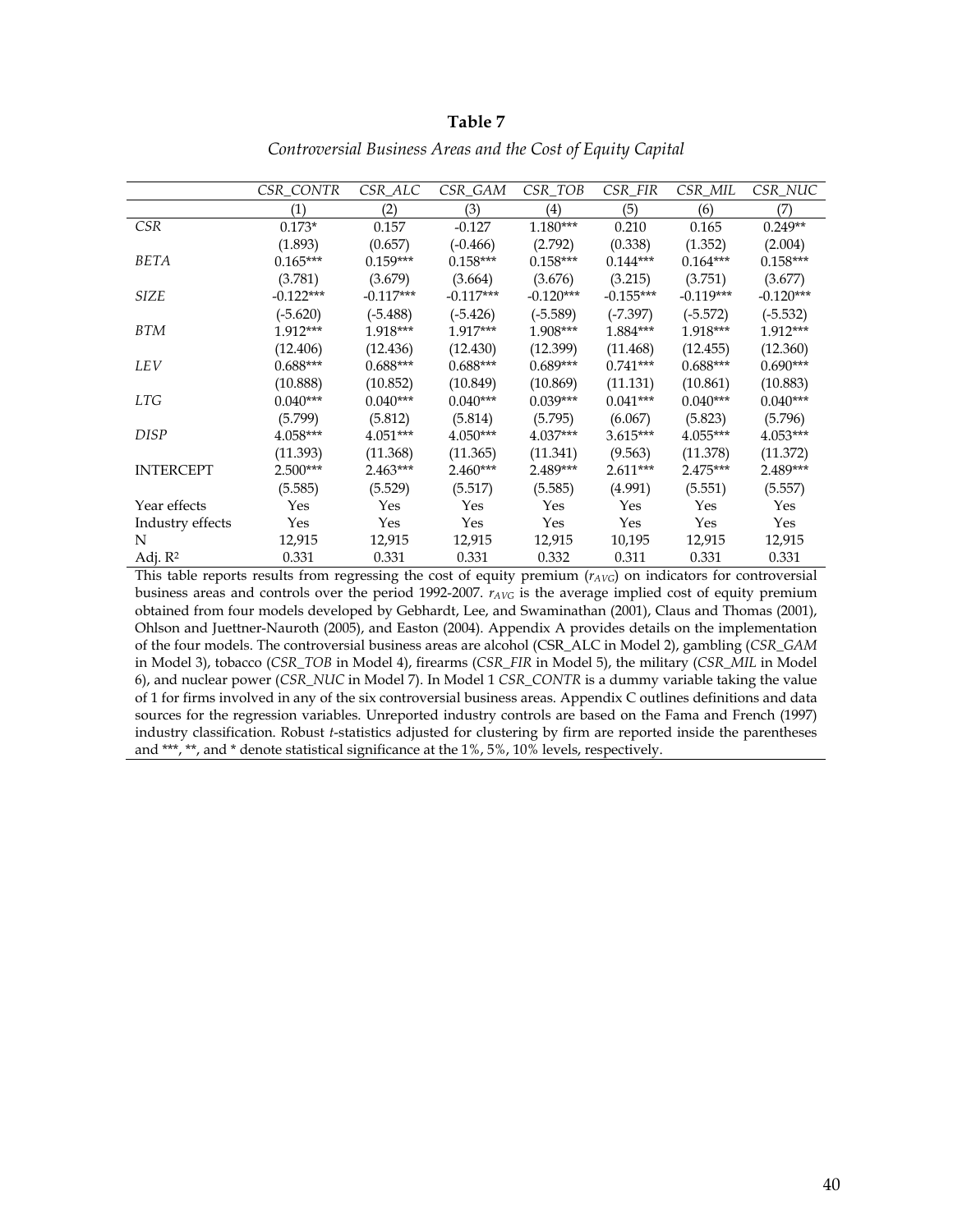**Table 7**

*Controversial Business Areas and the Cost of Equity Capital*

| | *CSR_CONTR* | *CSR_ALC* | *CSR_GAM* | *CSR_TOB* | *CSR_FIR* | *CSR_MIL* | *CSR_NUC* |
|---|---|---|---|---|---|---|---|
| | (1) | (2) | (3) | (4) | (5) | (6) | (7) |
| *CSR* | 0.173* | 0.157 | -0.127 | 1.180*** | 0.210 | 0.165 | 0.249** |
| | (1.893) | (0.657) | (-0.466) | (2.792) | (0.338) | (1.352) | (2.004) |
| *BETA* | 0.165*** | 0.159*** | 0.158*** | 0.158*** | 0.144*** | 0.164*** | 0.158*** |
| | (3.781) | (3.679) | (3.664) | (3.676) | (3.215) | (3.751) | (3.677) |
| *SIZE* | -0.122*** | -0.117*** | -0.117*** | -0.120*** | -0.155*** | -0.119*** | -0.120*** |
| | (-5.620) | (-5.488) | (-5.426) | (-5.589) | (-7.397) | (-5.572) | (-5.532) |
| *BTM* | 1.912*** | 1.918*** | 1.917*** | 1.908*** | 1.884*** | 1.918*** | 1.912*** |
| | (12.406) | (12.436) | (12.430) | (12.399) | (11.468) | (12.455) | (12.360) |
| *LEV* | 0.688*** | 0.688*** | 0.688*** | 0.689*** | 0.741*** | 0.688*** | 0.690*** |
| | (10.888) | (10.852) | (10.849) | (10.869) | (11.131) | (10.861) | (10.883) |
| *LTG* | 0.040*** | 0.040*** | 0.040*** | 0.039*** | 0.041*** | 0.040*** | 0.040*** |
| | (5.799) | (5.812) | (5.814) | (5.795) | (6.067) | (5.823) | (5.796) |
| *DISP* | 4.058*** | 4.051*** | 4.050*** | 4.037*** | 3.615*** | 4.055*** | 4.053*** |
| | (11.393) | (11.368) | (11.365) | (11.341) | (9.563) | (11.378) | (11.372) |
| INTERCEPT | 2.500*** | 2.463*** | 2.460*** | 2.489*** | 2.611*** | 2.475*** | 2.489*** |
| | (5.585) | (5.529) | (5.517) | (5.585) | (4.991) | (5.551) | (5.557) |
| Year effects | Yes | Yes | Yes | Yes | Yes | Yes | Yes |
| Industry effects | Yes | Yes | Yes | Yes | Yes | Yes | Yes |
| N | 12,915 | 12,915 | 12,915 | 12,915 | 10,195 | 12,915 | 12,915 |
| Adj. $R^2$ | 0.331 | 0.331 | 0.331 | 0.332 | 0.311 | 0.331 | 0.331 |

This table reports results from regressing the cost of equity premium ($r_{AVG}$) on indicators for controversial business areas and controls over the period 1992-2007. $r_{AVG}$ is the average implied cost of equity premium obtained from four models developed by Gebhardt, Lee, and Swaminathan (2001), Claus and Thomas (2001), Ohlson and Juettner-Nauroth (2005), and Easton (2004). Appendix A provides details on the implementation of the four models. The controversial business areas are alcohol (CSR_ALC in Model 2), gambling (*CSR_GAM* in Model 3), tobacco (*CSR_TOB* in Model 4), firearms (*CSR_FIR* in Model 5), the military (*CSR_MIL* in Model 6), and nuclear power (*CSR_NUC* in Model 7). In Model 1 *CSR_CONTR* is a dummy variable taking the value of 1 for firms involved in any of the six controversial business areas. Appendix C outlines definitions and data sources for the regression variables. Unreported industry controls are based on the Fama and French (1997) industry classification. Robust *t*-statistics adjusted for clustering by firm are reported inside the parentheses and ***, **, and * denote statistical significance at the 1%, 5%, 10% levels, respectively.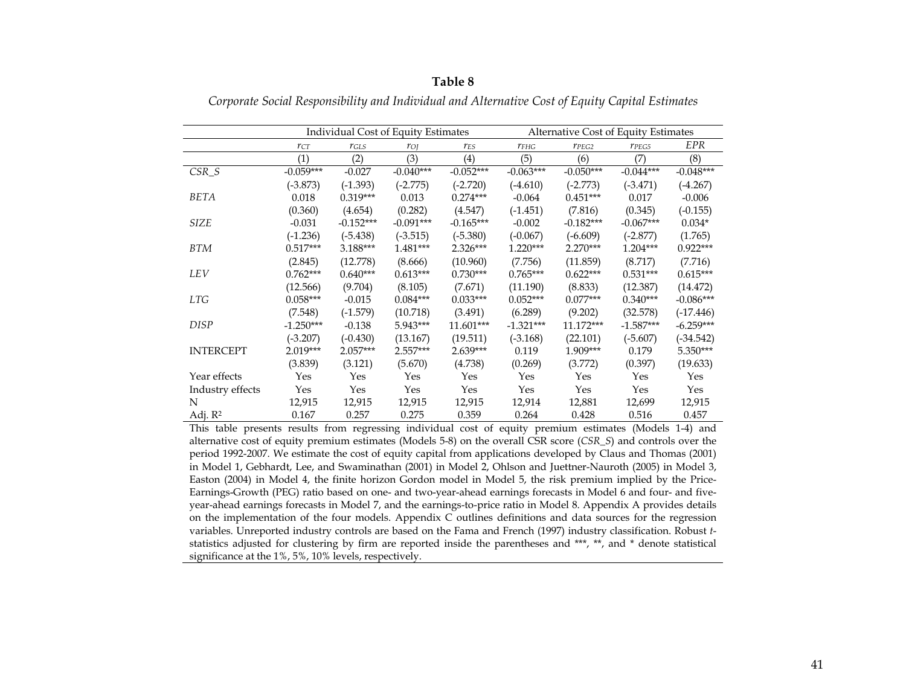**Table 8**

*Corporate Social Responsibility and Individual and Alternative Cost of Equity Capital Estimates*

| | Individual Cost of Equity Estimates | | | | Alternative Cost of Equity Estimates | | | |
|---|---|---|---|---|---|---|---|---|
| | $r_{CT}$ | $r_{GLS}$ | $r_{OJ}$ | $r_{ES}$ | $r_{FHG}$ | $r_{PEG2}$ | $r_{PEG5}$ | *EPR* |
| | (1) | (2) | (3) | (4) | (5) | (6) | (7) | (8) |
| *CSR_S* | -0.059*** | -0.027 | -0.040*** | -0.052*** | -0.063*** | -0.050*** | -0.044*** | -0.048*** |
| | (-3.873) | (-1.393) | (-2.775) | (-2.720) | (-4.610) | (-2.773) | (-3.471) | (-4.267) |
| *BETA* | 0.018 | 0.319*** | 0.013 | 0.274*** | -0.064 | 0.451*** | 0.017 | -0.006 |
| | (0.360) | (4.654) | (0.282) | (4.547) | (-1.451) | (7.816) | (0.345) | (-0.155) |
| *SIZE* | -0.031 | -0.152*** | -0.091*** | -0.165*** | -0.002 | -0.182*** | -0.067*** | 0.034* |
| | (-1.236) | (-5.438) | (-3.515) | (-5.380) | (-0.067) | (-6.609) | (-2.877) | (1.765) |
| *BTM* | 0.517*** | 3.188*** | 1.481*** | 2.326*** | 1.220*** | 2.270*** | 1.204*** | 0.922*** |
| | (2.845) | (12.778) | (8.666) | (10.960) | (7.756) | (11.859) | (8.717) | (7.716) |
| *LEV* | 0.762*** | 0.640*** | 0.613*** | 0.730*** | 0.765*** | 0.622*** | 0.531*** | 0.615*** |
| | (12.566) | (9.704) | (8.105) | (7.671) | (11.190) | (8.833) | (12.387) | (14.472) |
| *LTG* | 0.058*** | -0.015 | 0.084*** | 0.033*** | 0.052*** | 0.077*** | 0.340*** | -0.086*** |
| | (7.548) | (-1.579) | (10.718) | (3.491) | (6.289) | (9.202) | (32.578) | (-17.446) |
| *DISP* | -1.250*** | -0.138 | 5.943*** | 11.601*** | -1.321*** | 11.172*** | -1.587*** | -6.259*** |
| | (-3.207) | (-0.430) | (13.167) | (19.511) | (-3.168) | (22.101) | (-5.607) | (-34.542) |
| INTERCEPT | 2.019*** | 2.057*** | 2.557*** | 2.639*** | 0.119 | 1.909*** | 0.179 | 5.350*** |
| | (3.839) | (3.121) | (5.670) | (4.738) | (0.269) | (3.772) | (0.397) | (19.633) |
| Year effects | Yes | Yes | Yes | Yes | Yes | Yes | Yes | Yes |
| Industry effects | Yes | Yes | Yes | Yes | Yes | Yes | Yes | Yes |
| N | 12,915 | 12,915 | 12,915 | 12,915 | 12,914 | 12,881 | 12,699 | 12,915 |
| Adj. $R^2$ | 0.167 | 0.257 | 0.275 | 0.359 | 0.264 | 0.428 | 0.516 | 0.457 |

This table presents results from regressing individual cost of equity premium estimates (Models 1-4) and alternative cost of equity premium estimates (Models 5-8) on the overall CSR score (*CSR_S*) and controls over the period 1992-2007. We estimate the cost of equity capital from applications developed by Claus and Thomas (2001) in Model 1, Gebhardt, Lee, and Swaminathan (2001) in Model 2, Ohlson and Juettner-Nauroth (2005) in Model 3, Easton (2004) in Model 4, the finite horizon Gordon model in Model 5, the risk premium implied by the Price-Earnings-Growth (PEG) ratio based on one- and two-year-ahead earnings forecasts in Model 6 and four- and five-year-ahead earnings forecasts in Model 7, and the earnings-to-price ratio in Model 8. Appendix A provides details on the implementation of the four models. Appendix C outlines definitions and data sources for the regression variables. Unreported industry controls are based on the Fama and French (1997) industry classification. Robust *t*-statistics adjusted for clustering by firm are reported inside the parentheses and ***, **, and * denote statistical significance at the 1%, 5%, 10% levels, respectively.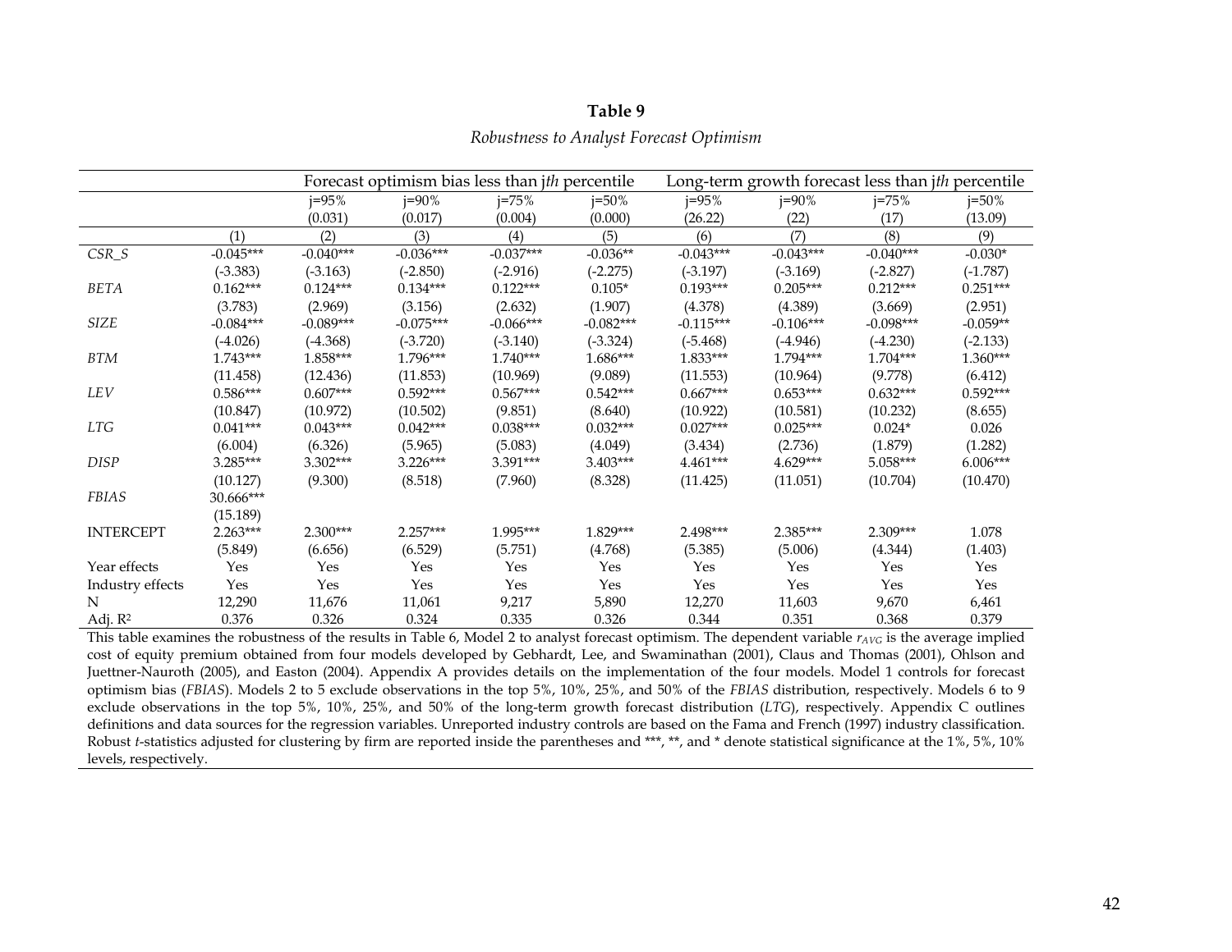# Table 9

*Robustness to Analyst Forecast Optimism*

| | | Forecast optimism bias less than j*th* percentile | | | | Long-term growth forecast less than j*th* percentile | | | |
|---|---|---|---|---|---|---|---|---|---|
| | | j=95% | j=90% | j=75% | j=50% | j=95% | j=90% | j=75% | j=50% |
| | | (0.031) | (0.017) | (0.004) | (0.000) | (26.22) | (22) | (17) | (13.09) |
| | (1) | (2) | (3) | (4) | (5) | (6) | (7) | (8) | (9) |
| *CSR_S* | -0.045*** | -0.040*** | -0.036*** | -0.037*** | -0.036** | -0.043*** | -0.043*** | -0.040*** | -0.030* |
| | (-3.383) | (-3.163) | (-2.850) | (-2.916) | (-2.275) | (-3.197) | (-3.169) | (-2.827) | (-1.787) |
| *BETA* | 0.162*** | 0.124*** | 0.134*** | 0.122*** | 0.105* | 0.193*** | 0.205*** | 0.212*** | 0.251*** |
| | (3.783) | (2.969) | (3.156) | (2.632) | (1.907) | (4.378) | (4.389) | (3.669) | (2.951) |
| *SIZE* | -0.084*** | -0.089*** | -0.075*** | -0.066*** | -0.082*** | -0.115*** | -0.106*** | -0.098*** | -0.059** |
| | (-4.026) | (-4.368) | (-3.720) | (-3.140) | (-3.324) | (-5.468) | (-4.946) | (-4.230) | (-2.133) |
| *BTM* | 1.743*** | 1.858*** | 1.796*** | 1.740*** | 1.686*** | 1.833*** | 1.794*** | 1.704*** | 1.360*** |
| | (11.458) | (12.436) | (11.853) | (10.969) | (9.089) | (11.553) | (10.964) | (9.778) | (6.412) |
| *LEV* | 0.586*** | 0.607*** | 0.592*** | 0.567*** | 0.542*** | 0.667*** | 0.653*** | 0.632*** | 0.592*** |
| | (10.847) | (10.972) | (10.502) | (9.851) | (8.640) | (10.922) | (10.581) | (10.232) | (8.655) |
| *LTG* | 0.041*** | 0.043*** | 0.042*** | 0.038*** | 0.032*** | 0.027*** | 0.025*** | 0.024* | 0.026 |
| | (6.004) | (6.326) | (5.965) | (5.083) | (4.049) | (3.434) | (2.736) | (1.879) | (1.282) |
| *DISP* | 3.285*** | 3.302*** | 3.226*** | 3.391*** | 3.403*** | 4.461*** | 4.629*** | 5.058*** | 6.006*** |
| | (10.127) | (9.300) | (8.518) | (7.960) | (8.328) | (11.425) | (11.051) | (10.704) | (10.470) |
| *FBIAS* | 30.666*** | | | | | | | | |
| | (15.189) | | | | | | | | |
| INTERCEPT | 2.263*** | 2.300*** | 2.257*** | 1.995*** | 1.829*** | 2.498*** | 2.385*** | 2.309*** | 1.078 |
| | (5.849) | (6.656) | (6.529) | (5.751) | (4.768) | (5.385) | (5.006) | (4.344) | (1.403) |
| Year effects | Yes | Yes | Yes | Yes | Yes | Yes | Yes | Yes | Yes |
| Industry effects | Yes | Yes | Yes | Yes | Yes | Yes | Yes | Yes | Yes |
| N | 12,290 | 11,676 | 11,061 | 9,217 | 5,890 | 12,270 | 11,603 | 9,670 | 6,461 |
| Adj. $R^2$ | 0.376 | 0.326 | 0.324 | 0.335 | 0.326 | 0.344 | 0.351 | 0.368 | 0.379 |

This table examines the robustness of the results in Table 6, Model 2 to analyst forecast optimism. The dependent variable $r_{AVG}$ is the average implied cost of equity premium obtained from four models developed by Gebhardt, Lee, and Swaminathan (2001), Claus and Thomas (2001), Ohlson and Juettner-Nauroth (2005), and Easton (2004). Appendix A provides details on the implementation of the four models. Model 1 controls for forecast optimism bias (*FBIAS*). Models 2 to 5 exclude observations in the top 5%, 10%, 25%, and 50% of the *FBIAS* distribution, respectively. Models 6 to 9 exclude observations in the top 5%, 10%, 25%, and 50% of the long-term growth forecast distribution (*LTG*), respectively. Appendix C outlines definitions and data sources for the regression variables. Unreported industry controls are based on the Fama and French (1997) industry classification. Robust *t*-statistics adjusted for clustering by firm are reported inside the parentheses and ***, **, and * denote statistical significance at the 1%, 5%, 10% levels, respectively.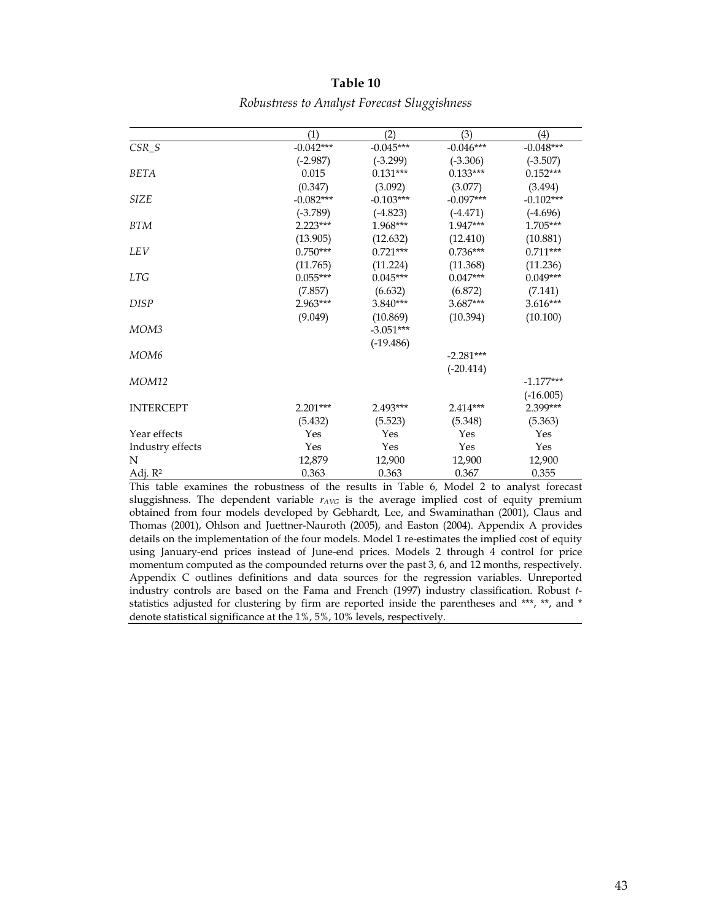**Table 10**

*Robustness to Analyst Forecast Sluggishness*

| | (1) | (2) | (3) | (4) |
|---|---|---|---|---|
| *CSR_S* | -0.042*** | -0.045*** | -0.046*** | -0.048*** |
| | (-2.987) | (-3.299) | (-3.306) | (-3.507) |
| *BETA* | 0.015 | 0.131*** | 0.133*** | 0.152*** |
| | (0.347) | (3.092) | (3.077) | (3.494) |
| *SIZE* | -0.082*** | -0.103*** | -0.097*** | -0.102*** |
| | (-3.789) | (-4.823) | (-4.471) | (-4.696) |
| *BTM* | 2.223*** | 1.968*** | 1.947*** | 1.705*** |
| | (13.905) | (12.632) | (12.410) | (10.881) |
| *LEV* | 0.750*** | 0.721*** | 0.736*** | 0.711*** |
| | (11.765) | (11.224) | (11.368) | (11.236) |
| *LTG* | 0.055*** | 0.045*** | 0.047*** | 0.049*** |
| | (7.857) | (6.632) | (6.872) | (7.141) |
| *DISP* | 2.963*** | 3.840*** | 3.687*** | 3.616*** |
| | (9.049) | (10.869) | (10.394) | (10.100) |
| *MOM3* | | -3.051*** | | |
| | | (-19.486) | | |
| *MOM6* | | | -2.281*** | |
| | | | (-20.414) | |
| *MOM12* | | | | -1.177*** |
| | | | | (-16.005) |
| INTERCEPT | 2.201*** | 2.493*** | 2.414*** | 2.399*** |
| | (5.432) | (5.523) | (5.348) | (5.363) |
| Year effects | Yes | Yes | Yes | Yes |
| Industry effects | Yes | Yes | Yes | Yes |
| N | 12,879 | 12,900 | 12,900 | 12,900 |
| Adj. $R^2$ | 0.363 | 0.363 | 0.367 | 0.355 |

This table examines the robustness of the results in Table 6, Model 2 to analyst forecast sluggishness. The dependent variable $r_{AVG}$ is the average implied cost of equity premium obtained from four models developed by Gebhardt, Lee, and Swaminathan (2001), Claus and Thomas (2001), Ohlson and Juettner-Nauroth (2005), and Easton (2004). Appendix A provides details on the implementation of the four models. Model 1 re-estimates the implied cost of equity using January-end prices instead of June-end prices. Models 2 through 4 control for price momentum computed as the compounded returns over the past 3, 6, and 12 months, respectively. Appendix C outlines definitions and data sources for the regression variables. Unreported industry controls are based on the Fama and French (1997) industry classification. Robust *t*-statistics adjusted for clustering by firm are reported inside the parentheses and ***, **, and * denote statistical significance at the 1%, 5%, 10% levels, respectively.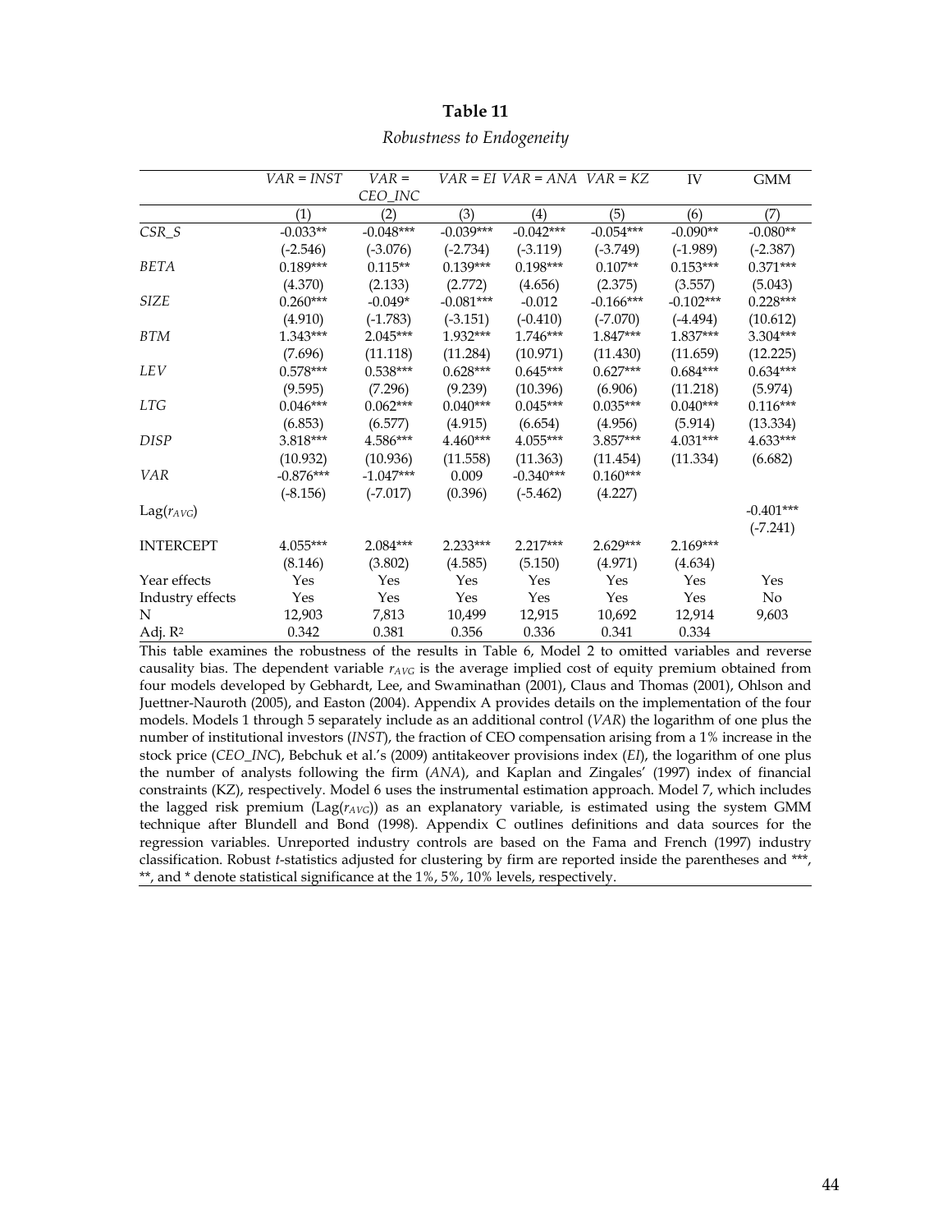# Table 11

*Robustness to Endogeneity*

| | *VAR = INST* | *VAR = CEO_INC* | *VAR = EI* | *VAR = ANA* | *VAR = KZ* | IV | GMM |
|---|---|---|---|---|---|---|---|
| | (1) | (2) | (3) | (4) | (5) | (6) | (7) |
| *CSR_S* | -0.033** | -0.048*** | -0.039*** | -0.042*** | -0.054*** | -0.090** | -0.080** |
| | (-2.546) | (-3.076) | (-2.734) | (-3.119) | (-3.749) | (-1.989) | (-2.387) |
| *BETA* | 0.189*** | 0.115** | 0.139*** | 0.198*** | 0.107** | 0.153*** | 0.371*** |
| | (4.370) | (2.133) | (2.772) | (4.656) | (2.375) | (3.557) | (5.043) |
| *SIZE* | 0.260*** | -0.049* | -0.081*** | -0.012 | -0.166*** | -0.102*** | 0.228*** |
| | (4.910) | (-1.783) | (-3.151) | (-0.410) | (-7.070) | (-4.494) | (10.612) |
| *BTM* | 1.343*** | 2.045*** | 1.932*** | 1.746*** | 1.847*** | 1.837*** | 3.304*** |
| | (7.696) | (11.118) | (11.284) | (10.971) | (11.430) | (11.659) | (12.225) |
| *LEV* | 0.578*** | 0.538*** | 0.628*** | 0.645*** | 0.627*** | 0.684*** | 0.634*** |
| | (9.595) | (7.296) | (9.239) | (10.396) | (6.906) | (11.218) | (5.974) |
| *LTG* | 0.046*** | 0.062*** | 0.040*** | 0.045*** | 0.035*** | 0.040*** | 0.116*** |
| | (6.853) | (6.577) | (4.915) | (6.654) | (4.956) | (5.914) | (13.334) |
| *DISP* | 3.818*** | 4.586*** | 4.460*** | 4.055*** | 3.857*** | 4.031*** | 4.633*** |
| | (10.932) | (10.936) | (11.558) | (11.363) | (11.454) | (11.334) | (6.682) |
| *VAR* | -0.876*** | -1.047*** | 0.009 | -0.340*** | 0.160*** | | |
| | (-8.156) | (-7.017) | (0.396) | (-5.462) | (4.227) | | |
| Lag($r_{AVG}$) | | | | | | | -0.401*** |
| | | | | | | | (-7.241) |
| INTERCEPT | 4.055*** | 2.084*** | 2.233*** | 2.217*** | 2.629*** | 2.169*** | |
| | (8.146) | (3.802) | (4.585) | (5.150) | (4.971) | (4.634) | |
| Year effects | Yes | Yes | Yes | Yes | Yes | Yes | Yes |
| Industry effects | Yes | Yes | Yes | Yes | Yes | Yes | No |
| N | 12,903 | 7,813 | 10,499 | 12,915 | 10,692 | 12,914 | 9,603 |
| Adj. $R^2$ | 0.342 | 0.381 | 0.356 | 0.336 | 0.341 | 0.334 | |

This table examines the robustness of the results in Table 6, Model 2 to omitted variables and reverse causality bias. The dependent variable $r_{AVG}$ is the average implied cost of equity premium obtained from four models developed by Gebhardt, Lee, and Swaminathan (2001), Claus and Thomas (2001), Ohlson and Juettner-Nauroth (2005), and Easton (2004). Appendix A provides details on the implementation of the four models. Models 1 through 5 separately include as an additional control (*VAR*) the logarithm of one plus the number of institutional investors (*INST*), the fraction of CEO compensation arising from a 1% increase in the stock price (*CEO_INC*), Bebchuk et al.'s (2009) antitakeover provisions index (*EI*), the logarithm of one plus the number of analysts following the firm (*ANA*), and Kaplan and Zingales' (1997) index of financial constraints (KZ), respectively. Model 6 uses the instrumental estimation approach. Model 7, which includes the lagged risk premium (Lag($r_{AVG}$)) as an explanatory variable, is estimated using the system GMM technique after Blundell and Bond (1998). Appendix C outlines definitions and data sources for the regression variables. Unreported industry controls are based on the Fama and French (1997) industry classification. Robust *t*-statistics adjusted for clustering by firm are reported inside the parentheses and ***, **, and * denote statistical significance at the 1%, 5%, 10% levels, respectively.